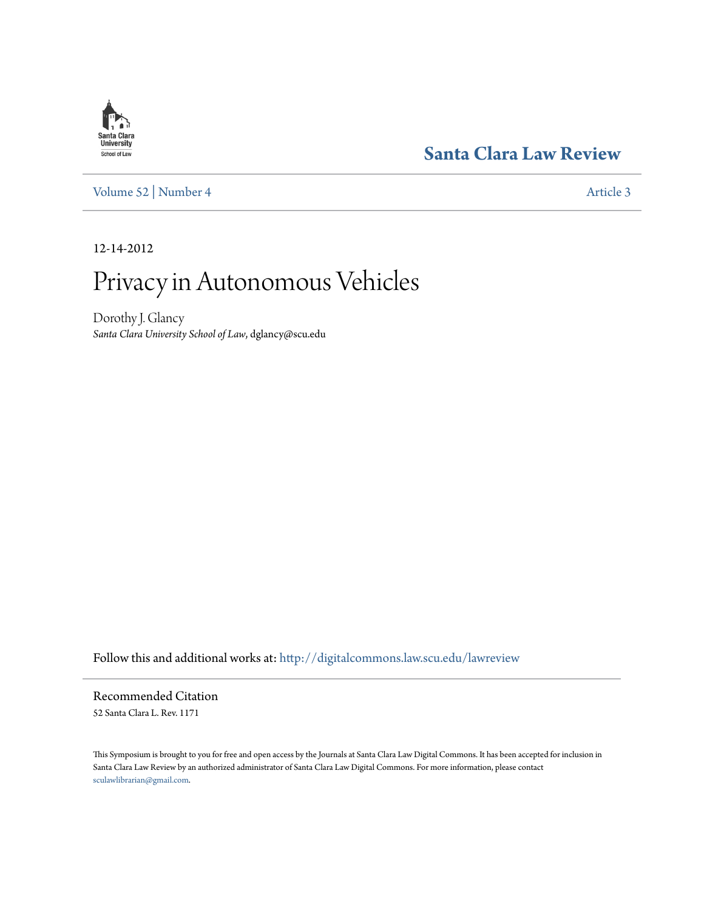Santa Clara University School of Law

# Santa Clara Law Review

Volume 52 | Number 4 Article 3

12-14-2012

# Privacy in Autonomous Vehicles

Dorothy J. Glancy
*Santa Clara University School of Law*, dglancy@scu.edu

Follow this and additional works at: http://digitalcommons.law.scu.edu/lawreview

## Recommended Citation

52 Santa Clara L. Rev. 1171

This Symposium is brought to you for free and open access by the Journals at Santa Clara Law Digital Commons. It has been accepted for inclusion in Santa Clara Law Review by an authorized administrator of Santa Clara Law Digital Commons. For more information, please contact sculawlibrarian@gmail.com.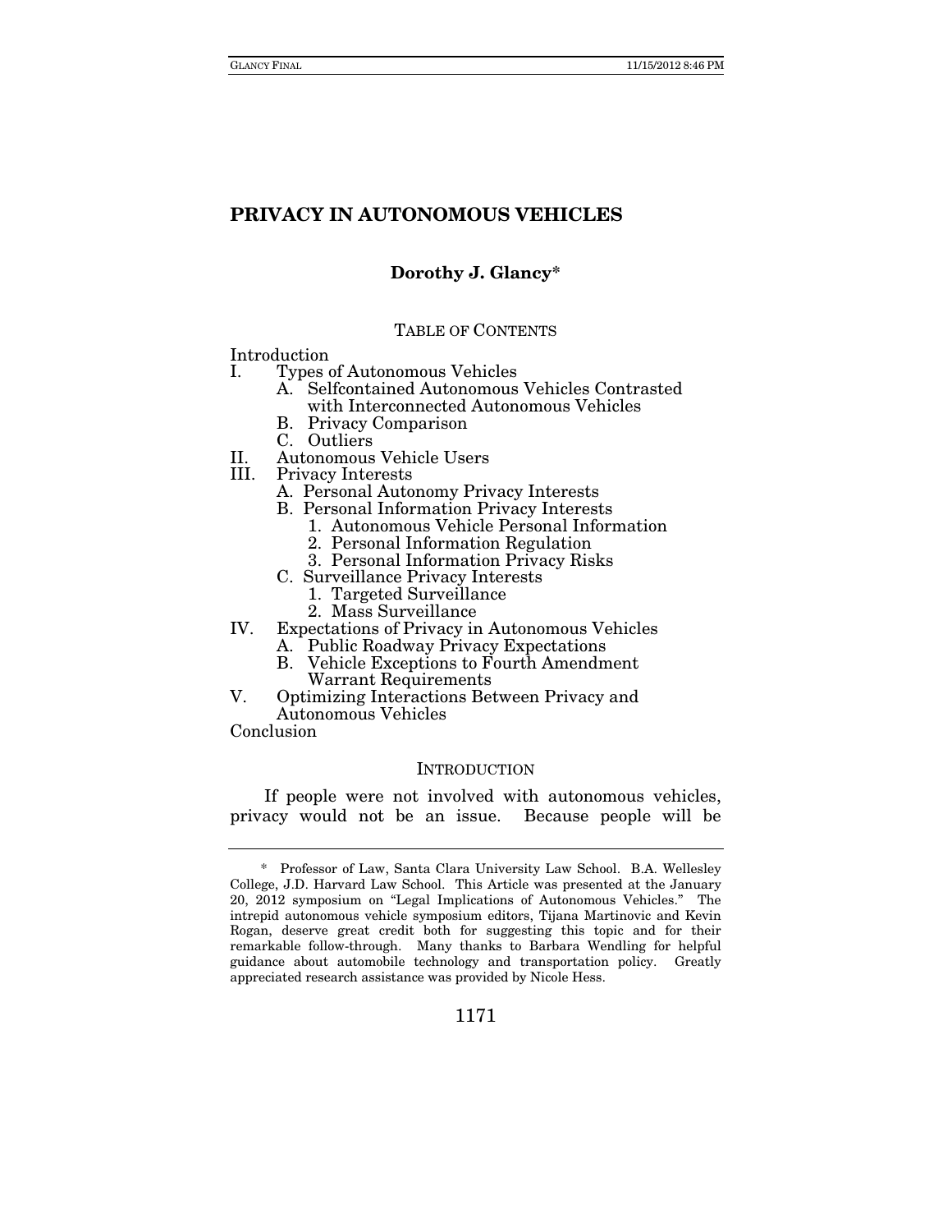# PRIVACY IN AUTONOMOUS VEHICLES

**Dorothy J. Glancy***

TABLE OF CONTENTS

Introduction
- I. Types of Autonomous Vehicles
  - A. Selfcontained Autonomous Vehicles Contrasted with Interconnected Autonomous Vehicles
  - B. Privacy Comparison
  - C. Outliers
- II. Autonomous Vehicle Users
- III. Privacy Interests
  - A. Personal Autonomy Privacy Interests
  - B. Personal Information Privacy Interests
    1. Autonomous Vehicle Personal Information
    2. Personal Information Regulation
    3. Personal Information Privacy Risks
  - C. Surveillance Privacy Interests
    1. Targeted Surveillance
    2. Mass Surveillance
- IV. Expectations of Privacy in Autonomous Vehicles
  - A. Public Roadway Privacy Expectations
  - B. Vehicle Exceptions to Fourth Amendment Warrant Requirements
- V. Optimizing Interactions Between Privacy and Autonomous Vehicles

Conclusion

## INTRODUCTION

If people were not involved with autonomous vehicles, privacy would not be an issue. Because people will be

---

\* Professor of Law, Santa Clara University Law School. B.A. Wellesley College, J.D. Harvard Law School. This Article was presented at the January 20, 2012 symposium on "Legal Implications of Autonomous Vehicles." The intrepid autonomous vehicle symposium editors, Tijana Martinovic and Kevin Rogan, deserve great credit both for suggesting this topic and for their remarkable follow-through. Many thanks to Barbara Wendling for helpful guidance about automobile technology and transportation policy. Greatly appreciated research assistance was provided by Nicole Hess.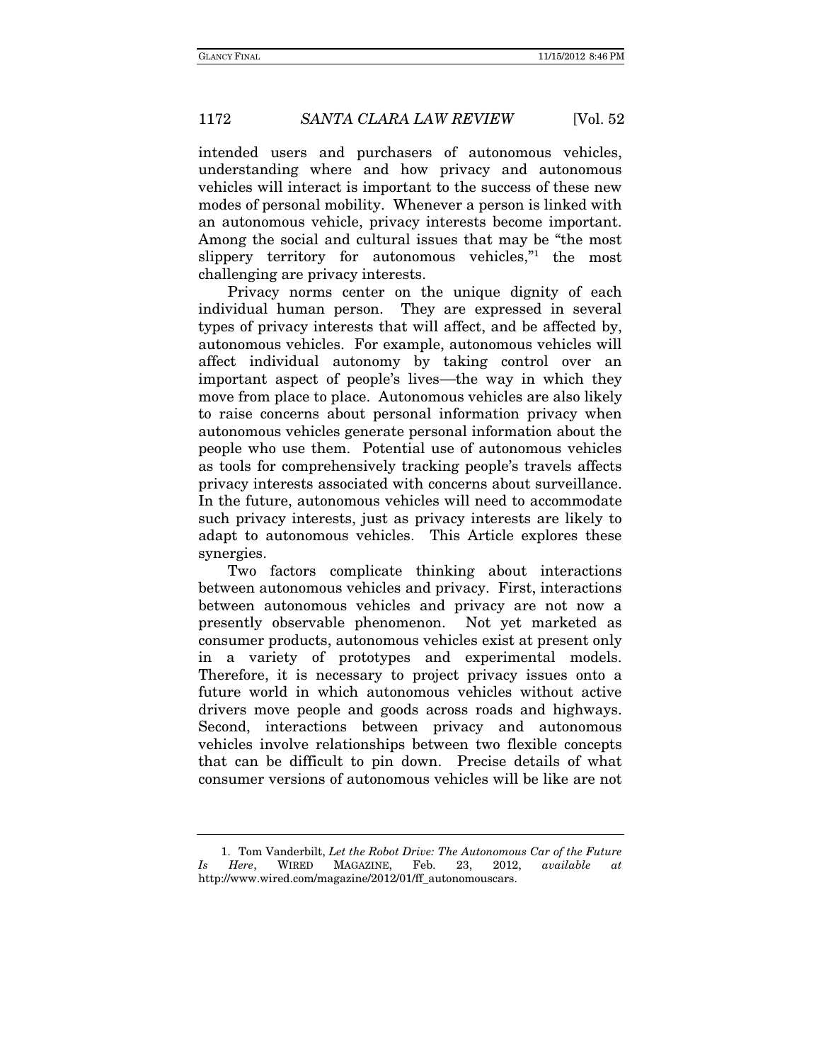intended users and purchasers of autonomous vehicles, understanding where and how privacy and autonomous vehicles will interact is important to the success of these new modes of personal mobility. Whenever a person is linked with an autonomous vehicle, privacy interests become important. Among the social and cultural issues that may be "the most slippery territory for autonomous vehicles,"[1] the most challenging are privacy interests.

Privacy norms center on the unique dignity of each individual human person. They are expressed in several types of privacy interests that will affect, and be affected by, autonomous vehicles. For example, autonomous vehicles will affect individual autonomy by taking control over an important aspect of people's lives—the way in which they move from place to place. Autonomous vehicles are also likely to raise concerns about personal information privacy when autonomous vehicles generate personal information about the people who use them. Potential use of autonomous vehicles as tools for comprehensively tracking people's travels affects privacy interests associated with concerns about surveillance. In the future, autonomous vehicles will need to accommodate such privacy interests, just as privacy interests are likely to adapt to autonomous vehicles. This Article explores these synergies.

Two factors complicate thinking about interactions between autonomous vehicles and privacy. First, interactions between autonomous vehicles and privacy are not now a presently observable phenomenon. Not yet marketed as consumer products, autonomous vehicles exist at present only in a variety of prototypes and experimental models. Therefore, it is necessary to project privacy issues onto a future world in which autonomous vehicles without active drivers move people and goods across roads and highways. Second, interactions between privacy and autonomous vehicles involve relationships between two flexible concepts that can be difficult to pin down. Precise details of what consumer versions of autonomous vehicles will be like are not

---

1. Tom Vanderbilt, *Let the Robot Drive: The Autonomous Car of the Future Is Here*, WIRED MAGAZINE, Feb. 23, 2012, *available at* http://www.wired.com/magazine/2012/01/ff_autonomouscars.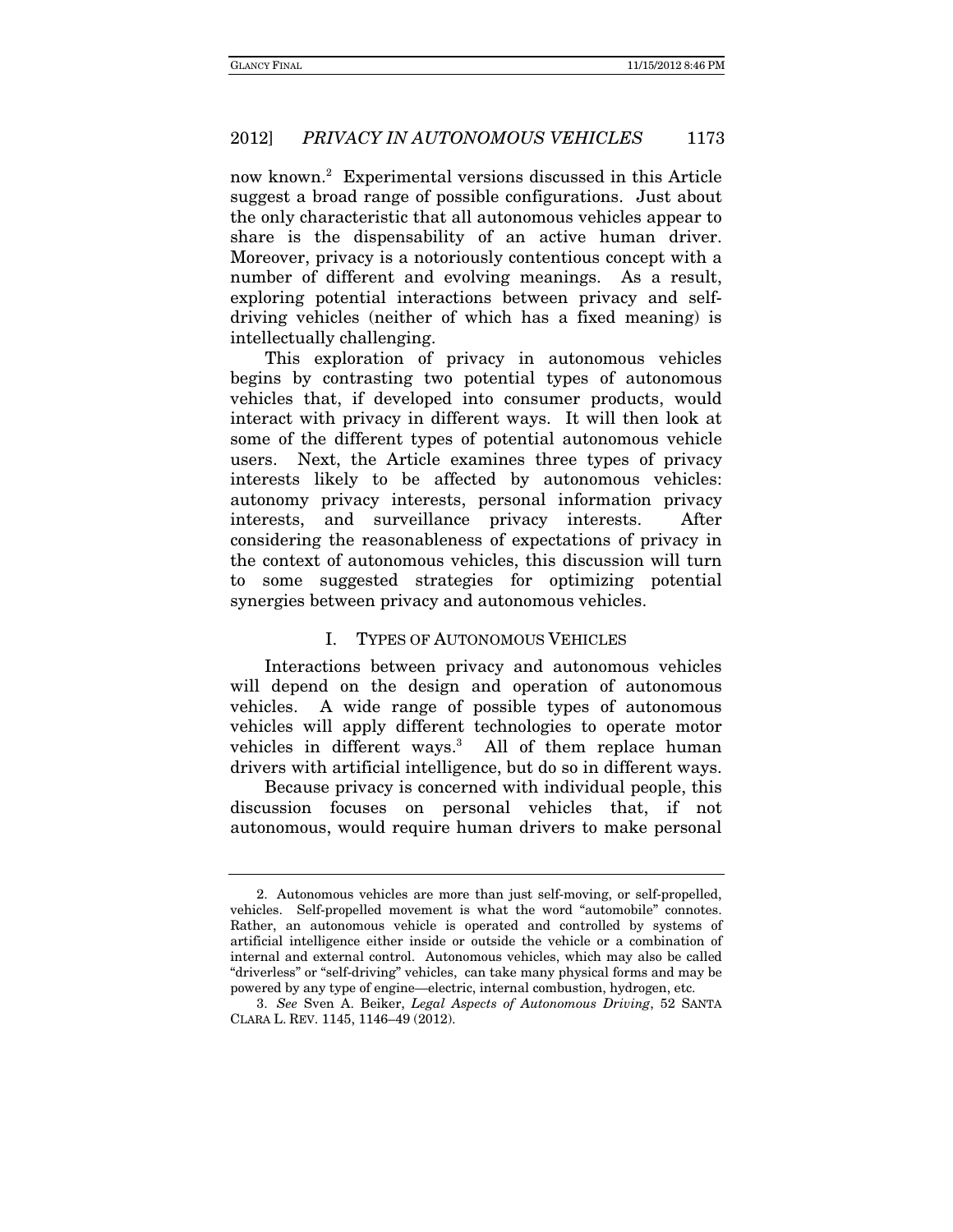now known.[2] Experimental versions discussed in this Article suggest a broad range of possible configurations. Just about the only characteristic that all autonomous vehicles appear to share is the dispensability of an active human driver. Moreover, privacy is a notoriously contentious concept with a number of different and evolving meanings. As a result, exploring potential interactions between privacy and self-driving vehicles (neither of which has a fixed meaning) is intellectually challenging.

This exploration of privacy in autonomous vehicles begins by contrasting two potential types of autonomous vehicles that, if developed into consumer products, would interact with privacy in different ways. It will then look at some of the different types of potential autonomous vehicle users. Next, the Article examines three types of privacy interests likely to be affected by autonomous vehicles: autonomy privacy interests, personal information privacy interests, and surveillance privacy interests. After considering the reasonableness of expectations of privacy in the context of autonomous vehicles, this discussion will turn to some suggested strategies for optimizing potential synergies between privacy and autonomous vehicles.

## I. TYPES OF AUTONOMOUS VEHICLES

Interactions between privacy and autonomous vehicles will depend on the design and operation of autonomous vehicles. A wide range of possible types of autonomous vehicles will apply different technologies to operate motor vehicles in different ways.[3] All of them replace human drivers with artificial intelligence, but do so in different ways.

Because privacy is concerned with individual people, this discussion focuses on personal vehicles that, if not autonomous, would require human drivers to make personal

---

2. Autonomous vehicles are more than just self-moving, or self-propelled, vehicles. Self-propelled movement is what the word "automobile" connotes. Rather, an autonomous vehicle is operated and controlled by systems of artificial intelligence either inside or outside the vehicle or a combination of internal and external control. Autonomous vehicles, which may also be called "driverless" or "self-driving" vehicles, can take many physical forms and may be powered by any type of engine—electric, internal combustion, hydrogen, etc.

3. *See* Sven A. Beiker, *Legal Aspects of Autonomous Driving*, 52 SANTA CLARA L. REV. 1145, 1146–49 (2012).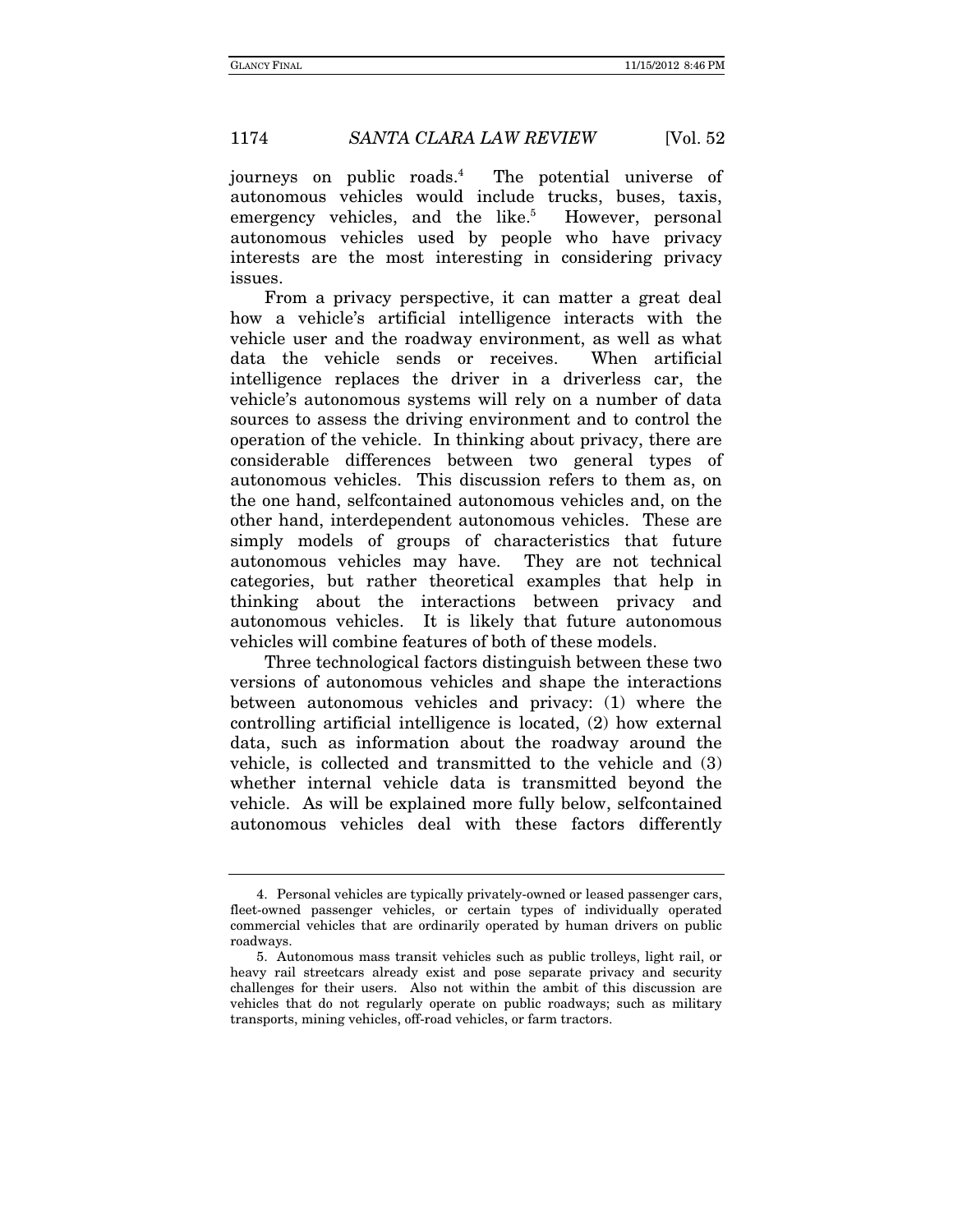journeys on public roads.[4] The potential universe of autonomous vehicles would include trucks, buses, taxis, emergency vehicles, and the like.[5] However, personal autonomous vehicles used by people who have privacy interests are the most interesting in considering privacy issues.

From a privacy perspective, it can matter a great deal how a vehicle's artificial intelligence interacts with the vehicle user and the roadway environment, as well as what data the vehicle sends or receives. When artificial intelligence replaces the driver in a driverless car, the vehicle's autonomous systems will rely on a number of data sources to assess the driving environment and to control the operation of the vehicle. In thinking about privacy, there are considerable differences between two general types of autonomous vehicles. This discussion refers to them as, on the one hand, selfcontained autonomous vehicles and, on the other hand, interdependent autonomous vehicles. These are simply models of groups of characteristics that future autonomous vehicles may have. They are not technical categories, but rather theoretical examples that help in thinking about the interactions between privacy and autonomous vehicles. It is likely that future autonomous vehicles will combine features of both of these models.

Three technological factors distinguish between these two versions of autonomous vehicles and shape the interactions between autonomous vehicles and privacy: (1) where the controlling artificial intelligence is located, (2) how external data, such as information about the roadway around the vehicle, is collected and transmitted to the vehicle and (3) whether internal vehicle data is transmitted beyond the vehicle. As will be explained more fully below, selfcontained autonomous vehicles deal with these factors differently

---

4. Personal vehicles are typically privately-owned or leased passenger cars, fleet-owned passenger vehicles, or certain types of individually operated commercial vehicles that are ordinarily operated by human drivers on public roadways.

5. Autonomous mass transit vehicles such as public trolleys, light rail, or heavy rail streetcars already exist and pose separate privacy and security challenges for their users. Also not within the ambit of this discussion are vehicles that do not regularly operate on public roadways; such as military transports, mining vehicles, off-road vehicles, or farm tractors.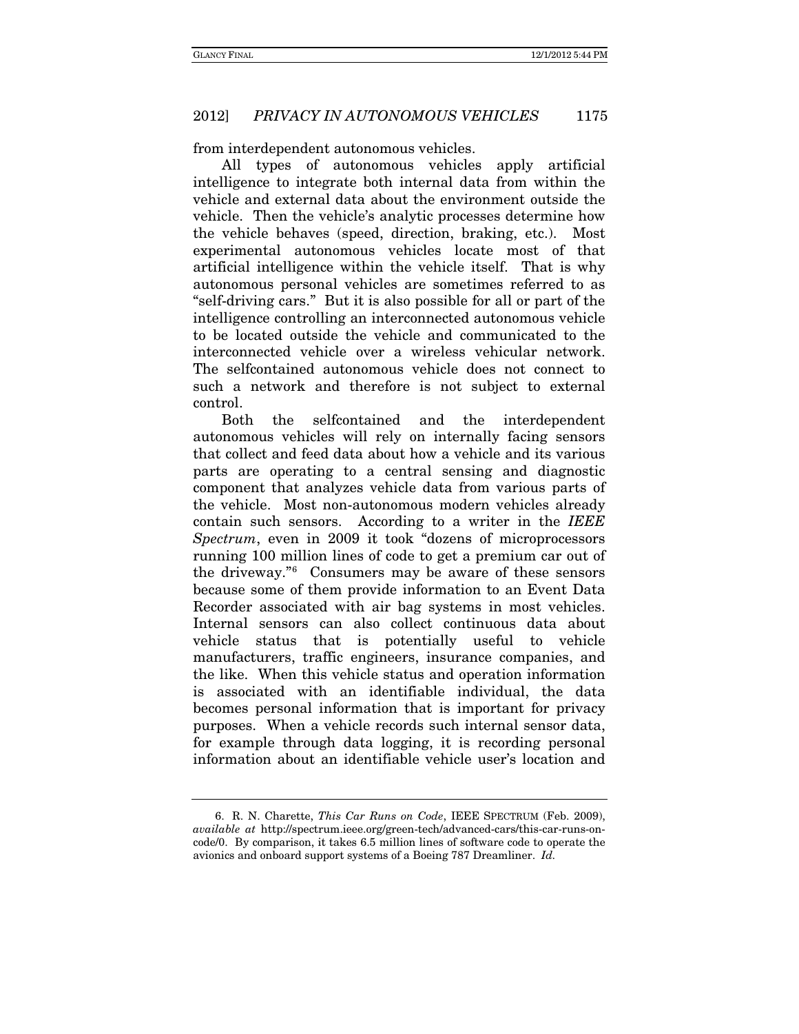from interdependent autonomous vehicles.

All types of autonomous vehicles apply artificial intelligence to integrate both internal data from within the vehicle and external data about the environment outside the vehicle. Then the vehicle's analytic processes determine how the vehicle behaves (speed, direction, braking, etc.). Most experimental autonomous vehicles locate most of that artificial intelligence within the vehicle itself. That is why autonomous personal vehicles are sometimes referred to as "self-driving cars." But it is also possible for all or part of the intelligence controlling an interconnected autonomous vehicle to be located outside the vehicle and communicated to the interconnected vehicle over a wireless vehicular network. The selfcontained autonomous vehicle does not connect to such a network and therefore is not subject to external control.

Both the selfcontained and the interdependent autonomous vehicles will rely on internally facing sensors that collect and feed data about how a vehicle and its various parts are operating to a central sensing and diagnostic component that analyzes vehicle data from various parts of the vehicle. Most non-autonomous modern vehicles already contain such sensors. According to a writer in the *IEEE Spectrum*, even in 2009 it took "dozens of microprocessors running 100 million lines of code to get a premium car out of the driveway."[6] Consumers may be aware of these sensors because some of them provide information to an Event Data Recorder associated with air bag systems in most vehicles. Internal sensors can also collect continuous data about vehicle status that is potentially useful to vehicle manufacturers, traffic engineers, insurance companies, and the like. When this vehicle status and operation information is associated with an identifiable individual, the data becomes personal information that is important for privacy purposes. When a vehicle records such internal sensor data, for example through data logging, it is recording personal information about an identifiable vehicle user's location and

---

6. R. N. Charette, *This Car Runs on Code*, IEEE SPECTRUM (Feb. 2009), *available at* http://spectrum.ieee.org/green-tech/advanced-cars/this-car-runs-on-code/0. By comparison, it takes 6.5 million lines of software code to operate the avionics and onboard support systems of a Boeing 787 Dreamliner. *Id.*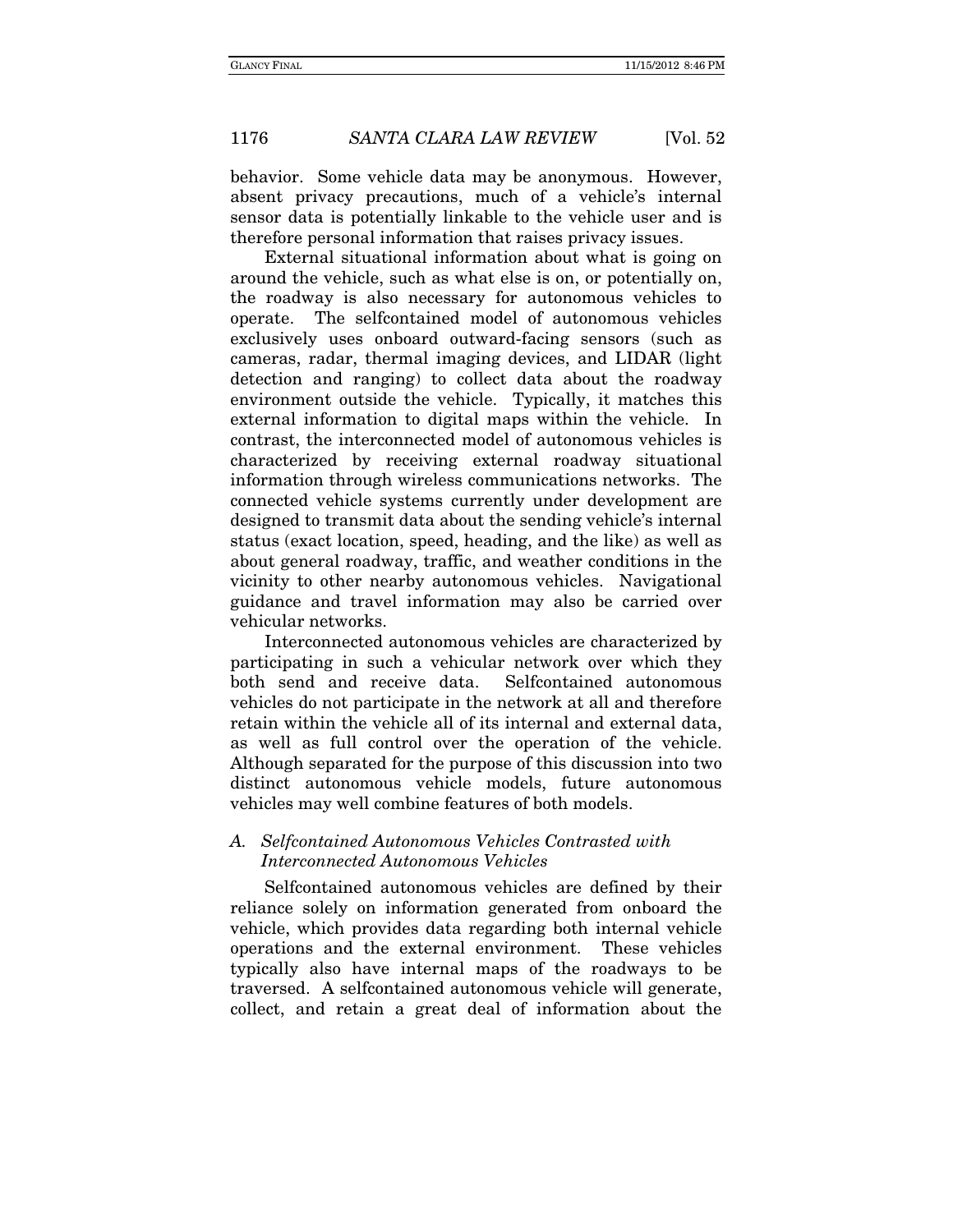behavior. Some vehicle data may be anonymous. However, absent privacy precautions, much of a vehicle's internal sensor data is potentially linkable to the vehicle user and is therefore personal information that raises privacy issues.

External situational information about what is going on around the vehicle, such as what else is on, or potentially on, the roadway is also necessary for autonomous vehicles to operate. The selfcontained model of autonomous vehicles exclusively uses onboard outward-facing sensors (such as cameras, radar, thermal imaging devices, and LIDAR (light detection and ranging) to collect data about the roadway environment outside the vehicle. Typically, it matches this external information to digital maps within the vehicle. In contrast, the interconnected model of autonomous vehicles is characterized by receiving external roadway situational information through wireless communications networks. The connected vehicle systems currently under development are designed to transmit data about the sending vehicle's internal status (exact location, speed, heading, and the like) as well as about general roadway, traffic, and weather conditions in the vicinity to other nearby autonomous vehicles. Navigational guidance and travel information may also be carried over vehicular networks.

Interconnected autonomous vehicles are characterized by participating in such a vehicular network over which they both send and receive data. Selfcontained autonomous vehicles do not participate in the network at all and therefore retain within the vehicle all of its internal and external data, as well as full control over the operation of the vehicle. Although separated for the purpose of this discussion into two distinct autonomous vehicle models, future autonomous vehicles may well combine features of both models.

### *A. Selfcontained Autonomous Vehicles Contrasted with Interconnected Autonomous Vehicles*

Selfcontained autonomous vehicles are defined by their reliance solely on information generated from onboard the vehicle, which provides data regarding both internal vehicle operations and the external environment. These vehicles typically also have internal maps of the roadways to be traversed. A selfcontained autonomous vehicle will generate, collect, and retain a great deal of information about the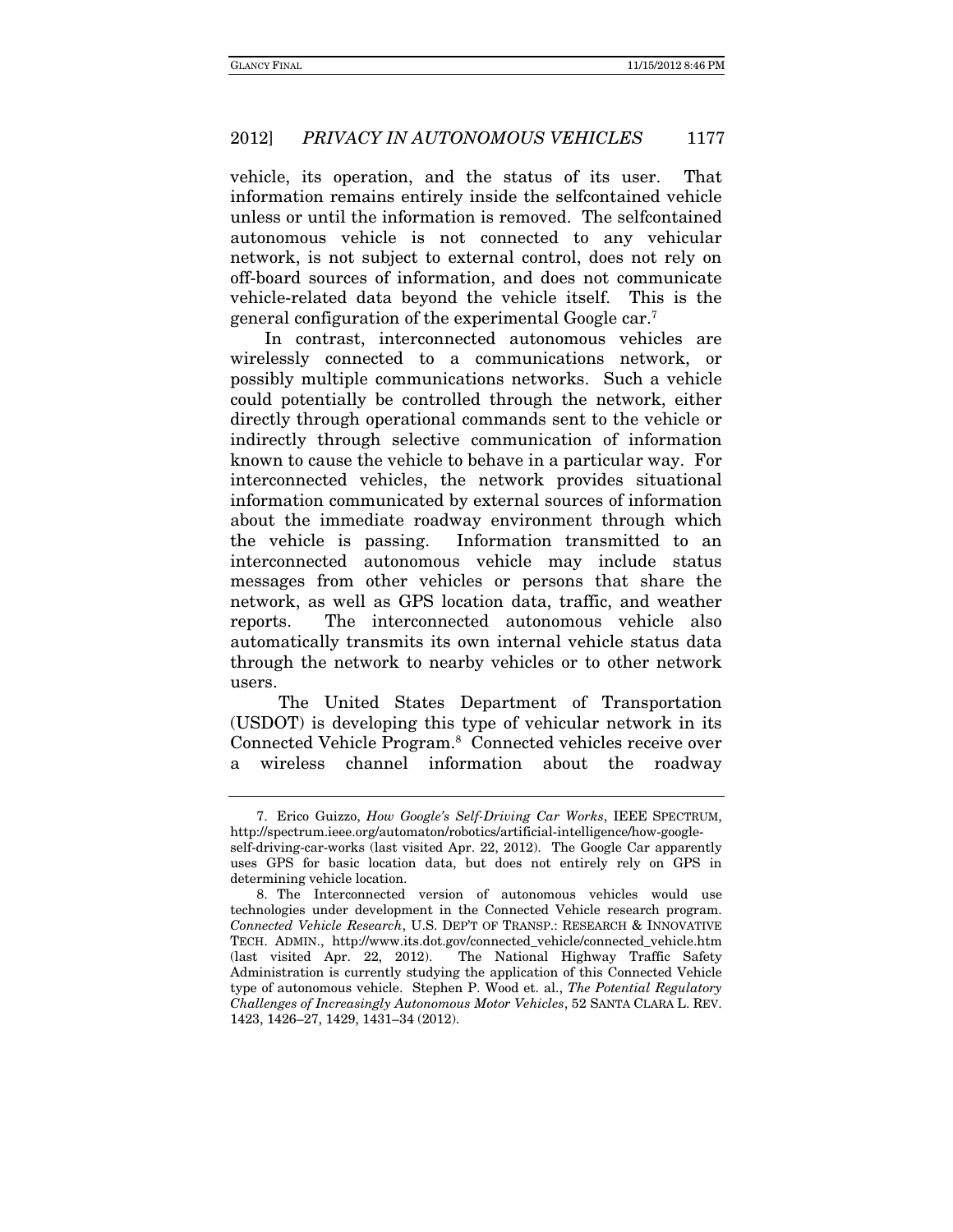vehicle, its operation, and the status of its user. That information remains entirely inside the selfcontained vehicle unless or until the information is removed. The selfcontained autonomous vehicle is not connected to any vehicular network, is not subject to external control, does not rely on off-board sources of information, and does not communicate vehicle-related data beyond the vehicle itself. This is the general configuration of the experimental Google car.[7]

In contrast, interconnected autonomous vehicles are wirelessly connected to a communications network, or possibly multiple communications networks. Such a vehicle could potentially be controlled through the network, either directly through operational commands sent to the vehicle or indirectly through selective communication of information known to cause the vehicle to behave in a particular way. For interconnected vehicles, the network provides situational information communicated by external sources of information about the immediate roadway environment through which the vehicle is passing. Information transmitted to an interconnected autonomous vehicle may include status messages from other vehicles or persons that share the network, as well as GPS location data, traffic, and weather reports. The interconnected autonomous vehicle also automatically transmits its own internal vehicle status data through the network to nearby vehicles or to other network users.

The United States Department of Transportation (USDOT) is developing this type of vehicular network in its Connected Vehicle Program.[8] Connected vehicles receive over a wireless channel information about the roadway

---

7. Erico Guizzo, *How Google's Self-Driving Car Works*, IEEE SPECTRUM, http://spectrum.ieee.org/automaton/robotics/artificial-intelligence/how-google-self-driving-car-works (last visited Apr. 22, 2012). The Google Car apparently uses GPS for basic location data, but does not entirely rely on GPS in determining vehicle location.

8. The Interconnected version of autonomous vehicles would use technologies under development in the Connected Vehicle research program. *Connected Vehicle Research*, U.S. DEP'T OF TRANSP.: RESEARCH & INNOVATIVE TECH. ADMIN., http://www.its.dot.gov/connected_vehicle/connected_vehicle.htm (last visited Apr. 22, 2012). The National Highway Traffic Safety Administration is currently studying the application of this Connected Vehicle type of autonomous vehicle. Stephen P. Wood et. al., *The Potential Regulatory Challenges of Increasingly Autonomous Motor Vehicles*, 52 SANTA CLARA L. REV. 1423, 1426–27, 1429, 1431–34 (2012).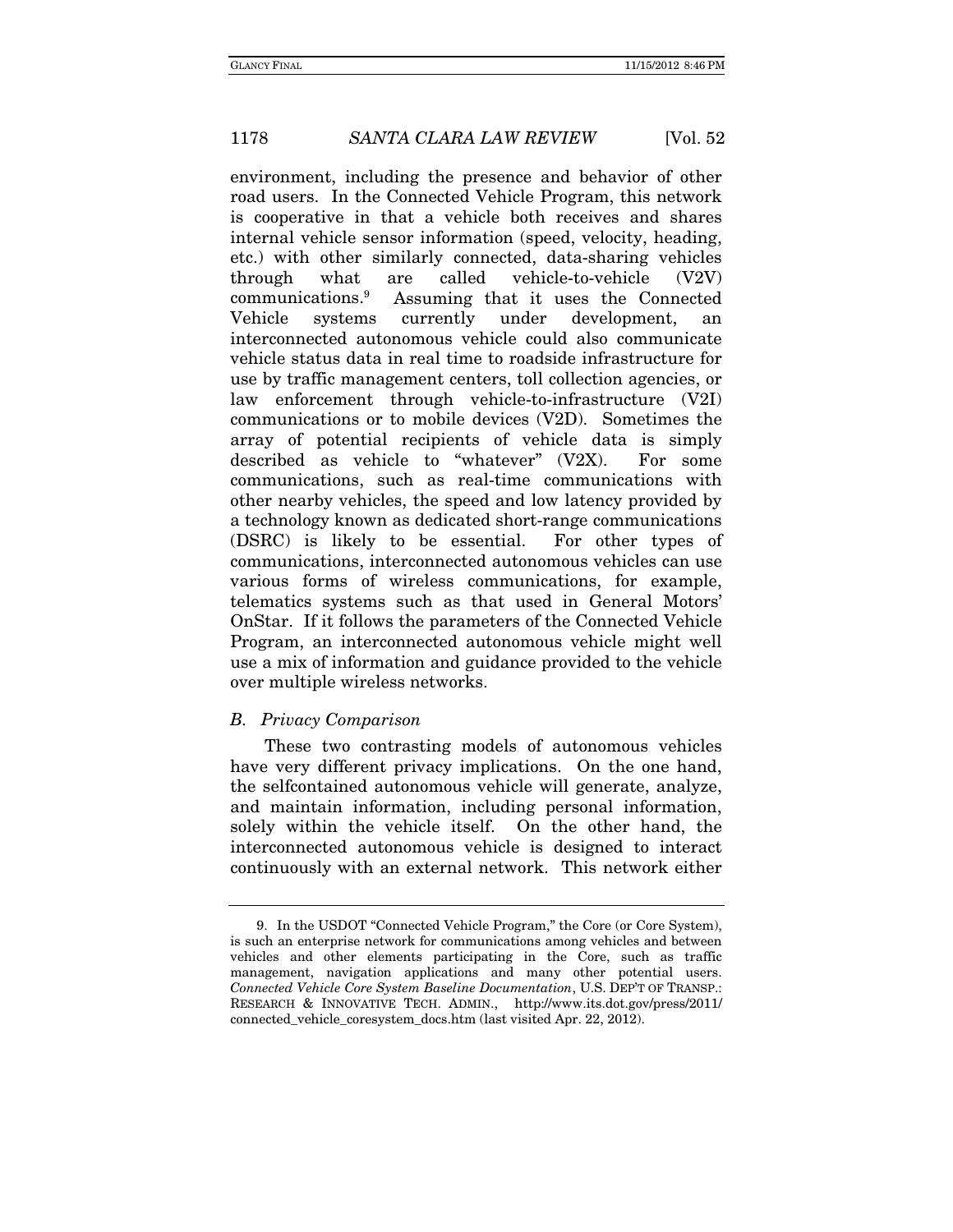environment, including the presence and behavior of other road users. In the Connected Vehicle Program, this network is cooperative in that a vehicle both receives and shares internal vehicle sensor information (speed, velocity, heading, etc.) with other similarly connected, data-sharing vehicles through what are called vehicle-to-vehicle (V2V) communications.[9] Assuming that it uses the Connected Vehicle systems currently under development, an interconnected autonomous vehicle could also communicate vehicle status data in real time to roadside infrastructure for use by traffic management centers, toll collection agencies, or law enforcement through vehicle-to-infrastructure (V2I) communications or to mobile devices (V2D). Sometimes the array of potential recipients of vehicle data is simply described as vehicle to "whatever" (V2X). For some communications, such as real-time communications with other nearby vehicles, the speed and low latency provided by a technology known as dedicated short-range communications (DSRC) is likely to be essential. For other types of communications, interconnected autonomous vehicles can use various forms of wireless communications, for example, telematics systems such as that used in General Motors' OnStar. If it follows the parameters of the Connected Vehicle Program, an interconnected autonomous vehicle might well use a mix of information and guidance provided to the vehicle over multiple wireless networks.

### *B. Privacy Comparison*

These two contrasting models of autonomous vehicles have very different privacy implications. On the one hand, the selfcontained autonomous vehicle will generate, analyze, and maintain information, including personal information, solely within the vehicle itself. On the other hand, the interconnected autonomous vehicle is designed to interact continuously with an external network. This network either

---

9. In the USDOT "Connected Vehicle Program," the Core (or Core System), is such an enterprise network for communications among vehicles and between vehicles and other elements participating in the Core, such as traffic management, navigation applications and many other potential users. *Connected Vehicle Core System Baseline Documentation*, U.S. DEP'T OF TRANSP.: RESEARCH & INNOVATIVE TECH. ADMIN., http://www.its.dot.gov/press/2011/connected_vehicle_coresystem_docs.htm (last visited Apr. 22, 2012).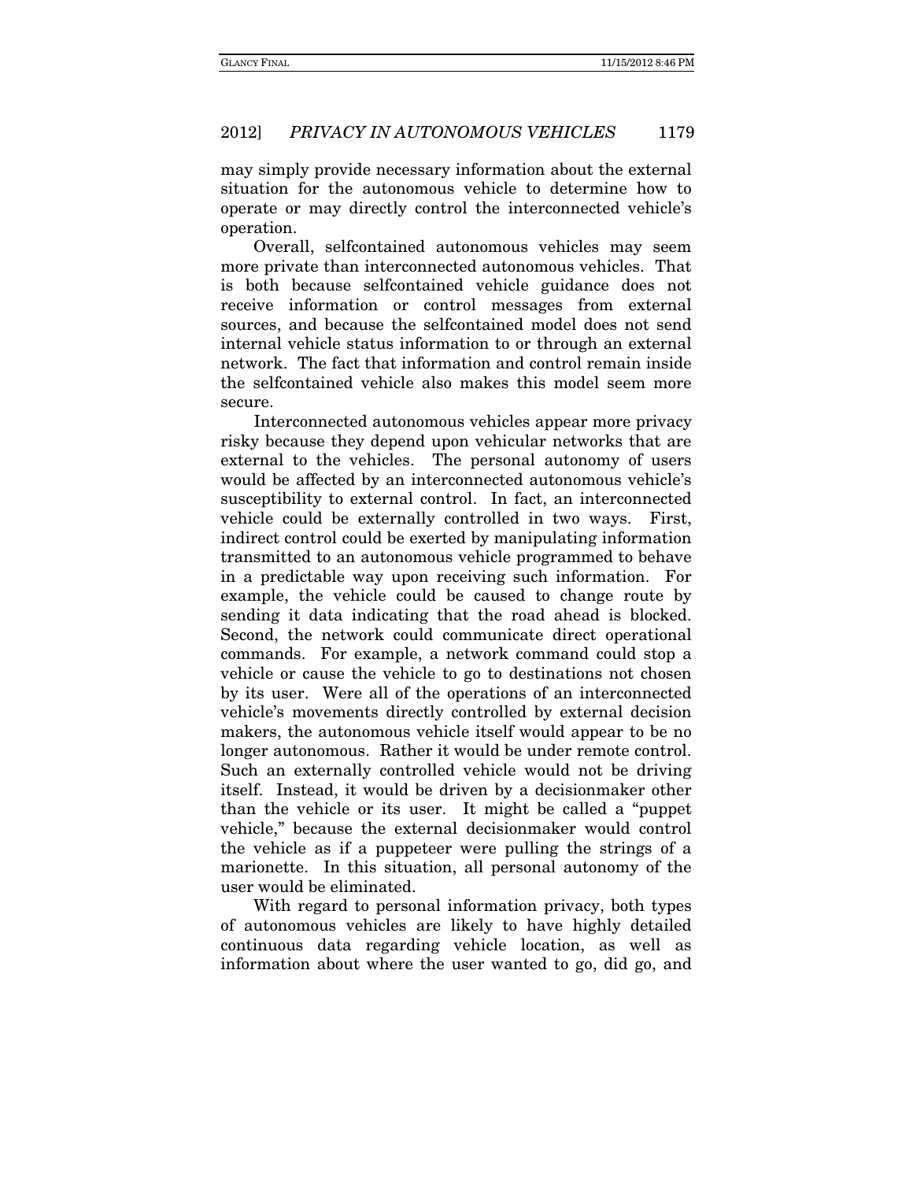may simply provide necessary information about the external situation for the autonomous vehicle to determine how to operate or may directly control the interconnected vehicle's operation.

Overall, selfcontained autonomous vehicles may seem more private than interconnected autonomous vehicles. That is both because selfcontained vehicle guidance does not receive information or control messages from external sources, and because the selfcontained model does not send internal vehicle status information to or through an external network. The fact that information and control remain inside the selfcontained vehicle also makes this model seem more secure.

Interconnected autonomous vehicles appear more privacy risky because they depend upon vehicular networks that are external to the vehicles. The personal autonomy of users would be affected by an interconnected autonomous vehicle's susceptibility to external control. In fact, an interconnected vehicle could be externally controlled in two ways. First, indirect control could be exerted by manipulating information transmitted to an autonomous vehicle programmed to behave in a predictable way upon receiving such information. For example, the vehicle could be caused to change route by sending it data indicating that the road ahead is blocked. Second, the network could communicate direct operational commands. For example, a network command could stop a vehicle or cause the vehicle to go to destinations not chosen by its user. Were all of the operations of an interconnected vehicle's movements directly controlled by external decision makers, the autonomous vehicle itself would appear to be no longer autonomous. Rather it would be under remote control. Such an externally controlled vehicle would not be driving itself. Instead, it would be driven by a decisionmaker other than the vehicle or its user. It might be called a "puppet vehicle," because the external decisionmaker would control the vehicle as if a puppeteer were pulling the strings of a marionette. In this situation, all personal autonomy of the user would be eliminated.

With regard to personal information privacy, both types of autonomous vehicles are likely to have highly detailed continuous data regarding vehicle location, as well as information about where the user wanted to go, did go, and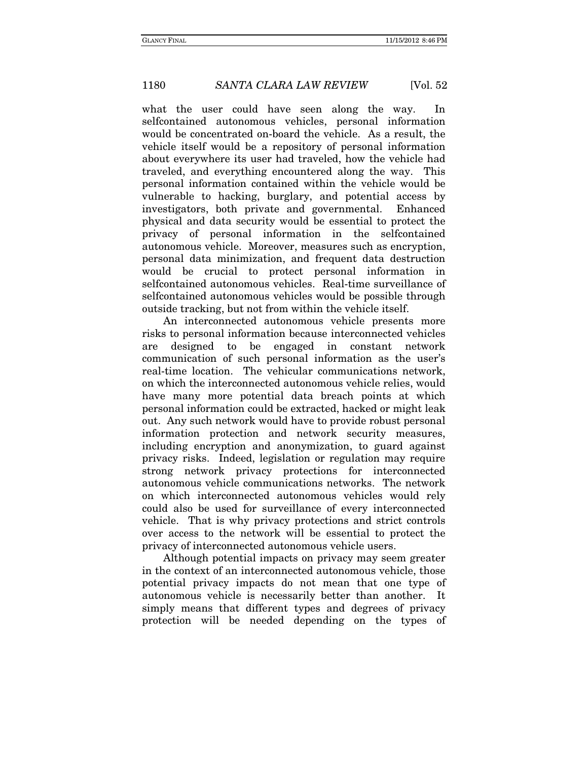what the user could have seen along the way. In selfcontained autonomous vehicles, personal information would be concentrated on-board the vehicle. As a result, the vehicle itself would be a repository of personal information about everywhere its user had traveled, how the vehicle had traveled, and everything encountered along the way. This personal information contained within the vehicle would be vulnerable to hacking, burglary, and potential access by investigators, both private and governmental. Enhanced physical and data security would be essential to protect the privacy of personal information in the selfcontained autonomous vehicle. Moreover, measures such as encryption, personal data minimization, and frequent data destruction would be crucial to protect personal information in selfcontained autonomous vehicles. Real-time surveillance of selfcontained autonomous vehicles would be possible through outside tracking, but not from within the vehicle itself.

An interconnected autonomous vehicle presents more risks to personal information because interconnected vehicles are designed to be engaged in constant network communication of such personal information as the user's real-time location. The vehicular communications network, on which the interconnected autonomous vehicle relies, would have many more potential data breach points at which personal information could be extracted, hacked or might leak out. Any such network would have to provide robust personal information protection and network security measures, including encryption and anonymization, to guard against privacy risks. Indeed, legislation or regulation may require strong network privacy protections for interconnected autonomous vehicle communications networks. The network on which interconnected autonomous vehicles would rely could also be used for surveillance of every interconnected vehicle. That is why privacy protections and strict controls over access to the network will be essential to protect the privacy of interconnected autonomous vehicle users.

Although potential impacts on privacy may seem greater in the context of an interconnected autonomous vehicle, those potential privacy impacts do not mean that one type of autonomous vehicle is necessarily better than another. It simply means that different types and degrees of privacy protection will be needed depending on the types of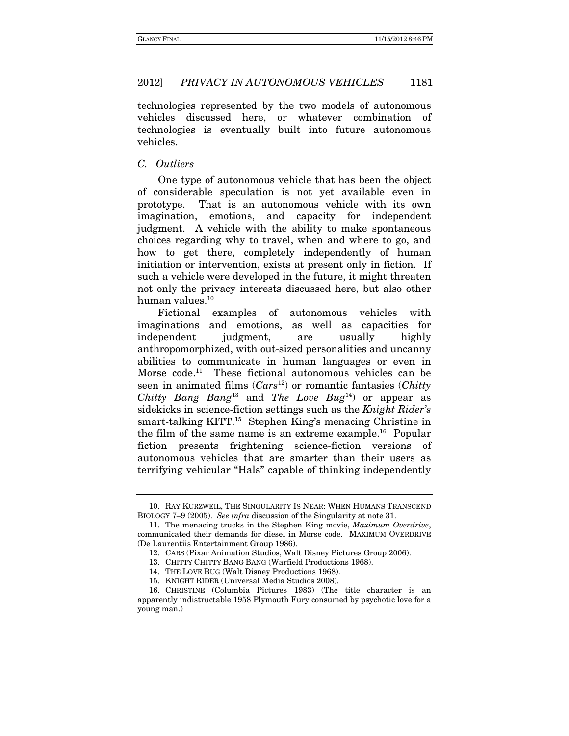technologies represented by the two models of autonomous vehicles discussed here, or whatever combination of technologies is eventually built into future autonomous vehicles.

### *C. Outliers*

One type of autonomous vehicle that has been the object of considerable speculation is not yet available even in prototype. That is an autonomous vehicle with its own imagination, emotions, and capacity for independent judgment. A vehicle with the ability to make spontaneous choices regarding why to travel, when and where to go, and how to get there, completely independently of human initiation or intervention, exists at present only in fiction. If such a vehicle were developed in the future, it might threaten not only the privacy interests discussed here, but also other human values.[10]

Fictional examples of autonomous vehicles with imaginations and emotions, as well as capacities for independent judgment, are usually highly anthropomorphized, with out-sized personalities and uncanny abilities to communicate in human languages or even in Morse code.[11] These fictional autonomous vehicles can be seen in animated films (*Cars*[12]) or romantic fantasies (*Chitty Chitty Bang Bang*[13] and *The Love Bug*[14]) or appear as sidekicks in science-fiction settings such as the *Knight Rider's* smart-talking KITT.[15] Stephen King's menacing Christine in the film of the same name is an extreme example.[16] Popular fiction presents frightening science-fiction versions of autonomous vehicles that are smarter than their users as terrifying vehicular "Hals" capable of thinking independently

---

10. RAY KURZWEIL, THE SINGULARITY IS NEAR: WHEN HUMANS TRANSCEND BIOLOGY 7–9 (2005). *See infra* discussion of the Singularity at note 31.

11. The menacing trucks in the Stephen King movie, *Maximum Overdrive*, communicated their demands for diesel in Morse code. MAXIMUM OVERDRIVE (De Laurentiis Entertainment Group 1986).

12. CARS (Pixar Animation Studios, Walt Disney Pictures Group 2006).

13. CHITTY CHITTY BANG BANG (Warfield Productions 1968).

14. THE LOVE BUG (Walt Disney Productions 1968).

15. KNIGHT RIDER (Universal Media Studios 2008).

16. CHRISTINE (Columbia Pictures 1983) (The title character is an apparently indistructable 1958 Plymouth Fury consumed by psychotic love for a young man.)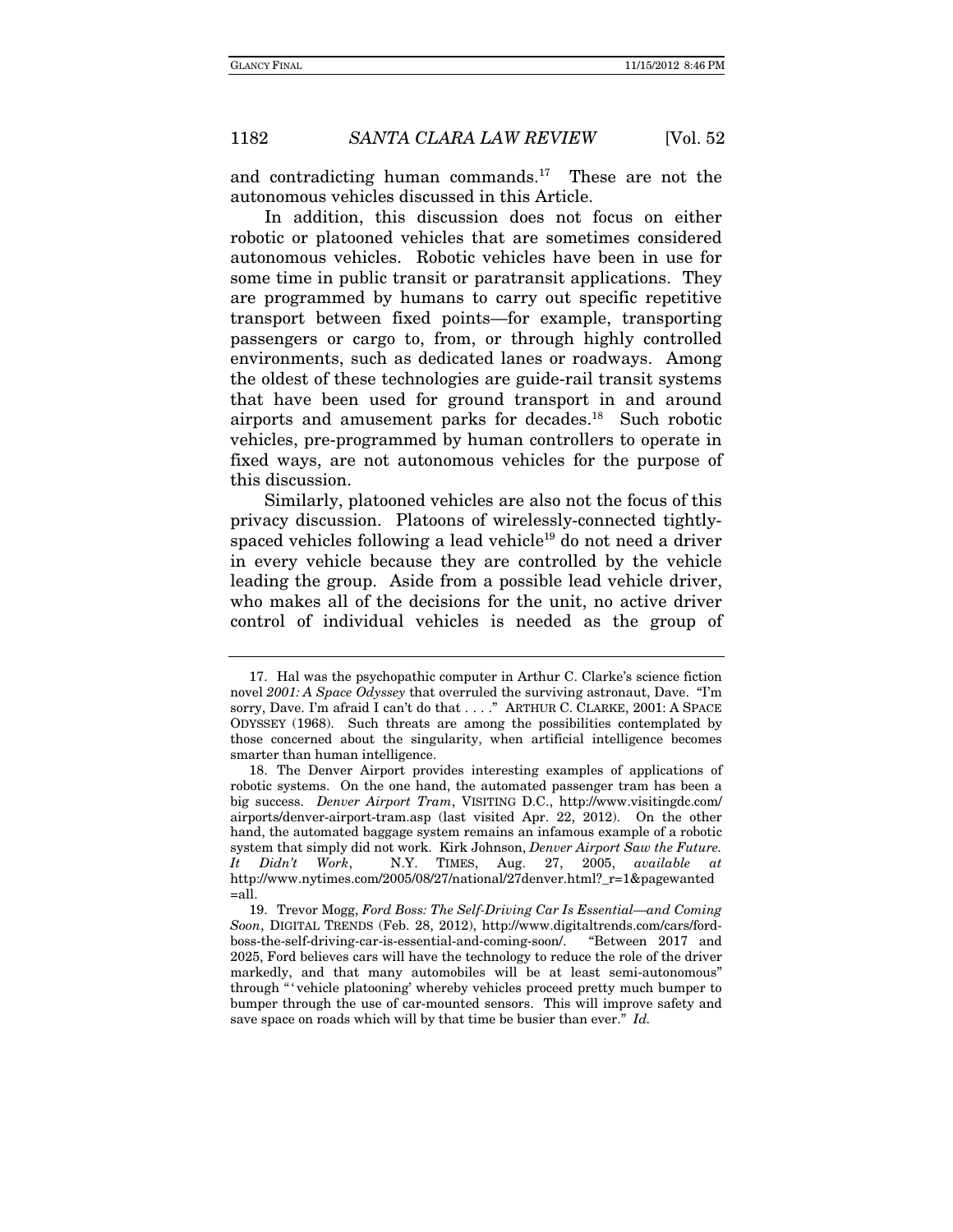and contradicting human commands.[17] These are not the autonomous vehicles discussed in this Article.

In addition, this discussion does not focus on either robotic or platooned vehicles that are sometimes considered autonomous vehicles. Robotic vehicles have been in use for some time in public transit or paratransit applications. They are programmed by humans to carry out specific repetitive transport between fixed points—for example, transporting passengers or cargo to, from, or through highly controlled environments, such as dedicated lanes or roadways. Among the oldest of these technologies are guide-rail transit systems that have been used for ground transport in and around airports and amusement parks for decades.[18] Such robotic vehicles, pre-programmed by human controllers to operate in fixed ways, are not autonomous vehicles for the purpose of this discussion.

Similarly, platooned vehicles are also not the focus of this privacy discussion. Platoons of wirelessly-connected tightly-spaced vehicles following a lead vehicle[19] do not need a driver in every vehicle because they are controlled by the vehicle leading the group. Aside from a possible lead vehicle driver, who makes all of the decisions for the unit, no active driver control of individual vehicles is needed as the group of

---

17. Hal was the psychopathic computer in Arthur C. Clarke's science fiction novel *2001: A Space Odyssey* that overruled the surviving astronaut, Dave. "I'm sorry, Dave. I'm afraid I can't do that . . . ." ARTHUR C. CLARKE, 2001: A SPACE ODYSSEY (1968). Such threats are among the possibilities contemplated by those concerned about the singularity, when artificial intelligence becomes smarter than human intelligence.

18. The Denver Airport provides interesting examples of applications of robotic systems. On the one hand, the automated passenger tram has been a big success. *Denver Airport Tram*, VISITING D.C., http://www.visitingdc.com/airports/denver-airport-tram.asp (last visited Apr. 22, 2012). On the other hand, the automated baggage system remains an infamous example of a robotic system that simply did not work. Kirk Johnson, *Denver Airport Saw the Future. It Didn't Work*, N.Y. TIMES, Aug. 27, 2005, *available at* http://www.nytimes.com/2005/08/27/national/27denver.html?_r=1&pagewanted=all.

19. Trevor Mogg, *Ford Boss: The Self-Driving Car Is Essential—and Coming Soon*, DIGITAL TRENDS (Feb. 28, 2012), http://www.digitaltrends.com/cars/ford-boss-the-self-driving-car-is-essential-and-coming-soon/. "Between 2017 and 2025, Ford believes cars will have the technology to reduce the role of the driver markedly, and that many automobiles will be at least semi-autonomous" through "'vehicle platooning' whereby vehicles proceed pretty much bumper to bumper through the use of car-mounted sensors. This will improve safety and save space on roads which will by that time be busier than ever." *Id.*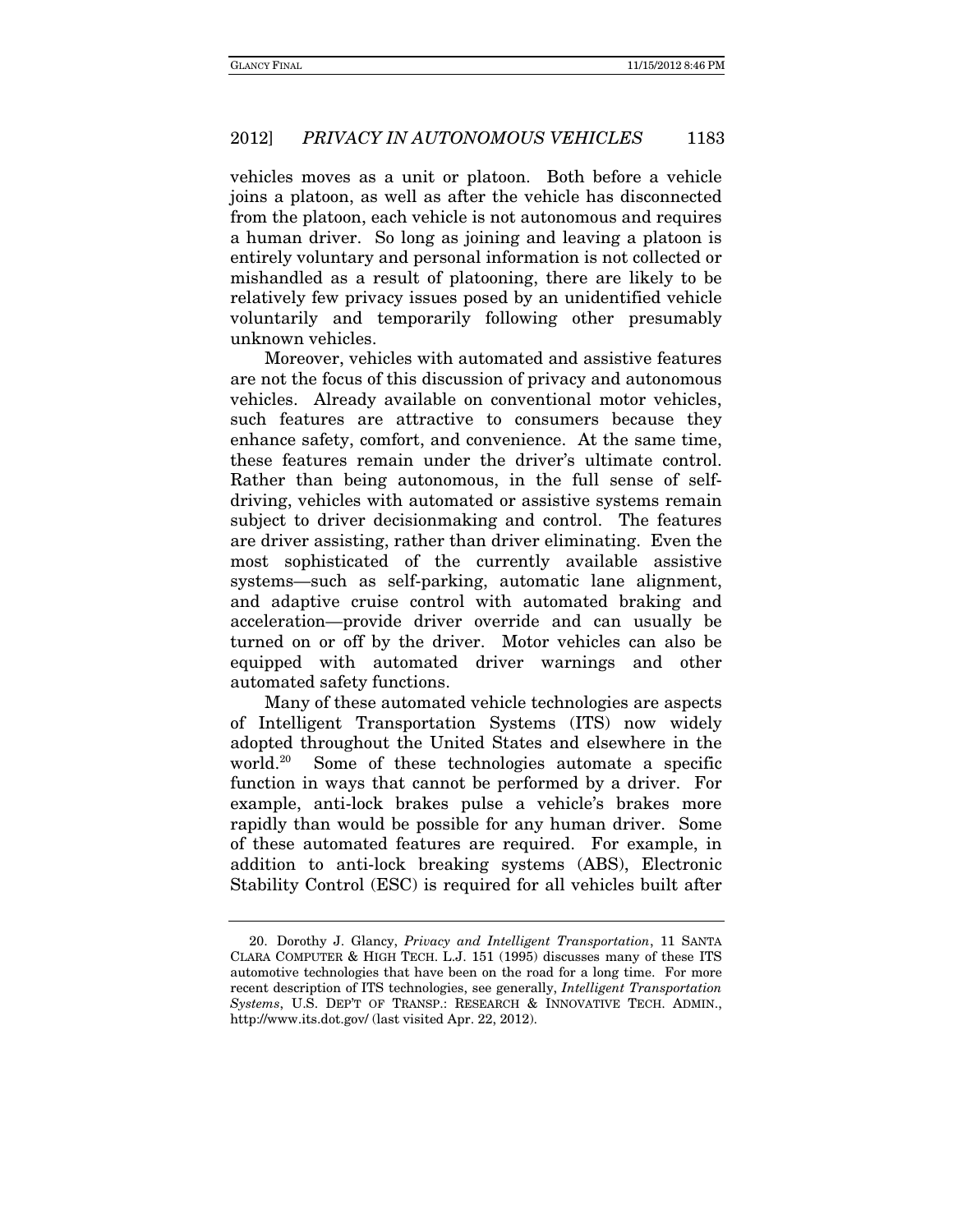vehicles moves as a unit or platoon. Both before a vehicle joins a platoon, as well as after the vehicle has disconnected from the platoon, each vehicle is not autonomous and requires a human driver. So long as joining and leaving a platoon is entirely voluntary and personal information is not collected or mishandled as a result of platooning, there are likely to be relatively few privacy issues posed by an unidentified vehicle voluntarily and temporarily following other presumably unknown vehicles.

Moreover, vehicles with automated and assistive features are not the focus of this discussion of privacy and autonomous vehicles. Already available on conventional motor vehicles, such features are attractive to consumers because they enhance safety, comfort, and convenience. At the same time, these features remain under the driver's ultimate control. Rather than being autonomous, in the full sense of self-driving, vehicles with automated or assistive systems remain subject to driver decisionmaking and control. The features are driver assisting, rather than driver eliminating. Even the most sophisticated of the currently available assistive systems—such as self-parking, automatic lane alignment, and adaptive cruise control with automated braking and acceleration—provide driver override and can usually be turned on or off by the driver. Motor vehicles can also be equipped with automated driver warnings and other automated safety functions.

Many of these automated vehicle technologies are aspects of Intelligent Transportation Systems (ITS) now widely adopted throughout the United States and elsewhere in the world.[20] Some of these technologies automate a specific function in ways that cannot be performed by a driver. For example, anti-lock brakes pulse a vehicle's brakes more rapidly than would be possible for any human driver. Some of these automated features are required. For example, in addition to anti-lock breaking systems (ABS), Electronic Stability Control (ESC) is required for all vehicles built after

---

20. Dorothy J. Glancy, *Privacy and Intelligent Transportation*, 11 SANTA CLARA COMPUTER & HIGH TECH. L.J. 151 (1995) discusses many of these ITS automotive technologies that have been on the road for a long time. For more recent description of ITS technologies, see generally, *Intelligent Transportation Systems*, U.S. DEP'T OF TRANSP.: RESEARCH & INNOVATIVE TECH. ADMIN., http://www.its.dot.gov/ (last visited Apr. 22, 2012).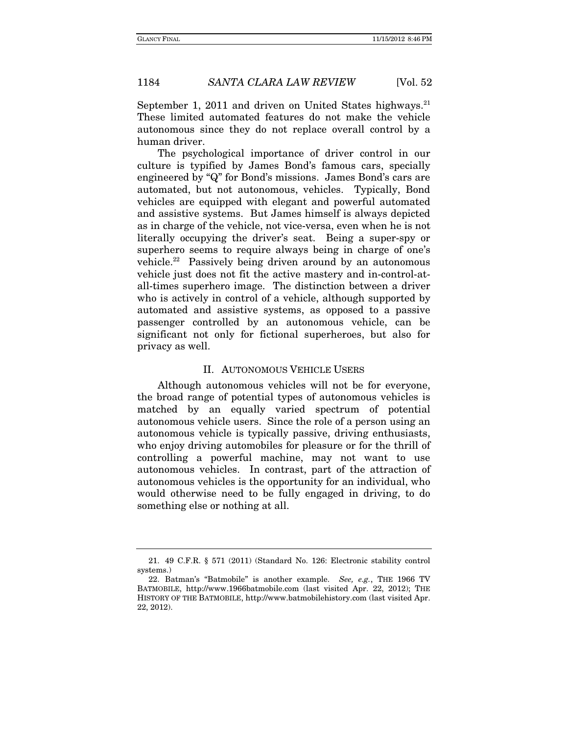September 1, 2011 and driven on United States highways.[21] These limited automated features do not make the vehicle autonomous since they do not replace overall control by a human driver.

The psychological importance of driver control in our culture is typified by James Bond's famous cars, specially engineered by "Q" for Bond's missions. James Bond's cars are automated, but not autonomous, vehicles. Typically, Bond vehicles are equipped with elegant and powerful automated and assistive systems. But James himself is always depicted as in charge of the vehicle, not vice-versa, even when he is not literally occupying the driver's seat. Being a super-spy or superhero seems to require always being in charge of one's vehicle.[22] Passively being driven around by an autonomous vehicle just does not fit the active mastery and in-control-at-all-times superhero image. The distinction between a driver who is actively in control of a vehicle, although supported by automated and assistive systems, as opposed to a passive passenger controlled by an autonomous vehicle, can be significant not only for fictional superheroes, but also for privacy as well.

## II. AUTONOMOUS VEHICLE USERS

Although autonomous vehicles will not be for everyone, the broad range of potential types of autonomous vehicles is matched by an equally varied spectrum of potential autonomous vehicle users. Since the role of a person using an autonomous vehicle is typically passive, driving enthusiasts, who enjoy driving automobiles for pleasure or for the thrill of controlling a powerful machine, may not want to use autonomous vehicles. In contrast, part of the attraction of autonomous vehicles is the opportunity for an individual, who would otherwise need to be fully engaged in driving, to do something else or nothing at all.

---

21. 49 C.F.R. § 571 (2011) (Standard No. 126: Electronic stability control systems.)

22. Batman's "Batmobile" is another example. *See, e.g.*, THE 1966 TV BATMOBILE, http://www.1966batmobile.com (last visited Apr. 22, 2012); THE HISTORY OF THE BATMOBILE, http://www.batmobilehistory.com (last visited Apr. 22, 2012).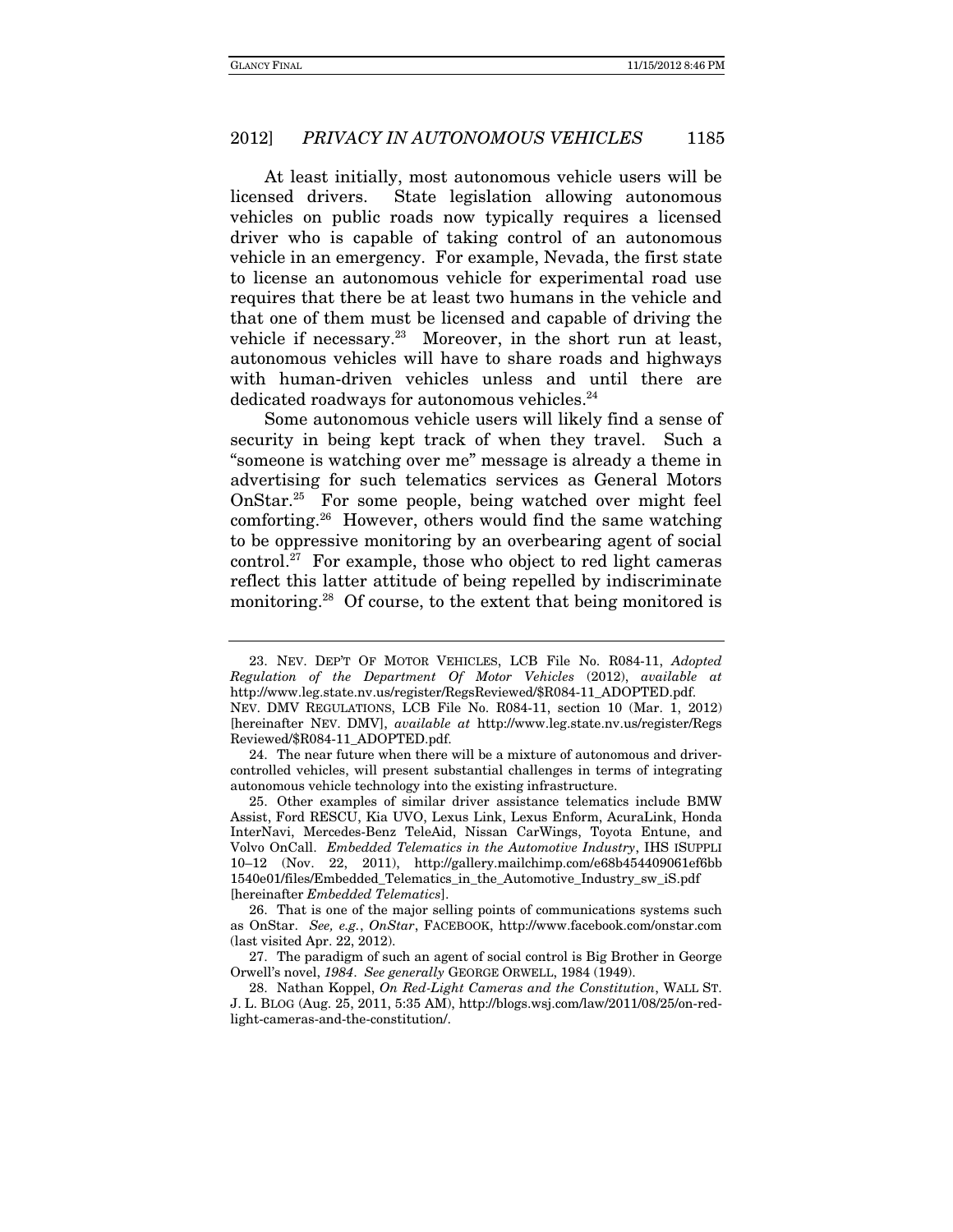At least initially, most autonomous vehicle users will be licensed drivers. State legislation allowing autonomous vehicles on public roads now typically requires a licensed driver who is capable of taking control of an autonomous vehicle in an emergency. For example, Nevada, the first state to license an autonomous vehicle for experimental road use requires that there be at least two humans in the vehicle and that one of them must be licensed and capable of driving the vehicle if necessary.[23] Moreover, in the short run at least, autonomous vehicles will have to share roads and highways with human-driven vehicles unless and until there are dedicated roadways for autonomous vehicles.[24]

Some autonomous vehicle users will likely find a sense of security in being kept track of when they travel. Such a "someone is watching over me" message is already a theme in advertising for such telematics services as General Motors OnStar.[25] For some people, being watched over might feel comforting.[26] However, others would find the same watching to be oppressive monitoring by an overbearing agent of social control.[27] For example, those who object to red light cameras reflect this latter attitude of being repelled by indiscriminate monitoring.[28] Of course, to the extent that being monitored is

---

23. NEV. DEP'T OF MOTOR VEHICLES, LCB File No. R084-11, *Adopted Regulation of the Department Of Motor Vehicles* (2012), *available at* http://www.leg.state.nv.us/register/RegsReviewed/$R084-11_ADOPTED.pdf. NEV. DMV REGULATIONS, LCB File No. R084-11, section 10 (Mar. 1, 2012) [hereinafter NEV. DMV], *available at* http://www.leg.state.nv.us/register/RegsReviewed/$R084-11_ADOPTED.pdf.

24. The near future when there will be a mixture of autonomous and driver-controlled vehicles, will present substantial challenges in terms of integrating autonomous vehicle technology into the existing infrastructure.

25. Other examples of similar driver assistance telematics include BMW Assist, Ford RESCU, Kia UVO, Lexus Link, Lexus Enform, AcuraLink, Honda InterNavi, Mercedes-Benz TeleAid, Nissan CarWings, Toyota Entune, and Volvo OnCall. *Embedded Telematics in the Automotive Industry*, IHS ISUPPLI 10–12 (Nov. 22, 2011), http://gallery.mailchimp.com/e68b454409061ef6bb1540e01/files/Embedded_Telematics_in_the_Automotive_Industry_sw_iS.pdf [hereinafter *Embedded Telematics*].

26. That is one of the major selling points of communications systems such as OnStar. *See, e.g.*, *OnStar*, FACEBOOK, http://www.facebook.com/onstar.com (last visited Apr. 22, 2012).

27. The paradigm of such an agent of social control is Big Brother in George Orwell's novel, *1984*. *See generally* GEORGE ORWELL, 1984 (1949).

28. Nathan Koppel, *On Red-Light Cameras and the Constitution*, WALL ST. J. L. BLOG (Aug. 25, 2011, 5:35 AM), http://blogs.wsj.com/law/2011/08/25/on-red-light-cameras-and-the-constitution/.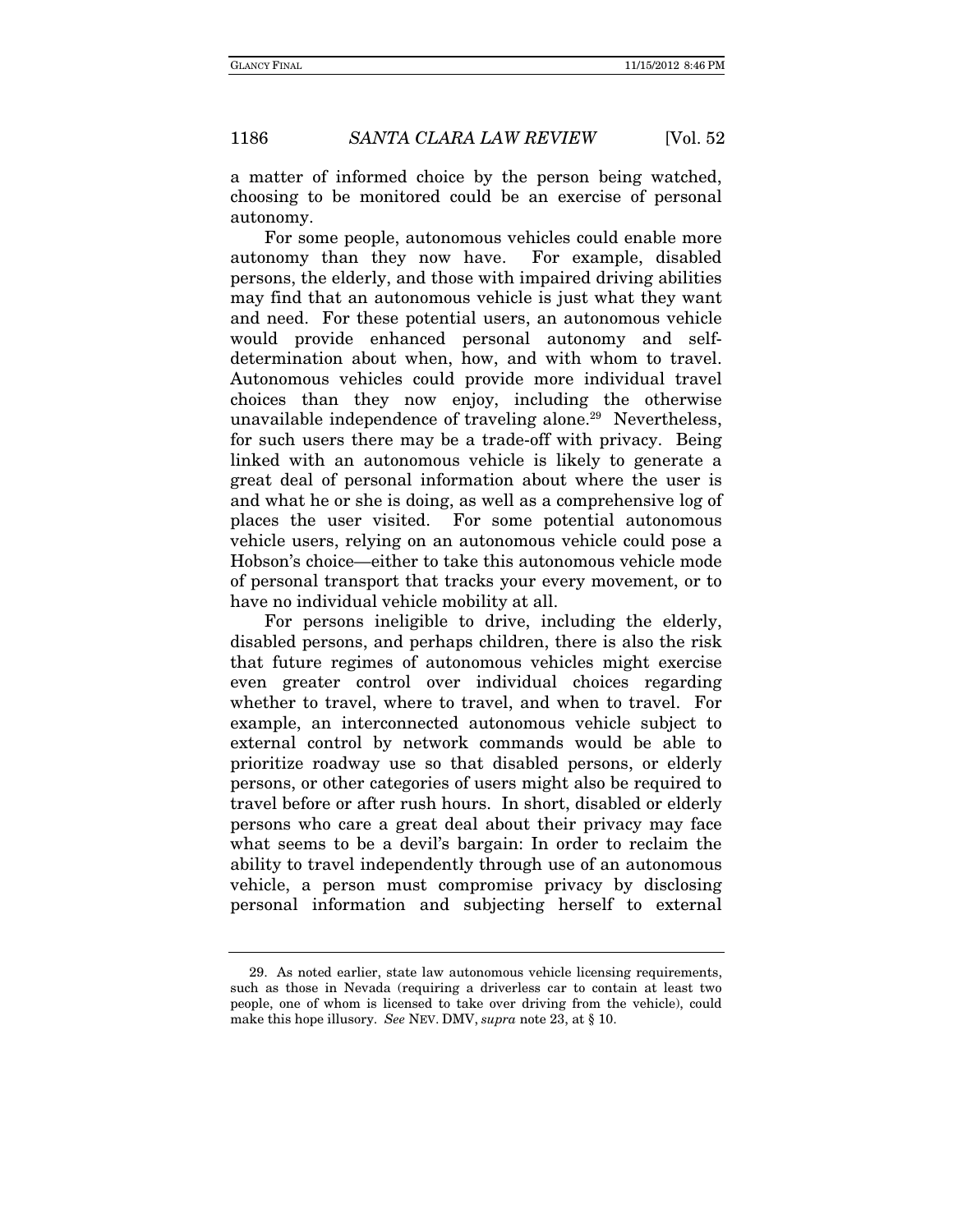a matter of informed choice by the person being watched, choosing to be monitored could be an exercise of personal autonomy.

For some people, autonomous vehicles could enable more autonomy than they now have. For example, disabled persons, the elderly, and those with impaired driving abilities may find that an autonomous vehicle is just what they want and need. For these potential users, an autonomous vehicle would provide enhanced personal autonomy and self-determination about when, how, and with whom to travel. Autonomous vehicles could provide more individual travel choices than they now enjoy, including the otherwise unavailable independence of traveling alone.[29] Nevertheless, for such users there may be a trade-off with privacy. Being linked with an autonomous vehicle is likely to generate a great deal of personal information about where the user is and what he or she is doing, as well as a comprehensive log of places the user visited. For some potential autonomous vehicle users, relying on an autonomous vehicle could pose a Hobson's choice—either to take this autonomous vehicle mode of personal transport that tracks your every movement, or to have no individual vehicle mobility at all.

For persons ineligible to drive, including the elderly, disabled persons, and perhaps children, there is also the risk that future regimes of autonomous vehicles might exercise even greater control over individual choices regarding whether to travel, where to travel, and when to travel. For example, an interconnected autonomous vehicle subject to external control by network commands would be able to prioritize roadway use so that disabled persons, or elderly persons, or other categories of users might also be required to travel before or after rush hours. In short, disabled or elderly persons who care a great deal about their privacy may face what seems to be a devil's bargain: In order to reclaim the ability to travel independently through use of an autonomous vehicle, a person must compromise privacy by disclosing personal information and subjecting herself to external

---

29. As noted earlier, state law autonomous vehicle licensing requirements, such as those in Nevada (requiring a driverless car to contain at least two people, one of whom is licensed to take over driving from the vehicle), could make this hope illusory. *See* NEV. DMV, *supra* note 23, at § 10.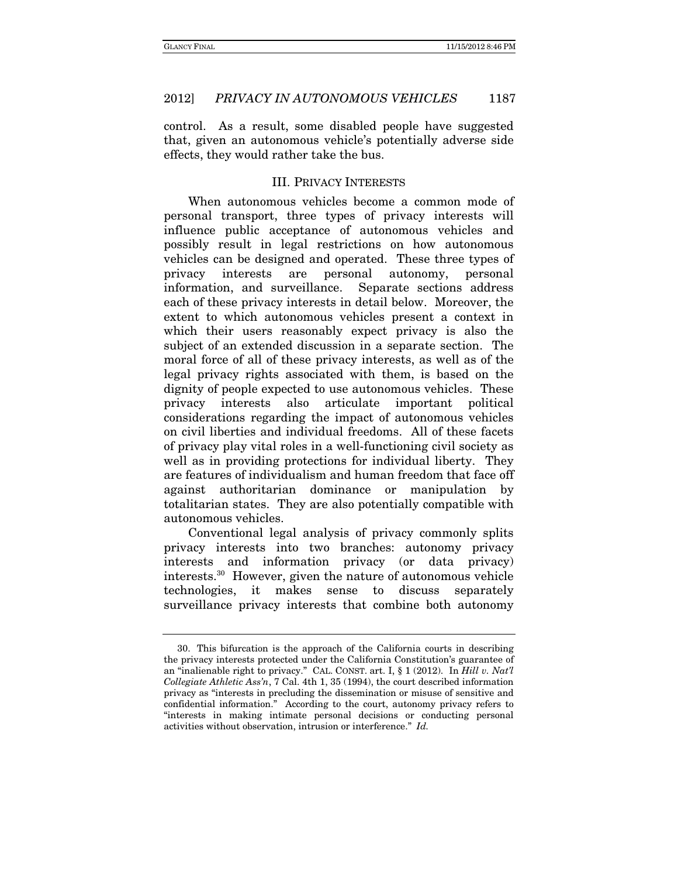control. As a result, some disabled people have suggested that, given an autonomous vehicle's potentially adverse side effects, they would rather take the bus.

## III. PRIVACY INTERESTS

When autonomous vehicles become a common mode of personal transport, three types of privacy interests will influence public acceptance of autonomous vehicles and possibly result in legal restrictions on how autonomous vehicles can be designed and operated. These three types of privacy interests are personal autonomy, personal information, and surveillance. Separate sections address each of these privacy interests in detail below. Moreover, the extent to which autonomous vehicles present a context in which their users reasonably expect privacy is also the subject of an extended discussion in a separate section. The moral force of all of these privacy interests, as well as of the legal privacy rights associated with them, is based on the dignity of people expected to use autonomous vehicles. These privacy interests also articulate important political considerations regarding the impact of autonomous vehicles on civil liberties and individual freedoms. All of these facets of privacy play vital roles in a well-functioning civil society as well as in providing protections for individual liberty. They are features of individualism and human freedom that face off against authoritarian dominance or manipulation by totalitarian states. They are also potentially compatible with autonomous vehicles.

Conventional legal analysis of privacy commonly splits privacy interests into two branches: autonomy privacy interests and information privacy (or data privacy) interests.[30] However, given the nature of autonomous vehicle technologies, it makes sense to discuss separately surveillance privacy interests that combine both autonomy

---

30. This bifurcation is the approach of the California courts in describing the privacy interests protected under the California Constitution's guarantee of an "inalienable right to privacy." CAL. CONST. art. I, § 1 (2012). In *Hill v. Nat'l Collegiate Athletic Ass'n*, 7 Cal. 4th 1, 35 (1994), the court described information privacy as "interests in precluding the dissemination or misuse of sensitive and confidential information." According to the court, autonomy privacy refers to "interests in making intimate personal decisions or conducting personal activities without observation, intrusion or interference." *Id.*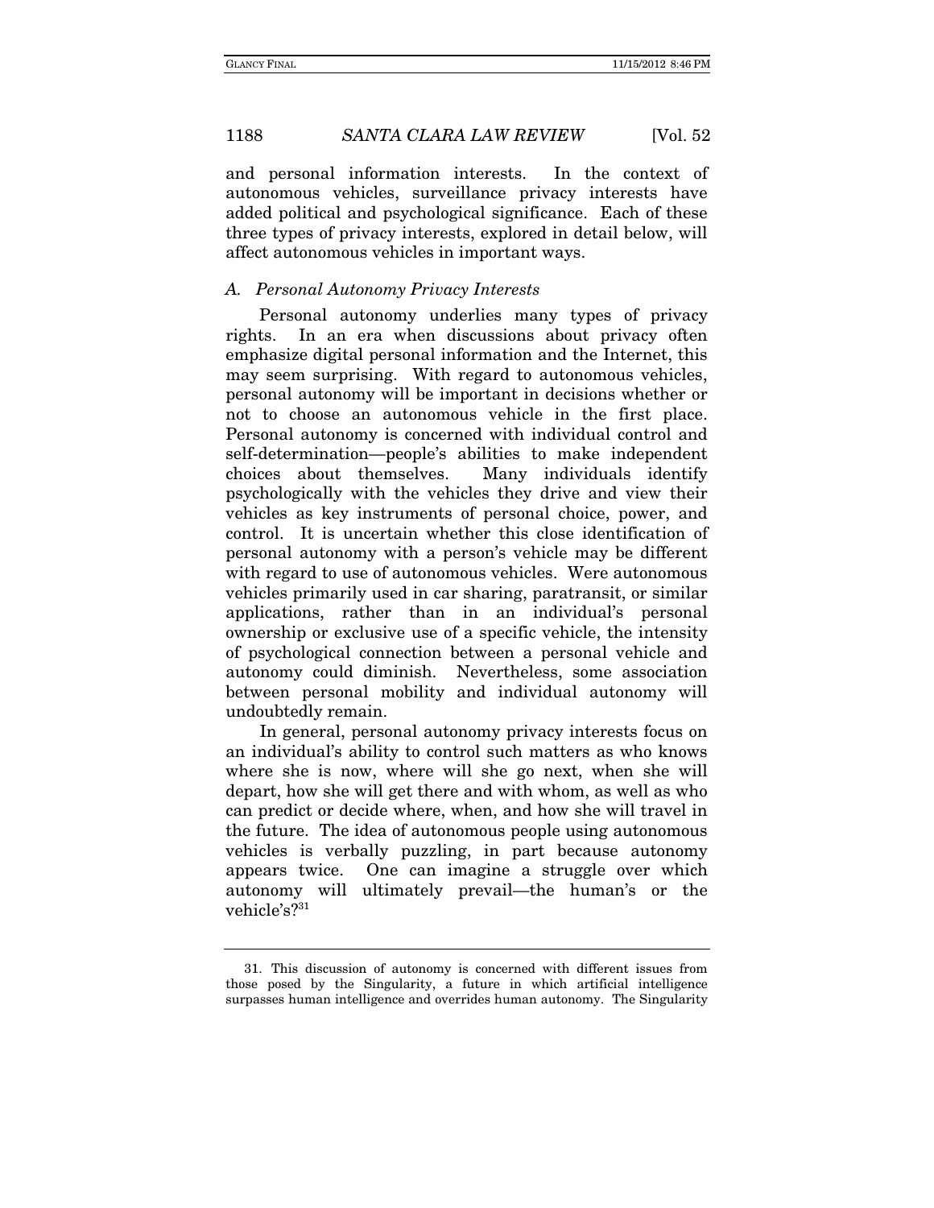and personal information interests. In the context of autonomous vehicles, surveillance privacy interests have added political and psychological significance. Each of these three types of privacy interests, explored in detail below, will affect autonomous vehicles in important ways.

### *A. Personal Autonomy Privacy Interests*

Personal autonomy underlies many types of privacy rights. In an era when discussions about privacy often emphasize digital personal information and the Internet, this may seem surprising. With regard to autonomous vehicles, personal autonomy will be important in decisions whether or not to choose an autonomous vehicle in the first place. Personal autonomy is concerned with individual control and self-determination—people's abilities to make independent choices about themselves. Many individuals identify psychologically with the vehicles they drive and view their vehicles as key instruments of personal choice, power, and control. It is uncertain whether this close identification of personal autonomy with a person's vehicle may be different with regard to use of autonomous vehicles. Were autonomous vehicles primarily used in car sharing, paratransit, or similar applications, rather than in an individual's personal ownership or exclusive use of a specific vehicle, the intensity of psychological connection between a personal vehicle and autonomy could diminish. Nevertheless, some association between personal mobility and individual autonomy will undoubtedly remain.

In general, personal autonomy privacy interests focus on an individual's ability to control such matters as who knows where she is now, where will she go next, when she will depart, how she will get there and with whom, as well as who can predict or decide where, when, and how she will travel in the future. The idea of autonomous people using autonomous vehicles is verbally puzzling, in part because autonomy appears twice. One can imagine a struggle over which autonomy will ultimately prevail—the human's or the vehicle's?[31]

---

31. This discussion of autonomy is concerned with different issues from those posed by the Singularity, a future in which artificial intelligence surpasses human intelligence and overrides human autonomy. The Singularity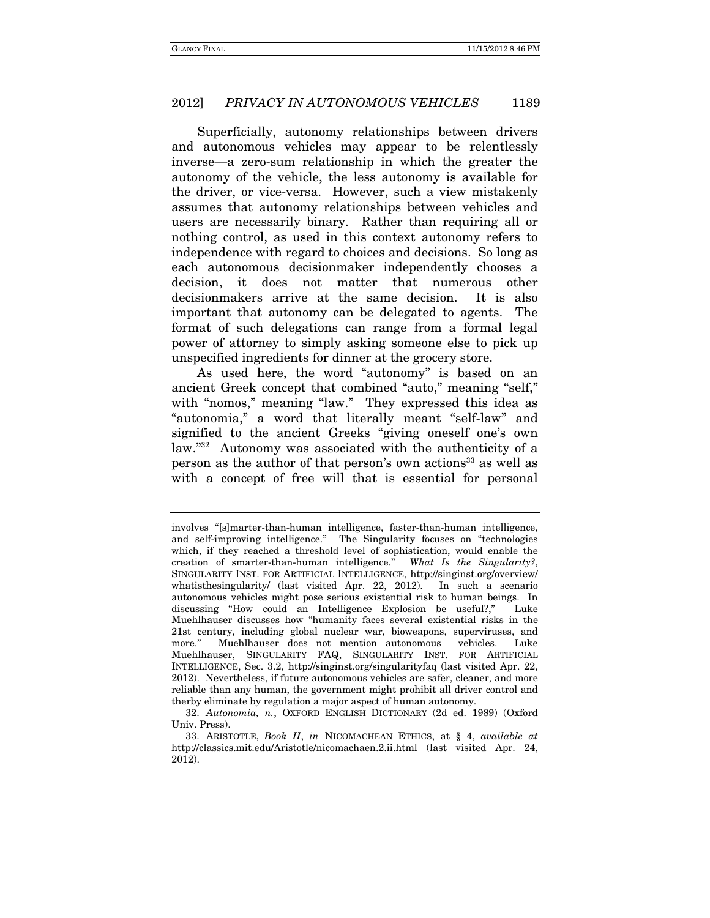Superficially, autonomy relationships between drivers and autonomous vehicles may appear to be relentlessly inverse—a zero-sum relationship in which the greater the autonomy of the vehicle, the less autonomy is available for the driver, or vice-versa. However, such a view mistakenly assumes that autonomy relationships between vehicles and users are necessarily binary. Rather than requiring all or nothing control, as used in this context autonomy refers to independence with regard to choices and decisions. So long as each autonomous decisionmaker independently chooses a decision, it does not matter that numerous other decisionmakers arrive at the same decision. It is also important that autonomy can be delegated to agents. The format of such delegations can range from a formal legal power of attorney to simply asking someone else to pick up unspecified ingredients for dinner at the grocery store.

As used here, the word "autonomy" is based on an ancient Greek concept that combined "auto," meaning "self," with "nomos," meaning "law." They expressed this idea as "autonomia," a word that literally meant "self-law" and signified to the ancient Greeks "giving oneself one's own law."[32] Autonomy was associated with the authenticity of a person as the author of that person's own actions[33] as well as with a concept of free will that is essential for personal

---

involves "[s]marter-than-human intelligence, faster-than-human intelligence, and self-improving intelligence." The Singularity focuses on "technologies which, if they reached a threshold level of sophistication, would enable the creation of smarter-than-human intelligence." *What Is the Singularity?*, SINGULARITY INST. FOR ARTIFICIAL INTELLIGENCE, http://singinst.org/overview/whatisthesingularity/ (last visited Apr. 22, 2012). In such a scenario autonomous vehicles might pose serious existential risk to human beings. In discussing "How could an Intelligence Explosion be useful?," Luke Muehlhauser discusses how "humanity faces several existential risks in the 21st century, including global nuclear war, bioweapons, superviruses, and more." Muehlhauser does not mention autonomous vehicles. Luke Muehlhauser, SINGULARITY FAQ, SINGULARITY INST. FOR ARTIFICIAL INTELLIGENCE, Sec. 3.2, http://singinst.org/singularityfaq (last visited Apr. 22, 2012). Nevertheless, if future autonomous vehicles are safer, cleaner, and more reliable than any human, the government might prohibit all driver control and therby eliminate by regulation a major aspect of human autonomy.

32. *Autonomia, n.*, OXFORD ENGLISH DICTIONARY (2d ed. 1989) (Oxford Univ. Press).

33. ARISTOTLE, *Book II*, *in* NICOMACHEAN ETHICS, at § 4, *available at* http://classics.mit.edu/Aristotle/nicomachaen.2.ii.html (last visited Apr. 24, 2012).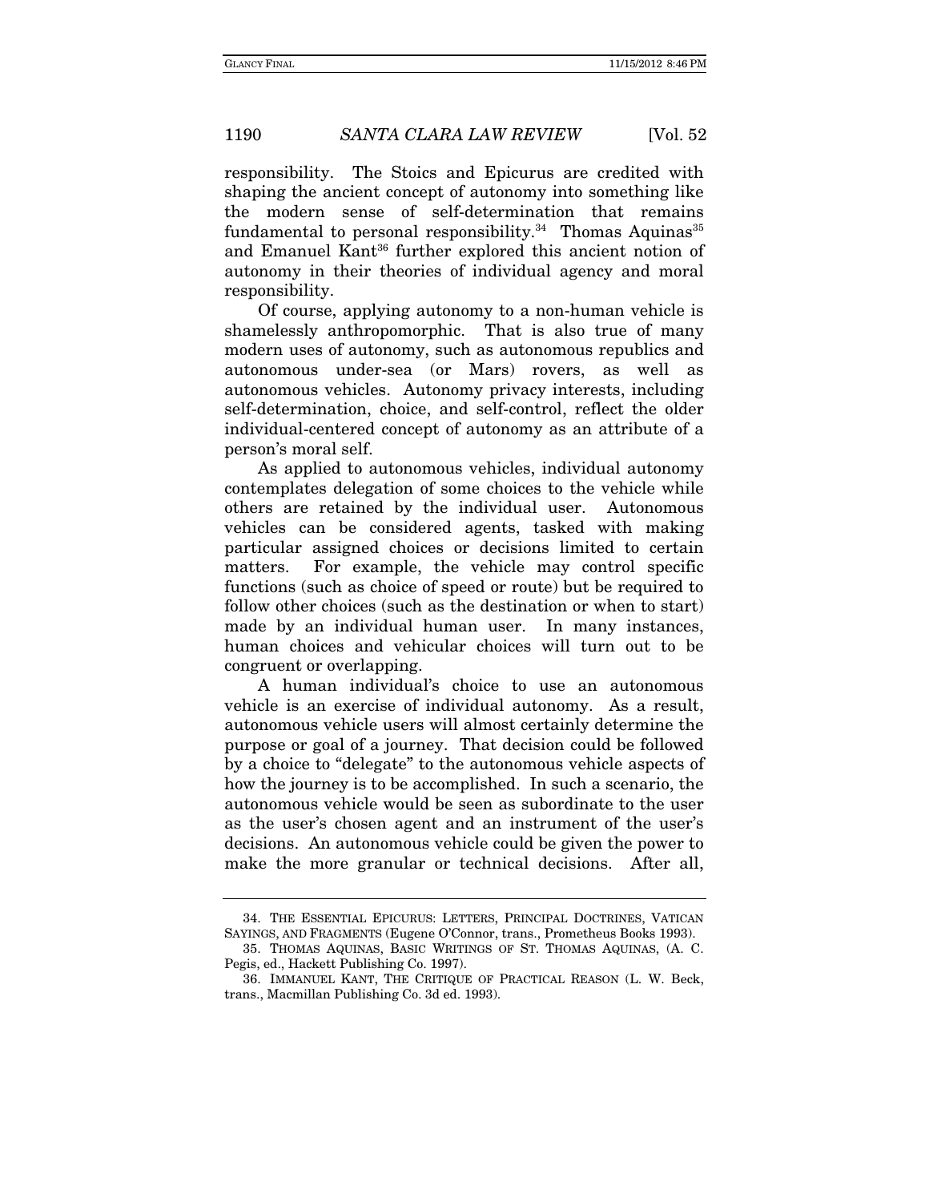responsibility. The Stoics and Epicurus are credited with shaping the ancient concept of autonomy into something like the modern sense of self-determination that remains fundamental to personal responsibility.[34] Thomas Aquinas[35] and Emanuel Kant[36] further explored this ancient notion of autonomy in their theories of individual agency and moral responsibility.

Of course, applying autonomy to a non-human vehicle is shamelessly anthropomorphic. That is also true of many modern uses of autonomy, such as autonomous republics and autonomous under-sea (or Mars) rovers, as well as autonomous vehicles. Autonomy privacy interests, including self-determination, choice, and self-control, reflect the older individual-centered concept of autonomy as an attribute of a person's moral self.

As applied to autonomous vehicles, individual autonomy contemplates delegation of some choices to the vehicle while others are retained by the individual user. Autonomous vehicles can be considered agents, tasked with making particular assigned choices or decisions limited to certain matters. For example, the vehicle may control specific functions (such as choice of speed or route) but be required to follow other choices (such as the destination or when to start) made by an individual human user. In many instances, human choices and vehicular choices will turn out to be congruent or overlapping.

A human individual's choice to use an autonomous vehicle is an exercise of individual autonomy. As a result, autonomous vehicle users will almost certainly determine the purpose or goal of a journey. That decision could be followed by a choice to "delegate" to the autonomous vehicle aspects of how the journey is to be accomplished. In such a scenario, the autonomous vehicle would be seen as subordinate to the user as the user's chosen agent and an instrument of the user's decisions. An autonomous vehicle could be given the power to make the more granular or technical decisions. After all,

---

34. THE ESSENTIAL EPICURUS: LETTERS, PRINCIPAL DOCTRINES, VATICAN SAYINGS, AND FRAGMENTS (Eugene O'Connor, trans., Prometheus Books 1993).

35. THOMAS AQUINAS, BASIC WRITINGS OF ST. THOMAS AQUINAS, (A. C. Pegis, ed., Hackett Publishing Co. 1997).

36. IMMANUEL KANT, THE CRITIQUE OF PRACTICAL REASON (L. W. Beck, trans., Macmillan Publishing Co. 3d ed. 1993).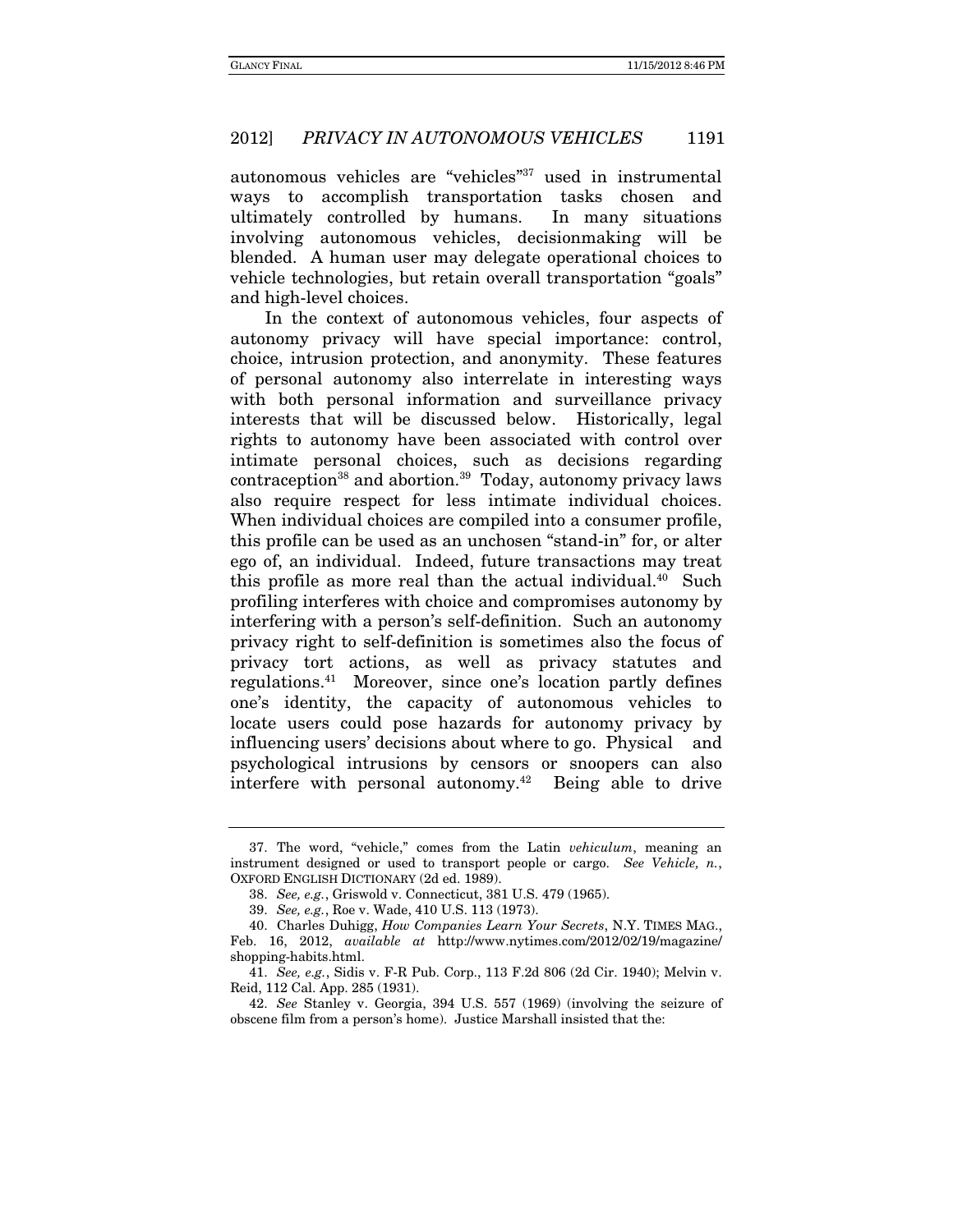autonomous vehicles are "vehicles"[37] used in instrumental ways to accomplish transportation tasks chosen and ultimately controlled by humans. In many situations involving autonomous vehicles, decisionmaking will be blended. A human user may delegate operational choices to vehicle technologies, but retain overall transportation "goals" and high-level choices.

In the context of autonomous vehicles, four aspects of autonomy privacy will have special importance: control, choice, intrusion protection, and anonymity. These features of personal autonomy also interrelate in interesting ways with both personal information and surveillance privacy interests that will be discussed below. Historically, legal rights to autonomy have been associated with control over intimate personal choices, such as decisions regarding contraception[38] and abortion.[39] Today, autonomy privacy laws also require respect for less intimate individual choices. When individual choices are compiled into a consumer profile, this profile can be used as an unchosen "stand-in" for, or alter ego of, an individual. Indeed, future transactions may treat this profile as more real than the actual individual.[40] Such profiling interferes with choice and compromises autonomy by interfering with a person's self-definition. Such an autonomy privacy right to self-definition is sometimes also the focus of privacy tort actions, as well as privacy statutes and regulations.[41] Moreover, since one's location partly defines one's identity, the capacity of autonomous vehicles to locate users could pose hazards for autonomy privacy by influencing users' decisions about where to go. Physical and psychological intrusions by censors or snoopers can also interfere with personal autonomy.[42] Being able to drive

---

37. The word, "vehicle," comes from the Latin *vehiculum*, meaning an instrument designed or used to transport people or cargo. *See Vehicle, n.*, OXFORD ENGLISH DICTIONARY (2d ed. 1989).

38. *See, e.g.*, Griswold v. Connecticut, 381 U.S. 479 (1965).

39. *See, e.g.*, Roe v. Wade, 410 U.S. 113 (1973).

40. Charles Duhigg, *How Companies Learn Your Secrets*, N.Y. TIMES MAG., Feb. 16, 2012, *available at* http://www.nytimes.com/2012/02/19/magazine/shopping-habits.html.

41. *See, e.g.*, Sidis v. F-R Pub. Corp., 113 F.2d 806 (2d Cir. 1940); Melvin v. Reid, 112 Cal. App. 285 (1931).

42. *See* Stanley v. Georgia, 394 U.S. 557 (1969) (involving the seizure of obscene film from a person's home). Justice Marshall insisted that the: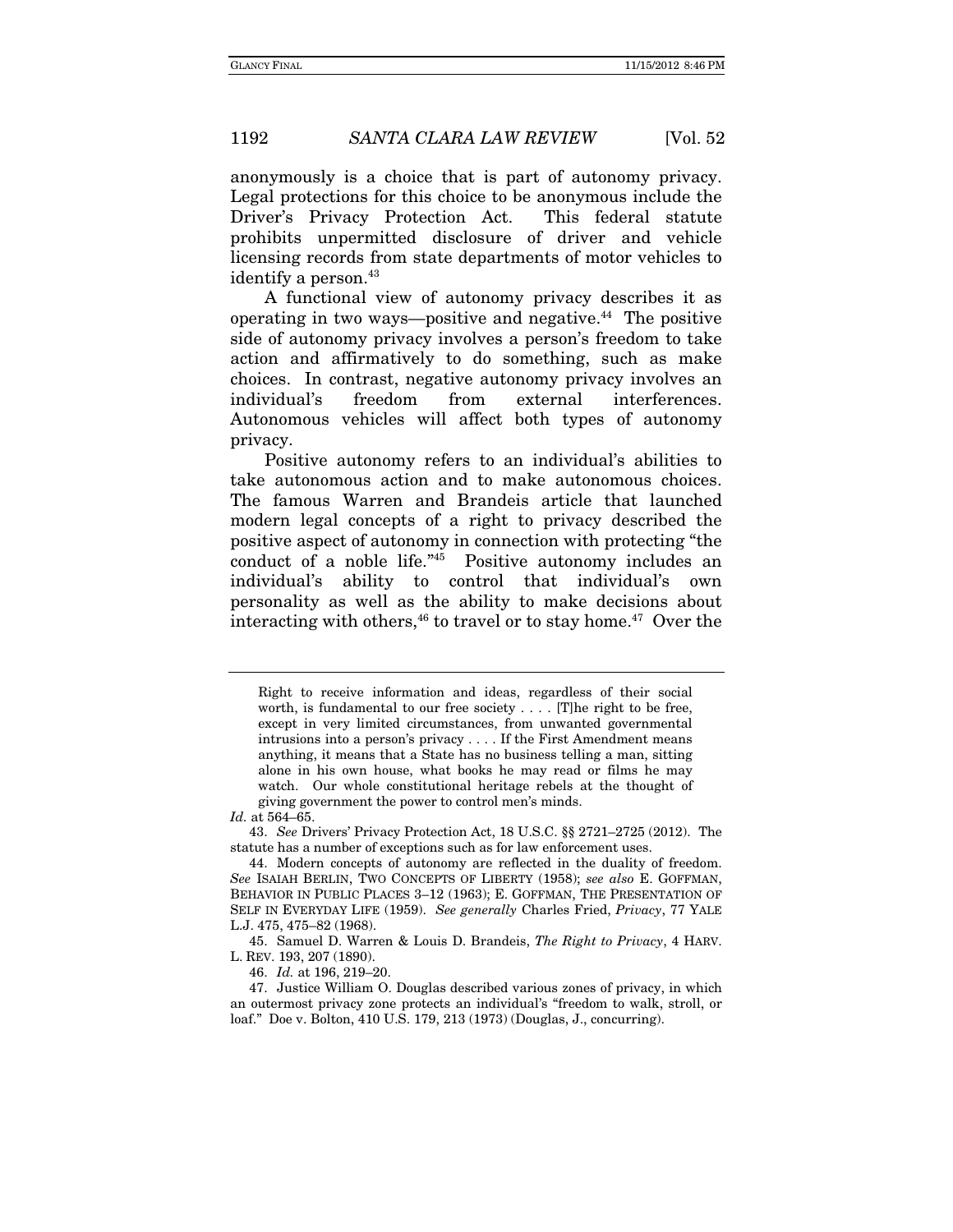anonymously is a choice that is part of autonomy privacy. Legal protections for this choice to be anonymous include the Driver's Privacy Protection Act. This federal statute prohibits unpermitted disclosure of driver and vehicle licensing records from state departments of motor vehicles to identify a person.[43]

A functional view of autonomy privacy describes it as operating in two ways—positive and negative.[44] The positive side of autonomy privacy involves a person's freedom to take action and affirmatively to do something, such as make choices. In contrast, negative autonomy privacy involves an individual's freedom from external interferences. Autonomous vehicles will affect both types of autonomy privacy.

Positive autonomy refers to an individual's abilities to take autonomous action and to make autonomous choices. The famous Warren and Brandeis article that launched modern legal concepts of a right to privacy described the positive aspect of autonomy in connection with protecting "the conduct of a noble life."[45] Positive autonomy includes an individual's ability to control that individual's own personality as well as the ability to make decisions about interacting with others,[46] to travel or to stay home.[47] Over the

---

> Right to receive information and ideas, regardless of their social worth, is fundamental to our free society . . . . [T]he right to be free, except in very limited circumstances, from unwanted governmental intrusions into a person's privacy . . . . If the First Amendment means anything, it means that a State has no business telling a man, sitting alone in his own house, what books he may read or films he may watch. Our whole constitutional heritage rebels at the thought of giving government the power to control men's minds.

*Id.* at 564–65.

43. *See* Drivers' Privacy Protection Act, 18 U.S.C. §§ 2721–2725 (2012). The statute has a number of exceptions such as for law enforcement uses.

44. Modern concepts of autonomy are reflected in the duality of freedom. *See* ISAIAH BERLIN, TWO CONCEPTS OF LIBERTY (1958); *see also* E. GOFFMAN, BEHAVIOR IN PUBLIC PLACES 3–12 (1963); E. GOFFMAN, THE PRESENTATION OF SELF IN EVERYDAY LIFE (1959). *See generally* Charles Fried, *Privacy*, 77 YALE L.J. 475, 475–82 (1968).

45. Samuel D. Warren & Louis D. Brandeis, *The Right to Privacy*, 4 HARV. L. REV. 193, 207 (1890).

46. *Id.* at 196, 219–20.

47. Justice William O. Douglas described various zones of privacy, in which an outermost privacy zone protects an individual's "freedom to walk, stroll, or loaf." Doe v. Bolton, 410 U.S. 179, 213 (1973) (Douglas, J., concurring).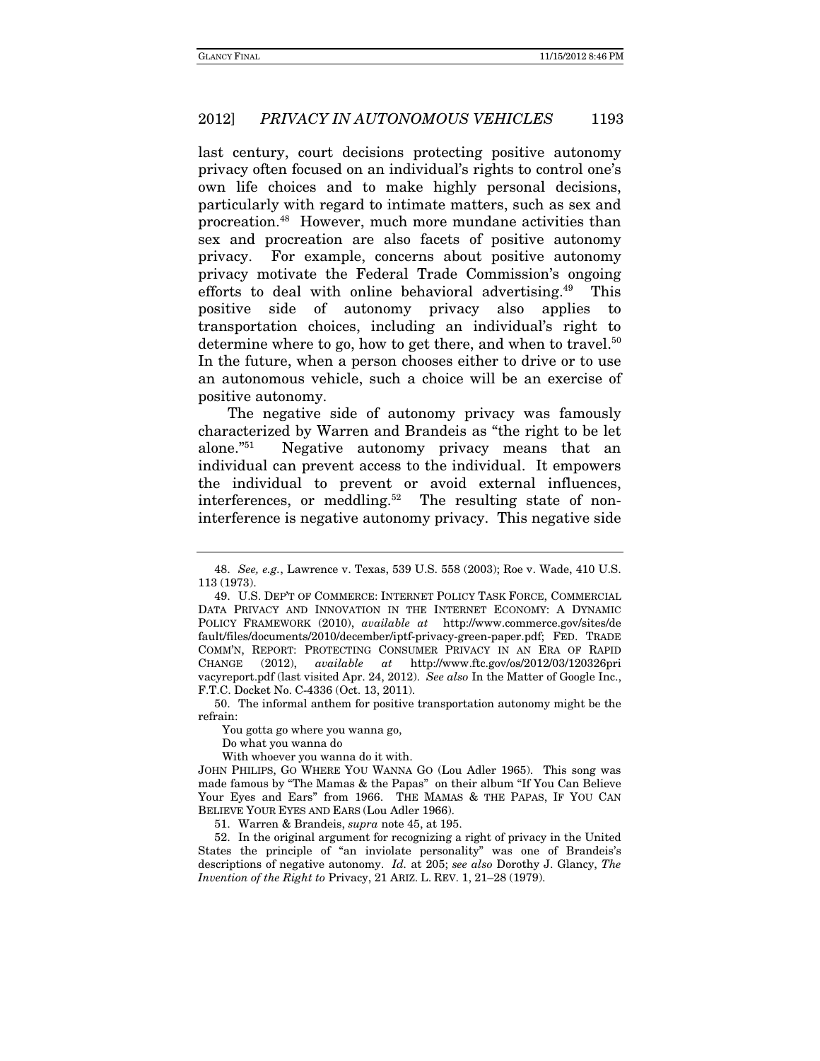last century, court decisions protecting positive autonomy privacy often focused on an individual's rights to control one's own life choices and to make highly personal decisions, particularly with regard to intimate matters, such as sex and procreation.[48] However, much more mundane activities than sex and procreation are also facets of positive autonomy privacy. For example, concerns about positive autonomy privacy motivate the Federal Trade Commission's ongoing efforts to deal with online behavioral advertising.[49] This positive side of autonomy privacy also applies to transportation choices, including an individual's right to determine where to go, how to get there, and when to travel.[50] In the future, when a person chooses either to drive or to use an autonomous vehicle, such a choice will be an exercise of positive autonomy.

The negative side of autonomy privacy was famously characterized by Warren and Brandeis as "the right to be let alone."[51] Negative autonomy privacy means that an individual can prevent access to the individual. It empowers the individual to prevent or avoid external influences, interferences, or meddling.[52] The resulting state of non-interference is negative autonomy privacy. This negative side

---

48. *See, e.g.*, Lawrence v. Texas, 539 U.S. 558 (2003); Roe v. Wade, 410 U.S. 113 (1973).

49. U.S. DEP'T OF COMMERCE: INTERNET POLICY TASK FORCE, COMMERCIAL DATA PRIVACY AND INNOVATION IN THE INTERNET ECONOMY: A DYNAMIC POLICY FRAMEWORK (2010), *available at* http://www.commerce.gov/sites/default/files/documents/2010/december/iptf-privacy-green-paper.pdf; FED. TRADE COMM'N, REPORT: PROTECTING CONSUMER PRIVACY IN AN ERA OF RAPID CHANGE (2012), *available at* http://www.ftc.gov/os/2012/03/120326privacyreport.pdf (last visited Apr. 24, 2012). *See also* In the Matter of Google Inc., F.T.C. Docket No. C-4336 (Oct. 13, 2011).

50. The informal anthem for positive transportation autonomy might be the refrain:

> You gotta go where you wanna go,
> Do what you wanna do
> With whoever you wanna do it with.

JOHN PHILIPS, GO WHERE YOU WANNA GO (Lou Adler 1965). This song was made famous by "The Mamas & the Papas" on their album "If You Can Believe Your Eyes and Ears" from 1966. THE MAMAS & THE PAPAS, IF YOU CAN BELIEVE YOUR EYES AND EARS (Lou Adler 1966).

51. Warren & Brandeis, *supra* note 45, at 195.

52. In the original argument for recognizing a right of privacy in the United States the principle of "an inviolate personality" was one of Brandeis's descriptions of negative autonomy. *Id.* at 205; *see also* Dorothy J. Glancy, *The Invention of the Right to* Privacy, 21 ARIZ. L. REV. 1, 21–28 (1979).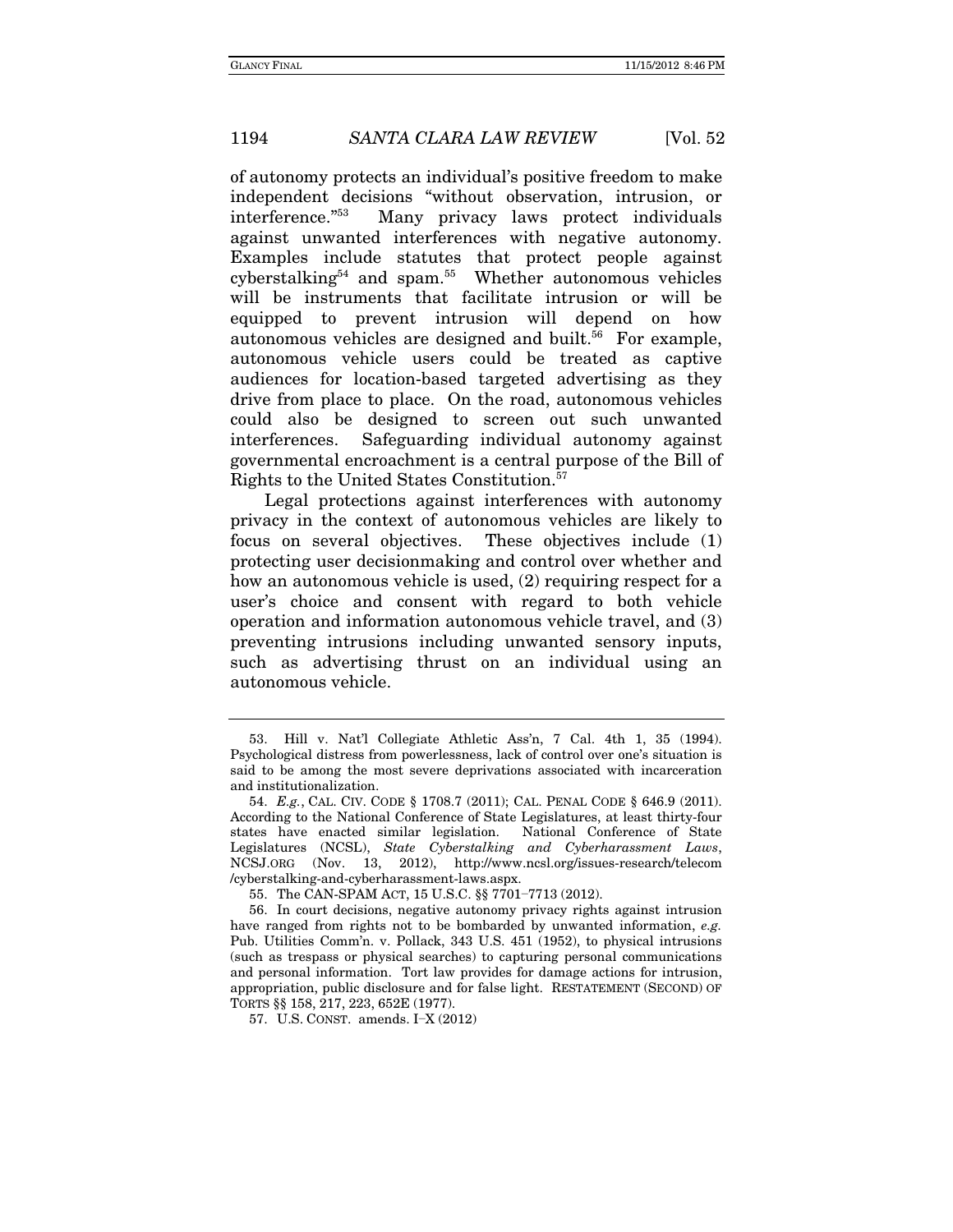of autonomy protects an individual's positive freedom to make independent decisions "without observation, intrusion, or interference."[53] Many privacy laws protect individuals against unwanted interferences with negative autonomy. Examples include statutes that protect people against cyberstalking[54] and spam.[55] Whether autonomous vehicles will be instruments that facilitate intrusion or will be equipped to prevent intrusion will depend on how autonomous vehicles are designed and built.[56] For example, autonomous vehicle users could be treated as captive audiences for location-based targeted advertising as they drive from place to place. On the road, autonomous vehicles could also be designed to screen out such unwanted interferences. Safeguarding individual autonomy against governmental encroachment is a central purpose of the Bill of Rights to the United States Constitution.[57]

Legal protections against interferences with autonomy privacy in the context of autonomous vehicles are likely to focus on several objectives. These objectives include (1) protecting user decisionmaking and control over whether and how an autonomous vehicle is used, (2) requiring respect for a user's choice and consent with regard to both vehicle operation and information autonomous vehicle travel, and (3) preventing intrusions including unwanted sensory inputs, such as advertising thrust on an individual using an autonomous vehicle.

---

53. Hill v. Nat'l Collegiate Athletic Ass'n, 7 Cal. 4th 1, 35 (1994). Psychological distress from powerlessness, lack of control over one's situation is said to be among the most severe deprivations associated with incarceration and institutionalization.

54. *E.g.*, CAL. CIV. CODE § 1708.7 (2011); CAL. PENAL CODE § 646.9 (2011). According to the National Conference of State Legislatures, at least thirty-four states have enacted similar legislation. National Conference of State Legislatures (NCSL), *State Cyberstalking and Cyberharassment Laws*, NCSJ.ORG (Nov. 13, 2012), http://www.ncsl.org/issues-research/telecom/cyberstalking-and-cyberharassment-laws.aspx.

55. The CAN-SPAM ACT, 15 U.S.C. §§ 7701–7713 (2012).

56. In court decisions, negative autonomy privacy rights against intrusion have ranged from rights not to be bombarded by unwanted information, *e.g.* Pub. Utilities Comm'n. v. Pollack, 343 U.S. 451 (1952), to physical intrusions (such as trespass or physical searches) to capturing personal communications and personal information. Tort law provides for damage actions for intrusion, appropriation, public disclosure and for false light. RESTATEMENT (SECOND) OF TORTS §§ 158, 217, 223, 652E (1977).

57. U.S. CONST. amends. I–X (2012)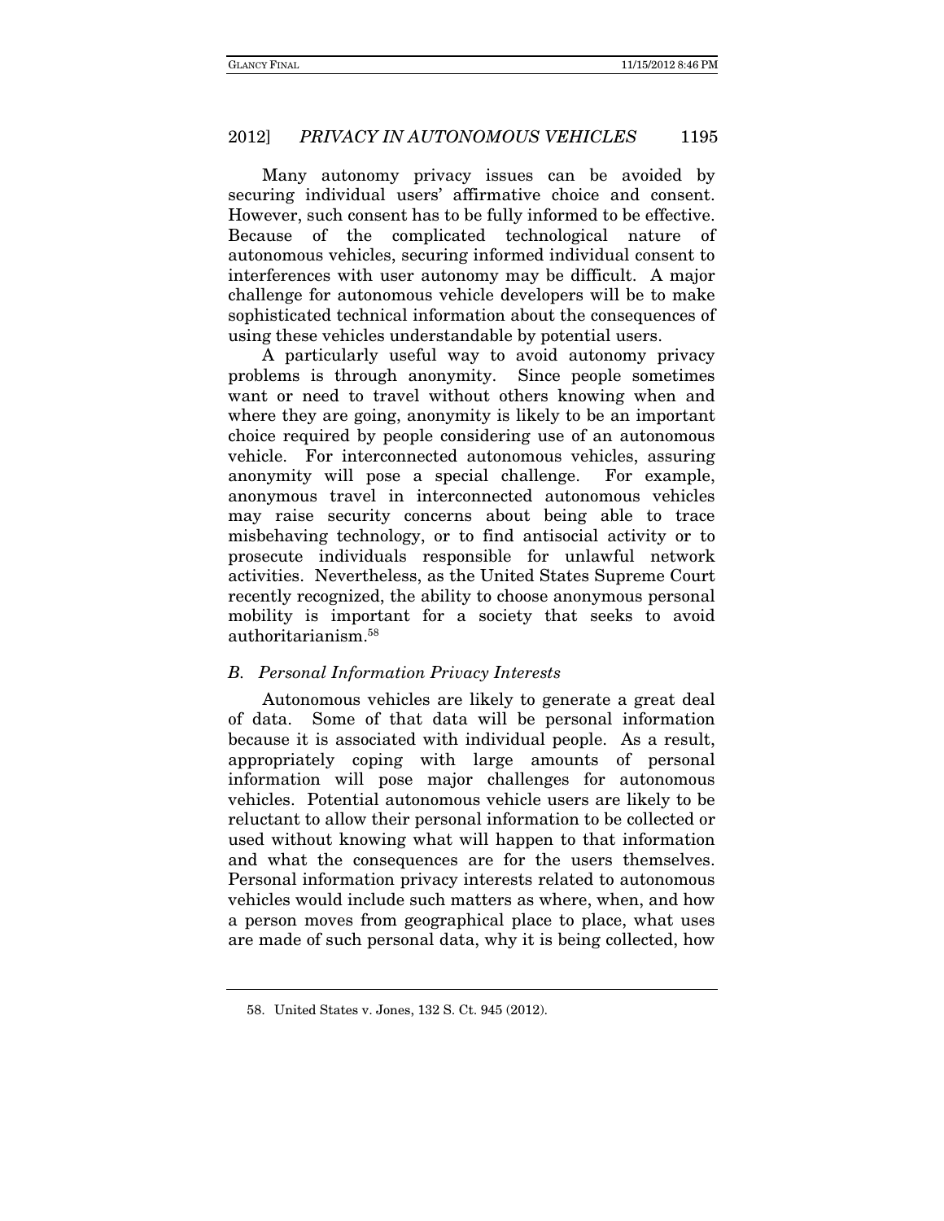Many autonomy privacy issues can be avoided by securing individual users' affirmative choice and consent. However, such consent has to be fully informed to be effective. Because of the complicated technological nature of autonomous vehicles, securing informed individual consent to interferences with user autonomy may be difficult. A major challenge for autonomous vehicle developers will be to make sophisticated technical information about the consequences of using these vehicles understandable by potential users.

A particularly useful way to avoid autonomy privacy problems is through anonymity. Since people sometimes want or need to travel without others knowing when and where they are going, anonymity is likely to be an important choice required by people considering use of an autonomous vehicle. For interconnected autonomous vehicles, assuring anonymity will pose a special challenge. For example, anonymous travel in interconnected autonomous vehicles may raise security concerns about being able to trace misbehaving technology, or to find antisocial activity or to prosecute individuals responsible for unlawful network activities. Nevertheless, as the United States Supreme Court recently recognized, the ability to choose anonymous personal mobility is important for a society that seeks to avoid authoritarianism.[58]

### *B. Personal Information Privacy Interests*

Autonomous vehicles are likely to generate a great deal of data. Some of that data will be personal information because it is associated with individual people. As a result, appropriately coping with large amounts of personal information will pose major challenges for autonomous vehicles. Potential autonomous vehicle users are likely to be reluctant to allow their personal information to be collected or used without knowing what will happen to that information and what the consequences are for the users themselves. Personal information privacy interests related to autonomous vehicles would include such matters as where, when, and how a person moves from geographical place to place, what uses are made of such personal data, why it is being collected, how

---

58. United States v. Jones, 132 S. Ct. 945 (2012).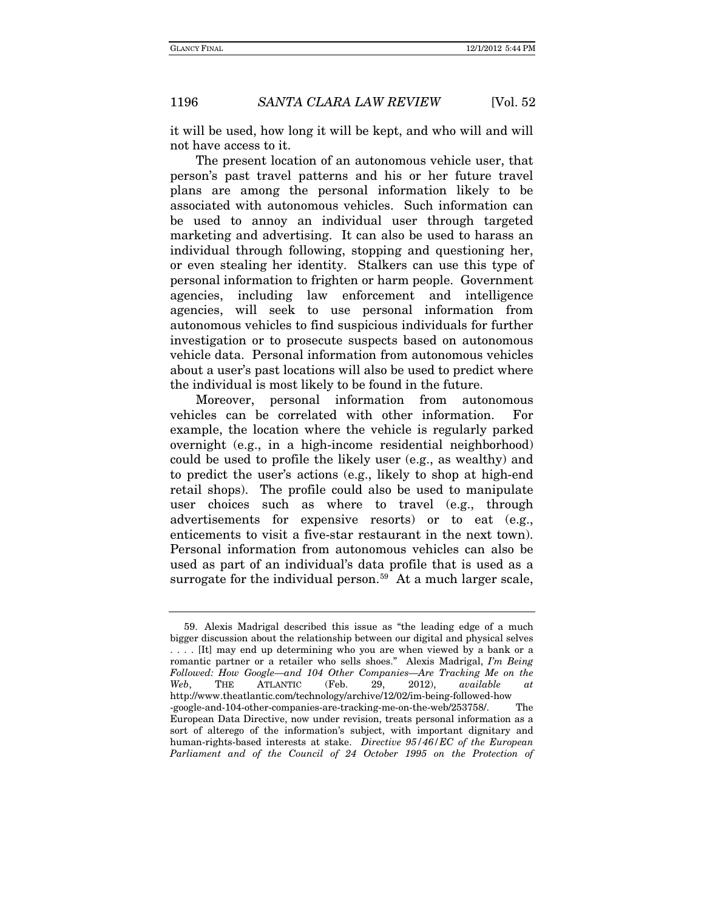it will be used, how long it will be kept, and who will and will not have access to it.

The present location of an autonomous vehicle user, that person's past travel patterns and his or her future travel plans are among the personal information likely to be associated with autonomous vehicles. Such information can be used to annoy an individual user through targeted marketing and advertising. It can also be used to harass an individual through following, stopping and questioning her, or even stealing her identity. Stalkers can use this type of personal information to frighten or harm people. Government agencies, including law enforcement and intelligence agencies, will seek to use personal information from autonomous vehicles to find suspicious individuals for further investigation or to prosecute suspects based on autonomous vehicle data. Personal information from autonomous vehicles about a user's past locations will also be used to predict where the individual is most likely to be found in the future.

Moreover, personal information from autonomous vehicles can be correlated with other information. For example, the location where the vehicle is regularly parked overnight (e.g., in a high-income residential neighborhood) could be used to profile the likely user (e.g., as wealthy) and to predict the user's actions (e.g., likely to shop at high-end retail shops). The profile could also be used to manipulate user choices such as where to travel (e.g., through advertisements for expensive resorts) or to eat (e.g., enticements to visit a five-star restaurant in the next town). Personal information from autonomous vehicles can also be used as part of an individual's data profile that is used as a surrogate for the individual person.[59] At a much larger scale,

---

59. Alexis Madrigal described this issue as "the leading edge of a much bigger discussion about the relationship between our digital and physical selves . . . . [It] may end up determining who you are when viewed by a bank or a romantic partner or a retailer who sells shoes." Alexis Madrigal, *I'm Being Followed: How Google—and 104 Other Companies—Are Tracking Me on the Web*, THE ATLANTIC (Feb. 29, 2012), *available at* http://www.theatlantic.com/technology/archive/12/02/im-being-followed-how-google-and-104-other-companies-are-tracking-me-on-the-web/253758/. The European Data Directive, now under revision, treats personal information as a sort of alterego of the information's subject, with important dignitary and human-rights-based interests at stake. *Directive 95/46/EC of the European Parliament and of the Council of 24 October 1995 on the Protection of*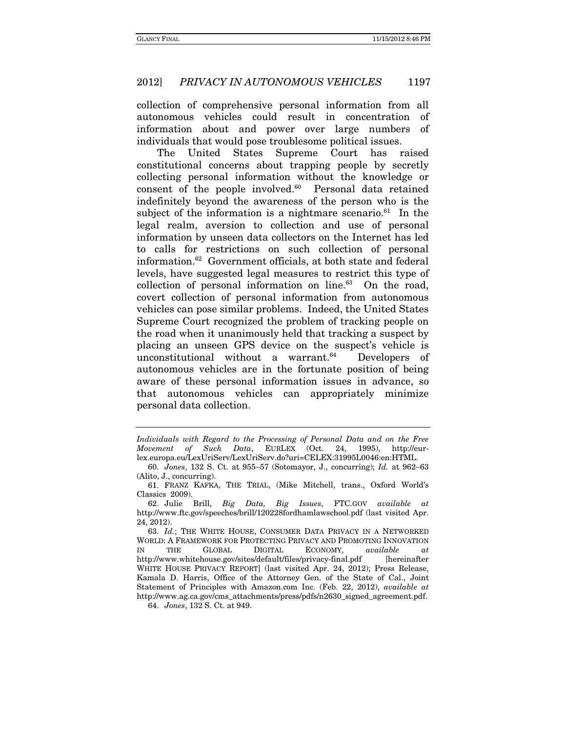collection of comprehensive personal information from all autonomous vehicles could result in concentration of information about and power over large numbers of individuals that would pose troublesome political issues.

The United States Supreme Court has raised constitutional concerns about trapping people by secretly collecting personal information without the knowledge or consent of the people involved.[60] Personal data retained indefinitely beyond the awareness of the person who is the subject of the information is a nightmare scenario.[61] In the legal realm, aversion to collection and use of personal information by unseen data collectors on the Internet has led to calls for restrictions on such collection of personal information.[62] Government officials, at both state and federal levels, have suggested legal measures to restrict this type of collection of personal information on line.[63] On the road, covert collection of personal information from autonomous vehicles can pose similar problems. Indeed, the United States Supreme Court recognized the problem of tracking people on the road when it unanimously held that tracking a suspect by placing an unseen GPS device on the suspect's vehicle is unconstitutional without a warrant.[64] Developers of autonomous vehicles are in the fortunate position of being aware of these personal information issues in advance, so that autonomous vehicles can appropriately minimize personal data collection.

---

*Individuals with Regard to the Processing of Personal Data and on the Free Movement of Such Data*, EURLEX (Oct. 24, 1995), http://eur-lex.europa.eu/LexUriServ/LexUriServ.do?uri=CELEX:31995L0046:en:HTML.

60. *Jones*, 132 S. Ct. at 955–57 (Sotomayor, J., concurring); *Id.* at 962–63 (Alito, J., concurring).

61. FRANZ KAFKA, THE TRIAL, (Mike Mitchell, trans., Oxford World's Classics 2009).

62. Julie Brill, *Big Data, Big Issues*, FTC.GOV *available at* http://www.ftc.gov/speeches/brill/120228fordhamlawschool.pdf (last visited Apr. 24, 2012).

63. *Id.*; THE WHITE HOUSE, CONSUMER DATA PRIVACY IN A NETWORKED WORLD: A FRAMEWORK FOR PROTECTING PRIVACY AND PROMOTING INNOVATION IN THE GLOBAL DIGITAL ECONOMY, *available at* http://www.whitehouse.gov/sites/default/files/privacy-final.pdf [hereinafter WHITE HOUSE PRIVACY REPORT] (last visited Apr. 24, 2012); Press Release, Kamala D. Harris, Office of the Attorney Gen. of the State of Cal., Joint Statement of Principles with Amazon.com Inc. (Feb. 22, 2012), *available at* http://www.ag.ca.gov/cms_attachments/press/pdfs/n2630_signed_agreement.pdf.

64. *Jones*, 132 S. Ct. at 949.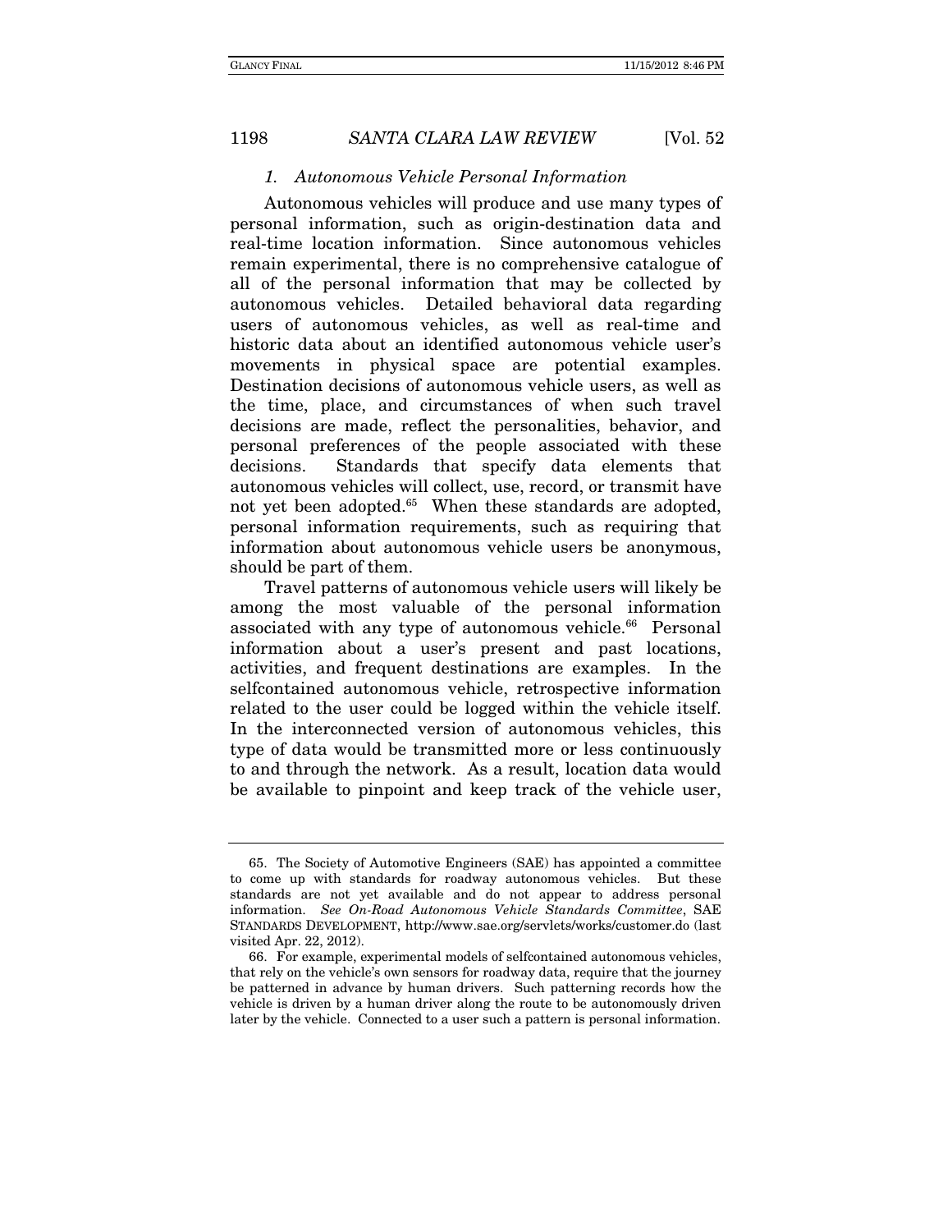### *1. Autonomous Vehicle Personal Information*

Autonomous vehicles will produce and use many types of personal information, such as origin-destination data and real-time location information. Since autonomous vehicles remain experimental, there is no comprehensive catalogue of all of the personal information that may be collected by autonomous vehicles. Detailed behavioral data regarding users of autonomous vehicles, as well as real-time and historic data about an identified autonomous vehicle user's movements in physical space are potential examples. Destination decisions of autonomous vehicle users, as well as the time, place, and circumstances of when such travel decisions are made, reflect the personalities, behavior, and personal preferences of the people associated with these decisions. Standards that specify data elements that autonomous vehicles will collect, use, record, or transmit have not yet been adopted.[65] When these standards are adopted, personal information requirements, such as requiring that information about autonomous vehicle users be anonymous, should be part of them.

Travel patterns of autonomous vehicle users will likely be among the most valuable of the personal information associated with any type of autonomous vehicle.[66] Personal information about a user's present and past locations, activities, and frequent destinations are examples. In the selfcontained autonomous vehicle, retrospective information related to the user could be logged within the vehicle itself. In the interconnected version of autonomous vehicles, this type of data would be transmitted more or less continuously to and through the network. As a result, location data would be available to pinpoint and keep track of the vehicle user,

---

65. The Society of Automotive Engineers (SAE) has appointed a committee to come up with standards for roadway autonomous vehicles. But these standards are not yet available and do not appear to address personal information. *See On-Road Autonomous Vehicle Standards Committee*, SAE STANDARDS DEVELOPMENT, http://www.sae.org/servlets/works/customer.do (last visited Apr. 22, 2012).

66. For example, experimental models of selfcontained autonomous vehicles, that rely on the vehicle's own sensors for roadway data, require that the journey be patterned in advance by human drivers. Such patterning records how the vehicle is driven by a human driver along the route to be autonomously driven later by the vehicle. Connected to a user such a pattern is personal information.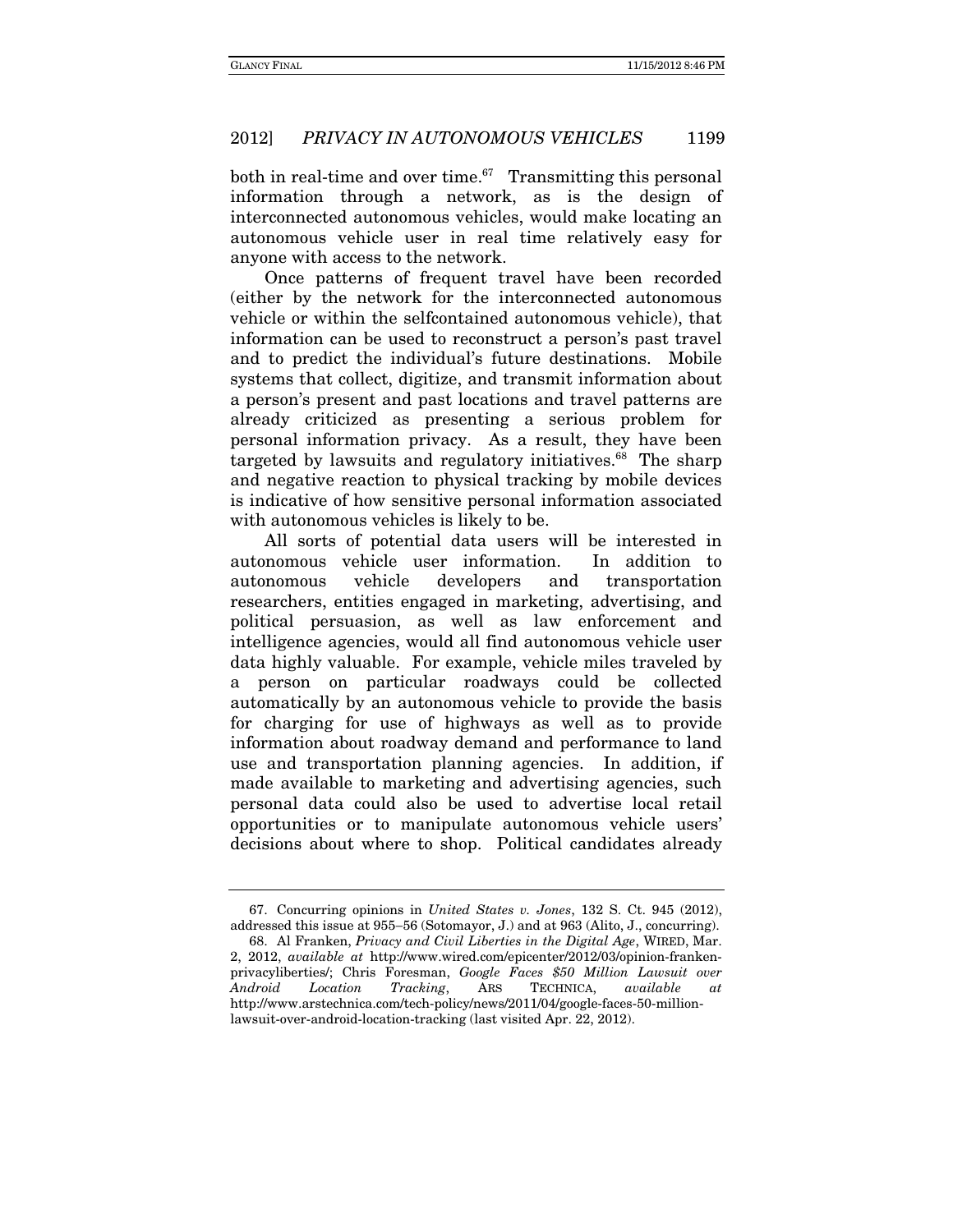both in real-time and over time.[67] Transmitting this personal information through a network, as is the design of interconnected autonomous vehicles, would make locating an autonomous vehicle user in real time relatively easy for anyone with access to the network.

Once patterns of frequent travel have been recorded (either by the network for the interconnected autonomous vehicle or within the selfcontained autonomous vehicle), that information can be used to reconstruct a person's past travel and to predict the individual's future destinations. Mobile systems that collect, digitize, and transmit information about a person's present and past locations and travel patterns are already criticized as presenting a serious problem for personal information privacy. As a result, they have been targeted by lawsuits and regulatory initiatives.[68] The sharp and negative reaction to physical tracking by mobile devices is indicative of how sensitive personal information associated with autonomous vehicles is likely to be.

All sorts of potential data users will be interested in autonomous vehicle user information. In addition to autonomous vehicle developers and transportation researchers, entities engaged in marketing, advertising, and political persuasion, as well as law enforcement and intelligence agencies, would all find autonomous vehicle user data highly valuable. For example, vehicle miles traveled by a person on particular roadways could be collected automatically by an autonomous vehicle to provide the basis for charging for use of highways as well as to provide information about roadway demand and performance to land use and transportation planning agencies. In addition, if made available to marketing and advertising agencies, such personal data could also be used to advertise local retail opportunities or to manipulate autonomous vehicle users' decisions about where to shop. Political candidates already

---

67. Concurring opinions in *United States v. Jones*, 132 S. Ct. 945 (2012), addressed this issue at 955–56 (Sotomayor, J.) and at 963 (Alito, J., concurring).

68. Al Franken, *Privacy and Civil Liberties in the Digital Age*, WIRED, Mar. 2, 2012, *available at* http://www.wired.com/epicenter/2012/03/opinion-franken-privacyliberties/; Chris Foresman, *Google Faces $50 Million Lawsuit over Android Location Tracking*, ARS TECHNICA, *available at* http://www.arstechnica.com/tech-policy/news/2011/04/google-faces-50-million-lawsuit-over-android-location-tracking (last visited Apr. 22, 2012).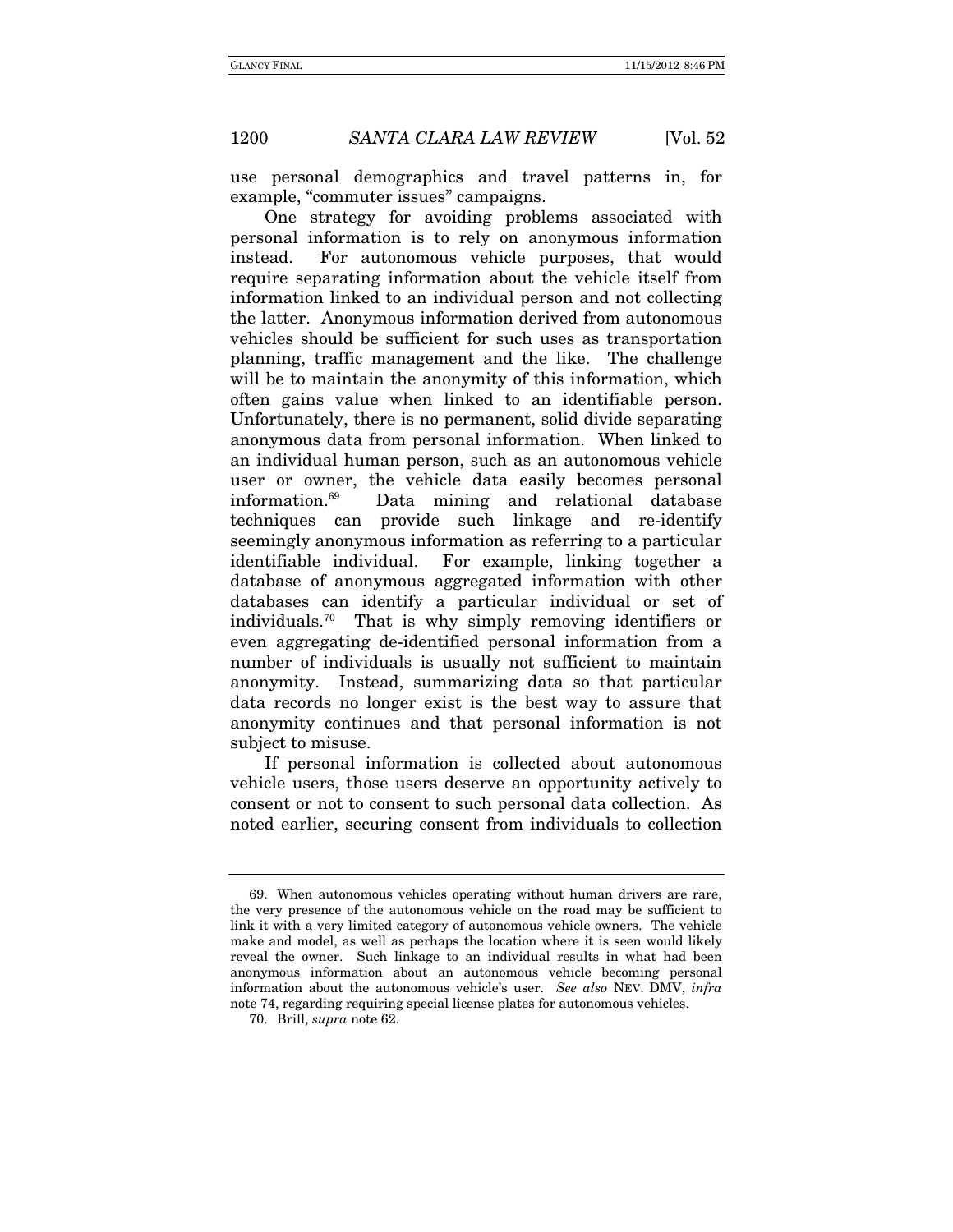use personal demographics and travel patterns in, for example, "commuter issues" campaigns.

One strategy for avoiding problems associated with personal information is to rely on anonymous information instead. For autonomous vehicle purposes, that would require separating information about the vehicle itself from information linked to an individual person and not collecting the latter. Anonymous information derived from autonomous vehicles should be sufficient for such uses as transportation planning, traffic management and the like. The challenge will be to maintain the anonymity of this information, which often gains value when linked to an identifiable person. Unfortunately, there is no permanent, solid divide separating anonymous data from personal information. When linked to an individual human person, such as an autonomous vehicle user or owner, the vehicle data easily becomes personal information.[69] Data mining and relational database techniques can provide such linkage and re-identify seemingly anonymous information as referring to a particular identifiable individual. For example, linking together a database of anonymous aggregated information with other databases can identify a particular individual or set of individuals.[70] That is why simply removing identifiers or even aggregating de-identified personal information from a number of individuals is usually not sufficient to maintain anonymity. Instead, summarizing data so that particular data records no longer exist is the best way to assure that anonymity continues and that personal information is not subject to misuse.

If personal information is collected about autonomous vehicle users, those users deserve an opportunity actively to consent or not to consent to such personal data collection. As noted earlier, securing consent from individuals to collection

---

69. When autonomous vehicles operating without human drivers are rare, the very presence of the autonomous vehicle on the road may be sufficient to link it with a very limited category of autonomous vehicle owners. The vehicle make and model, as well as perhaps the location where it is seen would likely reveal the owner. Such linkage to an individual results in what had been anonymous information about an autonomous vehicle becoming personal information about the autonomous vehicle's user. *See also* NEV. DMV, *infra* note 74, regarding requiring special license plates for autonomous vehicles.

70. Brill, *supra* note 62.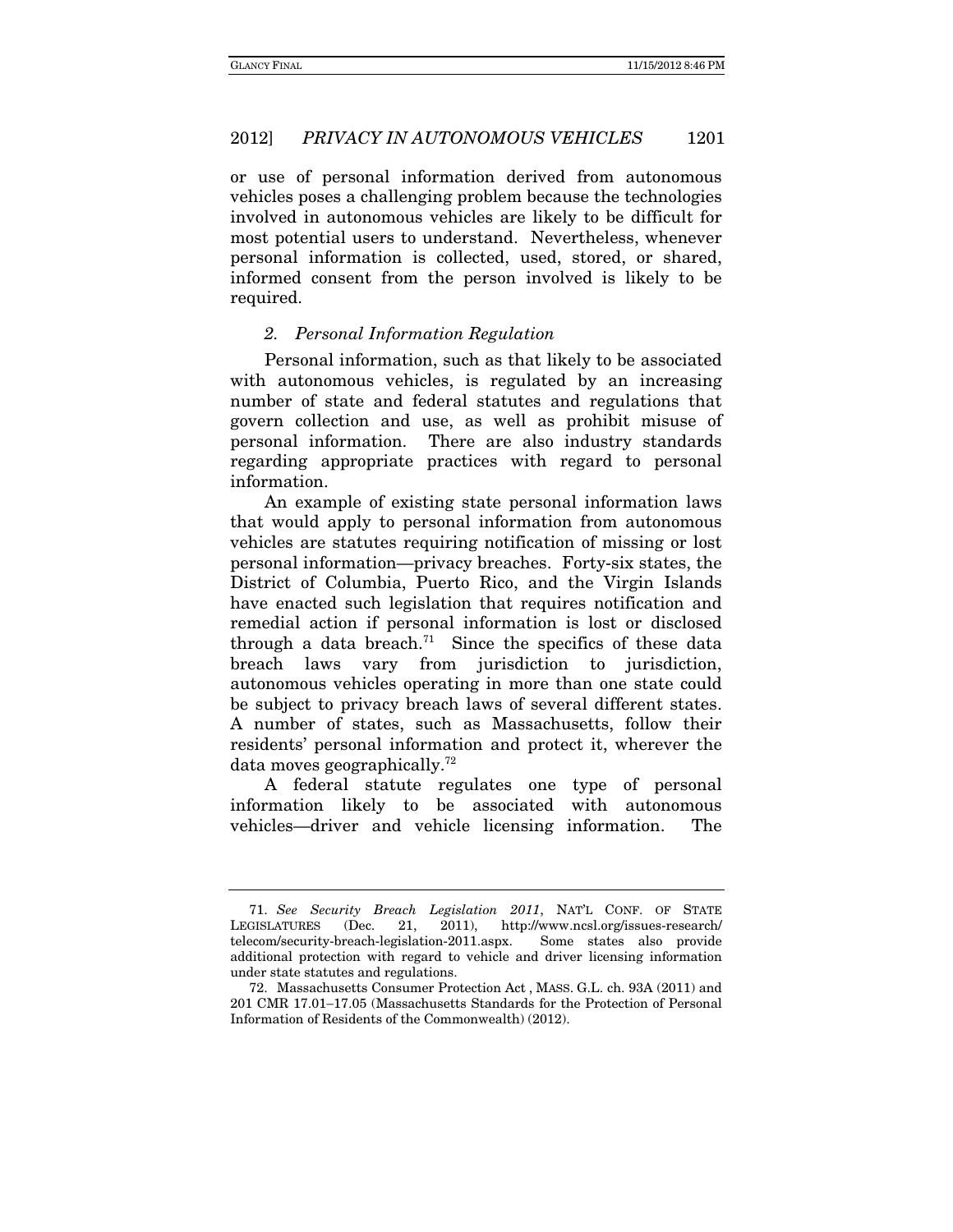or use of personal information derived from autonomous vehicles poses a challenging problem because the technologies involved in autonomous vehicles are likely to be difficult for most potential users to understand. Nevertheless, whenever personal information is collected, used, stored, or shared, informed consent from the person involved is likely to be required.

### *2. Personal Information Regulation*

Personal information, such as that likely to be associated with autonomous vehicles, is regulated by an increasing number of state and federal statutes and regulations that govern collection and use, as well as prohibit misuse of personal information. There are also industry standards regarding appropriate practices with regard to personal information.

An example of existing state personal information laws that would apply to personal information from autonomous vehicles are statutes requiring notification of missing or lost personal information—privacy breaches. Forty-six states, the District of Columbia, Puerto Rico, and the Virgin Islands have enacted such legislation that requires notification and remedial action if personal information is lost or disclosed through a data breach.[71] Since the specifics of these data breach laws vary from jurisdiction to jurisdiction, autonomous vehicles operating in more than one state could be subject to privacy breach laws of several different states. A number of states, such as Massachusetts, follow their residents' personal information and protect it, wherever the data moves geographically.[72]

A federal statute regulates one type of personal information likely to be associated with autonomous vehicles—driver and vehicle licensing information. The

---

71. *See Security Breach Legislation 2011*, NAT'L CONF. OF STATE LEGISLATURES (Dec. 21, 2011), http://www.ncsl.org/issues-research/telecom/security-breach-legislation-2011.aspx. Some states also provide additional protection with regard to vehicle and driver licensing information under state statutes and regulations.

72. Massachusetts Consumer Protection Act , MASS. G.L. ch. 93A (2011) and 201 CMR 17.01–17.05 (Massachusetts Standards for the Protection of Personal Information of Residents of the Commonwealth) (2012).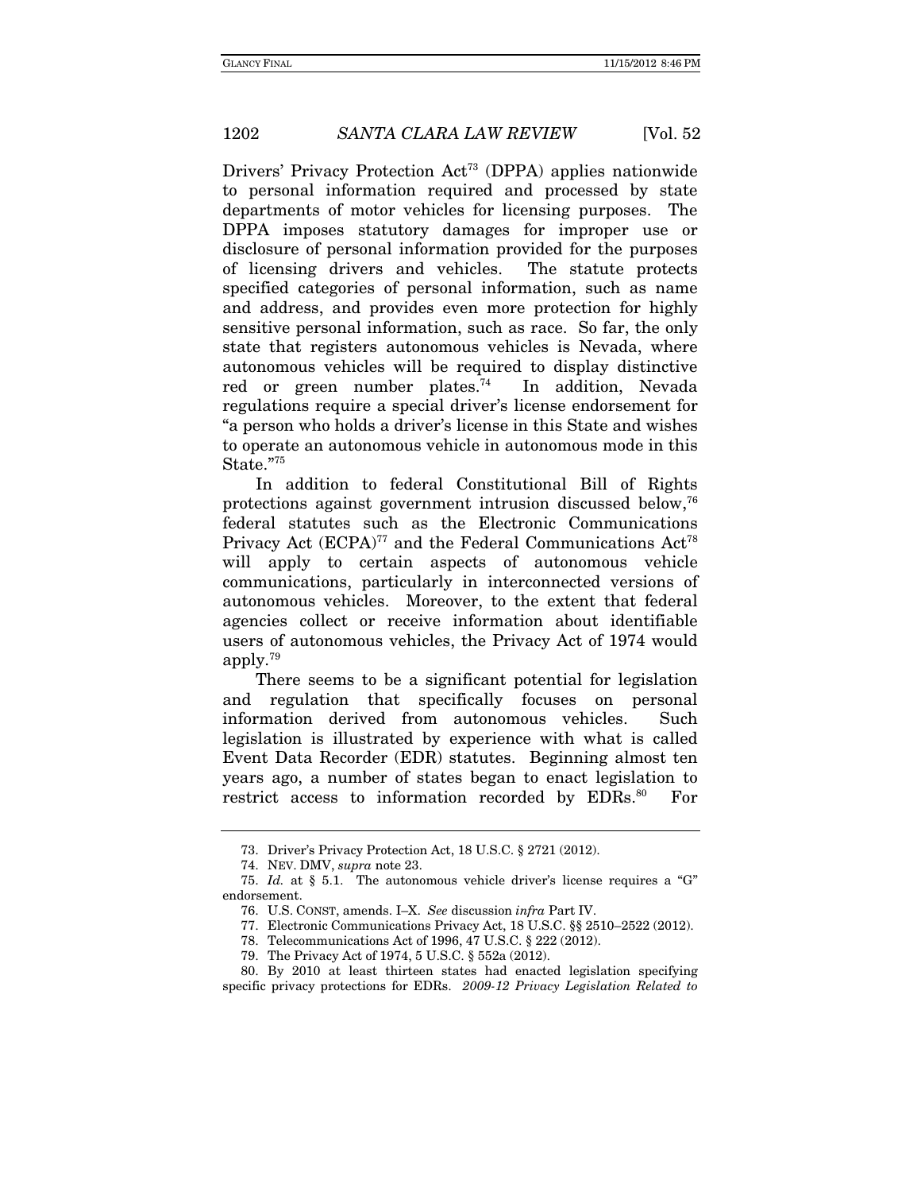Drivers' Privacy Protection Act[73] (DPPA) applies nationwide to personal information required and processed by state departments of motor vehicles for licensing purposes. The DPPA imposes statutory damages for improper use or disclosure of personal information provided for the purposes of licensing drivers and vehicles. The statute protects specified categories of personal information, such as name and address, and provides even more protection for highly sensitive personal information, such as race. So far, the only state that registers autonomous vehicles is Nevada, where autonomous vehicles will be required to display distinctive red or green number plates.[74] In addition, Nevada regulations require a special driver's license endorsement for "a person who holds a driver's license in this State and wishes to operate an autonomous vehicle in autonomous mode in this State."[75]

In addition to federal Constitutional Bill of Rights protections against government intrusion discussed below,[76] federal statutes such as the Electronic Communications Privacy Act (ECPA)[77] and the Federal Communications Act[78] will apply to certain aspects of autonomous vehicle communications, particularly in interconnected versions of autonomous vehicles. Moreover, to the extent that federal agencies collect or receive information about identifiable users of autonomous vehicles, the Privacy Act of 1974 would apply.[79]

There seems to be a significant potential for legislation and regulation that specifically focuses on personal information derived from autonomous vehicles. Such legislation is illustrated by experience with what is called Event Data Recorder (EDR) statutes. Beginning almost ten years ago, a number of states began to enact legislation to restrict access to information recorded by EDRs.[80] For

---

73. Driver's Privacy Protection Act, 18 U.S.C. § 2721 (2012).

74. NEV. DMV, *supra* note 23.

75. *Id.* at § 5.1. The autonomous vehicle driver's license requires a "G" endorsement.

76. U.S. CONST, amends. I–X. *See* discussion *infra* Part IV.

77. Electronic Communications Privacy Act, 18 U.S.C. §§ 2510–2522 (2012).

78. Telecommunications Act of 1996, 47 U.S.C. § 222 (2012).

79. The Privacy Act of 1974, 5 U.S.C. § 552a (2012).

80. By 2010 at least thirteen states had enacted legislation specifying specific privacy protections for EDRs. *2009-12 Privacy Legislation Related to*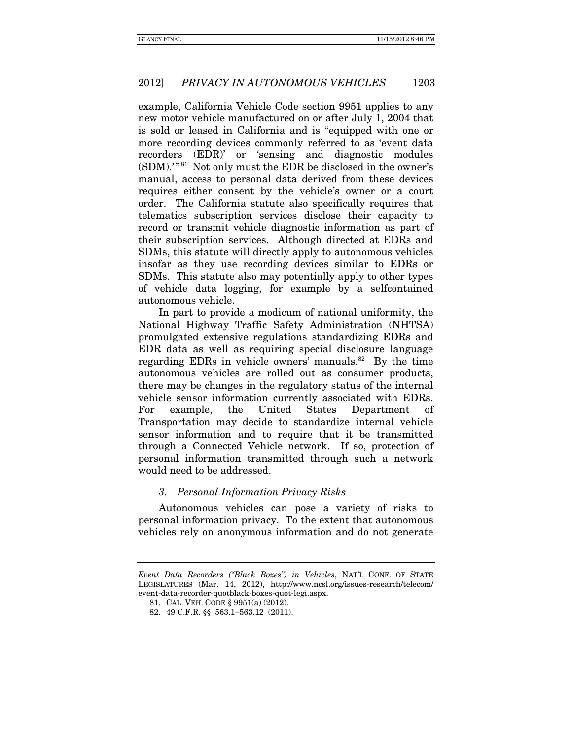example, California Vehicle Code section 9951 applies to any new motor vehicle manufactured on or after July 1, 2004 that is sold or leased in California and is "equipped with one or more recording devices commonly referred to as 'event data recorders (EDR)' or 'sensing and diagnostic modules (SDM).'"[81] Not only must the EDR be disclosed in the owner's manual, access to personal data derived from these devices requires either consent by the vehicle's owner or a court order. The California statute also specifically requires that telematics subscription services disclose their capacity to record or transmit vehicle diagnostic information as part of their subscription services. Although directed at EDRs and SDMs, this statute will directly apply to autonomous vehicles insofar as they use recording devices similar to EDRs or SDMs. This statute also may potentially apply to other types of vehicle data logging, for example by a selfcontained autonomous vehicle.

In part to provide a modicum of national uniformity, the National Highway Traffic Safety Administration (NHTSA) promulgated extensive regulations standardizing EDRs and EDR data as well as requiring special disclosure language regarding EDRs in vehicle owners' manuals.[82] By the time autonomous vehicles are rolled out as consumer products, there may be changes in the regulatory status of the internal vehicle sensor information currently associated with EDRs. For example, the United States Department of Transportation may decide to standardize internal vehicle sensor information and to require that it be transmitted through a Connected Vehicle network. If so, protection of personal information transmitted through such a network would need to be addressed.

### *3. Personal Information Privacy Risks*

Autonomous vehicles can pose a variety of risks to personal information privacy. To the extent that autonomous vehicles rely on anonymous information and do not generate

---

*Event Data Recorders ("Black Boxes") in Vehicles*, NAT'L CONF. OF STATE LEGISLATURES (Mar. 14, 2012), http://www.ncsl.org/issues-research/telecom/event-data-recorder-quotblack-boxes-quot-legi.aspx.

81. CAL. VEH. CODE § 9951(a) (2012).

82. 49 C.F.R. §§ 563.1–563.12 (2011).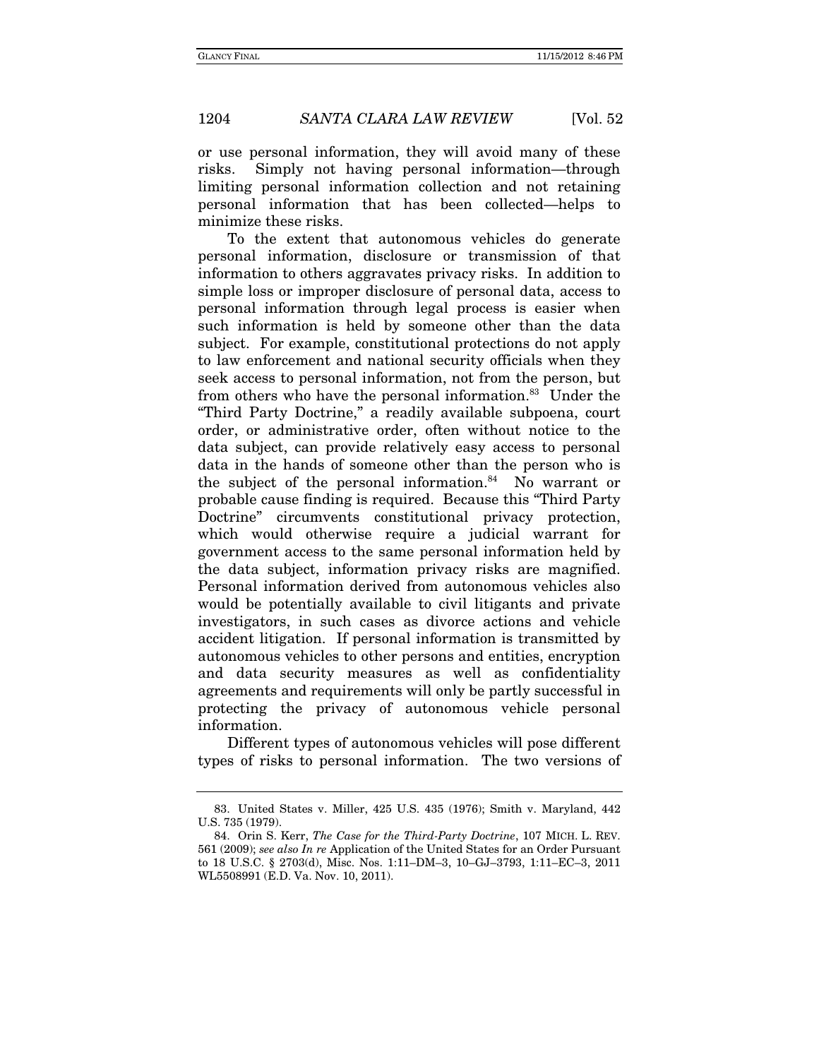or use personal information, they will avoid many of these risks. Simply not having personal information—through limiting personal information collection and not retaining personal information that has been collected—helps to minimize these risks.

To the extent that autonomous vehicles do generate personal information, disclosure or transmission of that information to others aggravates privacy risks. In addition to simple loss or improper disclosure of personal data, access to personal information through legal process is easier when such information is held by someone other than the data subject. For example, constitutional protections do not apply to law enforcement and national security officials when they seek access to personal information, not from the person, but from others who have the personal information.[83] Under the "Third Party Doctrine," a readily available subpoena, court order, or administrative order, often without notice to the data subject, can provide relatively easy access to personal data in the hands of someone other than the person who is the subject of the personal information.[84] No warrant or probable cause finding is required. Because this "Third Party Doctrine" circumvents constitutional privacy protection, which would otherwise require a judicial warrant for government access to the same personal information held by the data subject, information privacy risks are magnified. Personal information derived from autonomous vehicles also would be potentially available to civil litigants and private investigators, in such cases as divorce actions and vehicle accident litigation. If personal information is transmitted by autonomous vehicles to other persons and entities, encryption and data security measures as well as confidentiality agreements and requirements will only be partly successful in protecting the privacy of autonomous vehicle personal information.

Different types of autonomous vehicles will pose different types of risks to personal information. The two versions of

---

83. United States v. Miller, 425 U.S. 435 (1976); Smith v. Maryland, 442 U.S. 735 (1979).

84. Orin S. Kerr, *The Case for the Third-Party Doctrine*, 107 MICH. L. REV. 561 (2009); *see also In re* Application of the United States for an Order Pursuant to 18 U.S.C. § 2703(d), Misc. Nos. 1:11–DM–3, 10–GJ–3793, 1:11–EC–3, 2011 WL5508991 (E.D. Va. Nov. 10, 2011).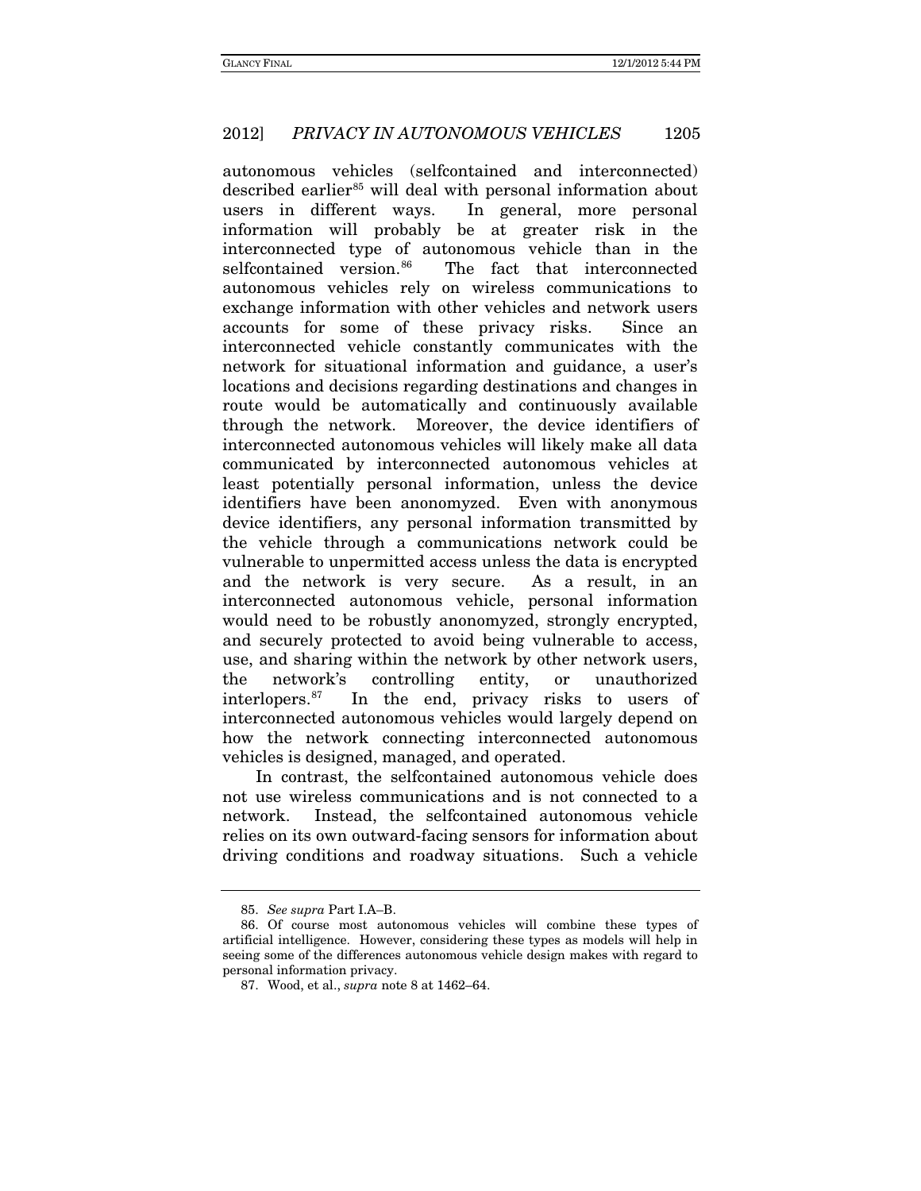autonomous vehicles (selfcontained and interconnected) described earlier[85] will deal with personal information about users in different ways. In general, more personal information will probably be at greater risk in the interconnected type of autonomous vehicle than in the selfcontained version.[86] The fact that interconnected autonomous vehicles rely on wireless communications to exchange information with other vehicles and network users accounts for some of these privacy risks. Since an interconnected vehicle constantly communicates with the network for situational information and guidance, a user's locations and decisions regarding destinations and changes in route would be automatically and continuously available through the network. Moreover, the device identifiers of interconnected autonomous vehicles will likely make all data communicated by interconnected autonomous vehicles at least potentially personal information, unless the device identifiers have been anonomyzed. Even with anonymous device identifiers, any personal information transmitted by the vehicle through a communications network could be vulnerable to unpermitted access unless the data is encrypted and the network is very secure. As a result, in an interconnected autonomous vehicle, personal information would need to be robustly anonomyzed, strongly encrypted, and securely protected to avoid being vulnerable to access, use, and sharing within the network by other network users, the network's controlling entity, or unauthorized interlopers.[87] In the end, privacy risks to users of interconnected autonomous vehicles would largely depend on how the network connecting interconnected autonomous vehicles is designed, managed, and operated.

In contrast, the selfcontained autonomous vehicle does not use wireless communications and is not connected to a network. Instead, the selfcontained autonomous vehicle relies on its own outward-facing sensors for information about driving conditions and roadway situations. Such a vehicle

---

85. *See supra* Part I.A–B.

86. Of course most autonomous vehicles will combine these types of artificial intelligence. However, considering these types as models will help in seeing some of the differences autonomous vehicle design makes with regard to personal information privacy.

87. Wood, et al., *supra* note 8 at 1462–64.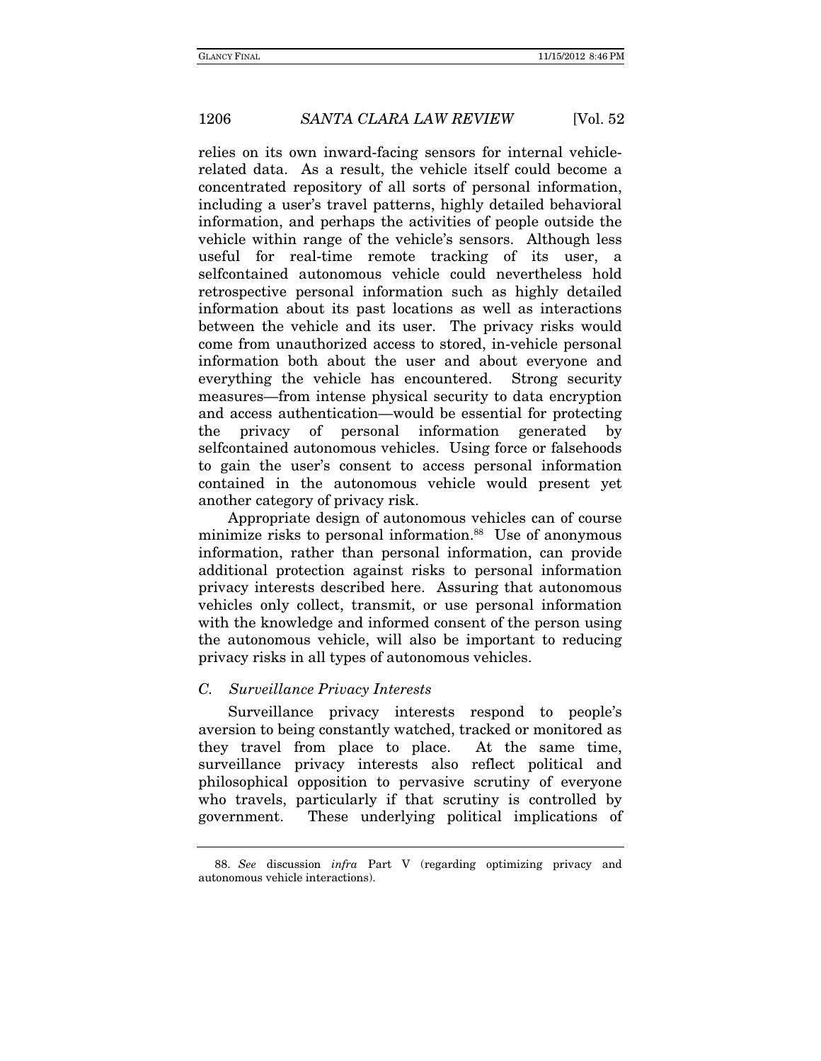relies on its own inward-facing sensors for internal vehicle-related data. As a result, the vehicle itself could become a concentrated repository of all sorts of personal information, including a user's travel patterns, highly detailed behavioral information, and perhaps the activities of people outside the vehicle within range of the vehicle's sensors. Although less useful for real-time remote tracking of its user, a selfcontained autonomous vehicle could nevertheless hold retrospective personal information such as highly detailed information about its past locations as well as interactions between the vehicle and its user. The privacy risks would come from unauthorized access to stored, in-vehicle personal information both about the user and about everyone and everything the vehicle has encountered. Strong security measures—from intense physical security to data encryption and access authentication—would be essential for protecting the privacy of personal information generated by selfcontained autonomous vehicles. Using force or falsehoods to gain the user's consent to access personal information contained in the autonomous vehicle would present yet another category of privacy risk.

Appropriate design of autonomous vehicles can of course minimize risks to personal information.[88] Use of anonymous information, rather than personal information, can provide additional protection against risks to personal information privacy interests described here. Assuring that autonomous vehicles only collect, transmit, or use personal information with the knowledge and informed consent of the person using the autonomous vehicle, will also be important to reducing privacy risks in all types of autonomous vehicles.

### *C. Surveillance Privacy Interests*

Surveillance privacy interests respond to people's aversion to being constantly watched, tracked or monitored as they travel from place to place. At the same time, surveillance privacy interests also reflect political and philosophical opposition to pervasive scrutiny of everyone who travels, particularly if that scrutiny is controlled by government. These underlying political implications of

---

88. *See* discussion *infra* Part V (regarding optimizing privacy and autonomous vehicle interactions).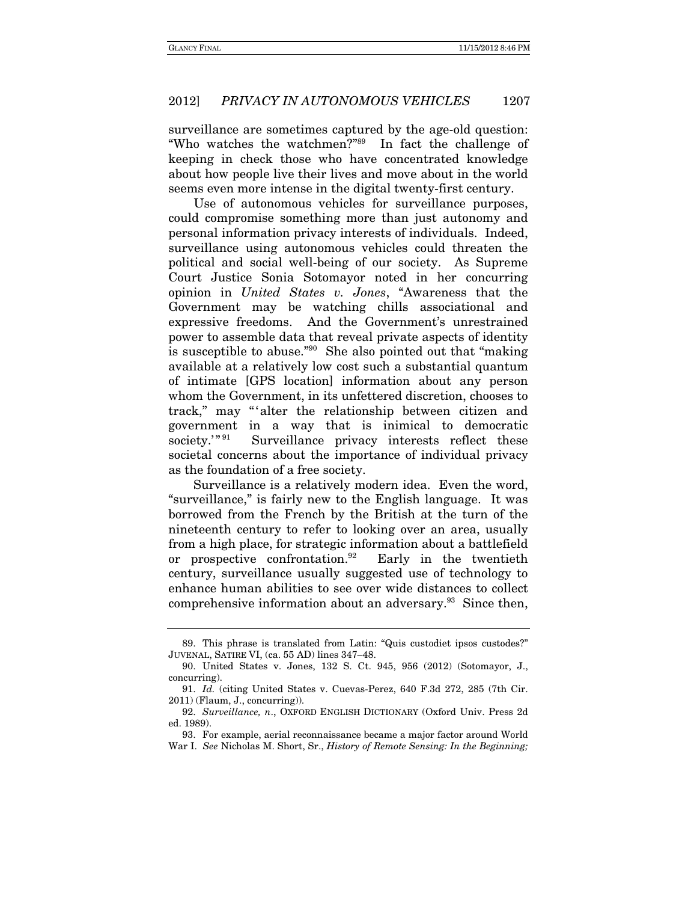surveillance are sometimes captured by the age-old question: "Who watches the watchmen?"[89] In fact the challenge of keeping in check those who have concentrated knowledge about how people live their lives and move about in the world seems even more intense in the digital twenty-first century.

Use of autonomous vehicles for surveillance purposes, could compromise something more than just autonomy and personal information privacy interests of individuals. Indeed, surveillance using autonomous vehicles could threaten the political and social well-being of our society. As Supreme Court Justice Sonia Sotomayor noted in her concurring opinion in *United States v. Jones*, "Awareness that the Government may be watching chills associational and expressive freedoms. And the Government's unrestrained power to assemble data that reveal private aspects of identity is susceptible to abuse."[90] She also pointed out that "making available at a relatively low cost such a substantial quantum of intimate [GPS location] information about any person whom the Government, in its unfettered discretion, chooses to track," may "'alter the relationship between citizen and government in a way that is inimical to democratic society.'"[91] Surveillance privacy interests reflect these societal concerns about the importance of individual privacy as the foundation of a free society.

Surveillance is a relatively modern idea. Even the word, "surveillance," is fairly new to the English language. It was borrowed from the French by the British at the turn of the nineteenth century to refer to looking over an area, usually from a high place, for strategic information about a battlefield or prospective confrontation.[92] Early in the twentieth century, surveillance usually suggested use of technology to enhance human abilities to see over wide distances to collect comprehensive information about an adversary.[93] Since then,

---

89. This phrase is translated from Latin: "Quis custodiet ipsos custodes?" JUVENAL, SATIRE VI, (ca. 55 AD) lines 347–48.

90. United States v. Jones, 132 S. Ct. 945, 956 (2012) (Sotomayor, J., concurring).

91. *Id.* (citing United States v. Cuevas-Perez, 640 F.3d 272, 285 (7th Cir. 2011) (Flaum, J., concurring)).

92. *Surveillance, n*., OXFORD ENGLISH DICTIONARY (Oxford Univ. Press 2d ed. 1989).

93. For example, aerial reconnaissance became a major factor around World War I. *See* Nicholas M. Short, Sr., *History of Remote Sensing: In the Beginning;*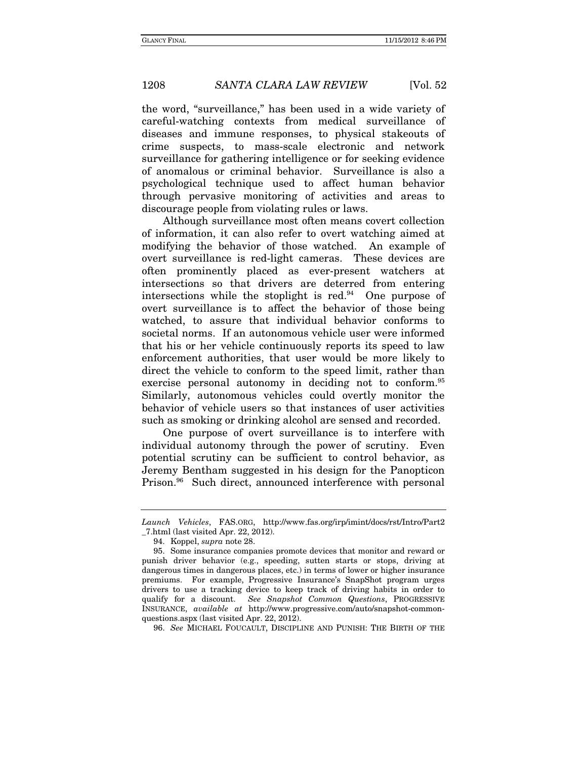the word, "surveillance," has been used in a wide variety of careful-watching contexts from medical surveillance of diseases and immune responses, to physical stakeouts of crime suspects, to mass-scale electronic and network surveillance for gathering intelligence or for seeking evidence of anomalous or criminal behavior. Surveillance is also a psychological technique used to affect human behavior through pervasive monitoring of activities and areas to discourage people from violating rules or laws.

Although surveillance most often means covert collection of information, it can also refer to overt watching aimed at modifying the behavior of those watched. An example of overt surveillance is red-light cameras. These devices are often prominently placed as ever-present watchers at intersections so that drivers are deterred from entering intersections while the stoplight is red.[94] One purpose of overt surveillance is to affect the behavior of those being watched, to assure that individual behavior conforms to societal norms. If an autonomous vehicle user were informed that his or her vehicle continuously reports its speed to law enforcement authorities, that user would be more likely to direct the vehicle to conform to the speed limit, rather than exercise personal autonomy in deciding not to conform.[95] Similarly, autonomous vehicles could overtly monitor the behavior of vehicle users so that instances of user activities such as smoking or drinking alcohol are sensed and recorded.

One purpose of overt surveillance is to interfere with individual autonomy through the power of scrutiny. Even potential scrutiny can be sufficient to control behavior, as Jeremy Bentham suggested in his design for the Panopticon Prison.[96] Such direct, announced interference with personal

---

*Launch Vehicles*, FAS.ORG, http://www.fas.org/irp/imint/docs/rst/Intro/Part2_7.html (last visited Apr. 22, 2012).

94. Koppel, *supra* note 28.

95. Some insurance companies promote devices that monitor and reward or punish driver behavior (e.g., speeding, sutten starts or stops, driving at dangerous times in dangerous places, etc.) in terms of lower or higher insurance premiums. For example, Progressive Insurance's SnapShot program urges drivers to use a tracking device to keep track of driving habits in order to qualify for a discount. *See Snapshot Common Questions*, PROGRESSIVE INSURANCE, *available at* http://www.progressive.com/auto/snapshot-common-questions.aspx (last visited Apr. 22, 2012).

96. *See* MICHAEL FOUCAULT, DISCIPLINE AND PUNISH: THE BIRTH OF THE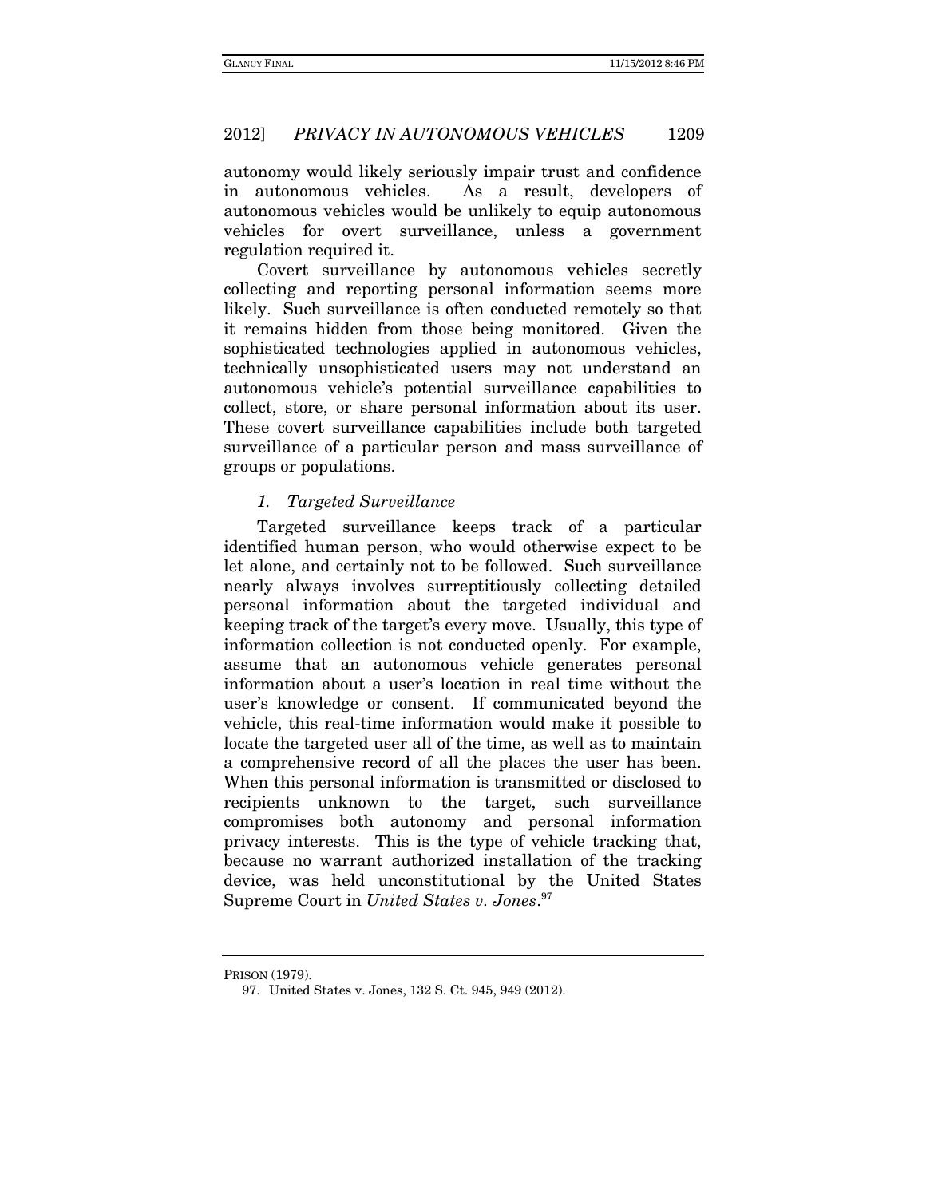autonomy would likely seriously impair trust and confidence in autonomous vehicles. As a result, developers of autonomous vehicles would be unlikely to equip autonomous vehicles for overt surveillance, unless a government regulation required it.

Covert surveillance by autonomous vehicles secretly collecting and reporting personal information seems more likely. Such surveillance is often conducted remotely so that it remains hidden from those being monitored. Given the sophisticated technologies applied in autonomous vehicles, technically unsophisticated users may not understand an autonomous vehicle's potential surveillance capabilities to collect, store, or share personal information about its user. These covert surveillance capabilities include both targeted surveillance of a particular person and mass surveillance of groups or populations.

### *1. Targeted Surveillance*

Targeted surveillance keeps track of a particular identified human person, who would otherwise expect to be let alone, and certainly not to be followed. Such surveillance nearly always involves surreptitiously collecting detailed personal information about the targeted individual and keeping track of the target's every move. Usually, this type of information collection is not conducted openly. For example, assume that an autonomous vehicle generates personal information about a user's location in real time without the user's knowledge or consent. If communicated beyond the vehicle, this real-time information would make it possible to locate the targeted user all of the time, as well as to maintain a comprehensive record of all the places the user has been. When this personal information is transmitted or disclosed to recipients unknown to the target, such surveillance compromises both autonomy and personal information privacy interests. This is the type of vehicle tracking that, because no warrant authorized installation of the tracking device, was held unconstitutional by the United States Supreme Court in *United States v. Jones*.[97]

---

PRISON (1979).

97. United States v. Jones, 132 S. Ct. 945, 949 (2012).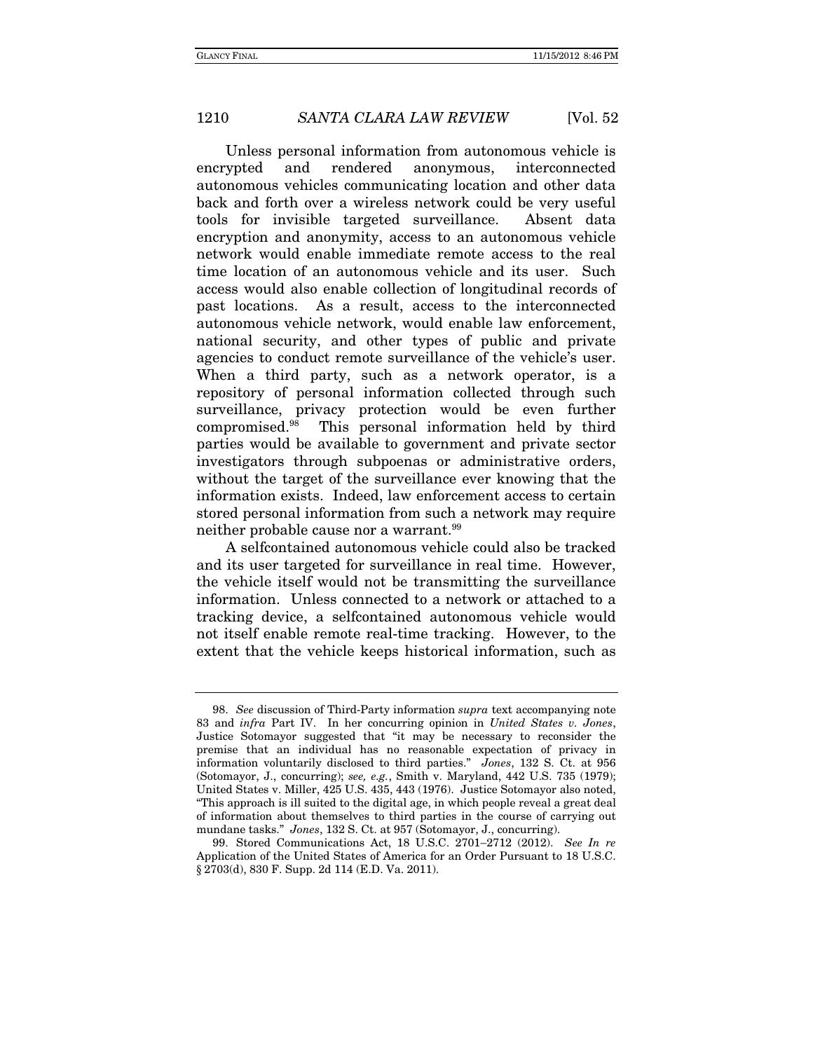Unless personal information from autonomous vehicle is encrypted and rendered anonymous, interconnected autonomous vehicles communicating location and other data back and forth over a wireless network could be very useful tools for invisible targeted surveillance. Absent data encryption and anonymity, access to an autonomous vehicle network would enable immediate remote access to the real time location of an autonomous vehicle and its user. Such access would also enable collection of longitudinal records of past locations. As a result, access to the interconnected autonomous vehicle network, would enable law enforcement, national security, and other types of public and private agencies to conduct remote surveillance of the vehicle's user. When a third party, such as a network operator, is a repository of personal information collected through such surveillance, privacy protection would be even further compromised.[98] This personal information held by third parties would be available to government and private sector investigators through subpoenas or administrative orders, without the target of the surveillance ever knowing that the information exists. Indeed, law enforcement access to certain stored personal information from such a network may require neither probable cause nor a warrant.[99]

A selfcontained autonomous vehicle could also be tracked and its user targeted for surveillance in real time. However, the vehicle itself would not be transmitting the surveillance information. Unless connected to a network or attached to a tracking device, a selfcontained autonomous vehicle would not itself enable remote real-time tracking. However, to the extent that the vehicle keeps historical information, such as

---

98. *See* discussion of Third-Party information *supra* text accompanying note 83 and *infra* Part IV. In her concurring opinion in *United States v. Jones*, Justice Sotomayor suggested that "it may be necessary to reconsider the premise that an individual has no reasonable expectation of privacy in information voluntarily disclosed to third parties." *Jones*, 132 S. Ct. at 956 (Sotomayor, J., concurring); *see, e.g.*, Smith v. Maryland, 442 U.S. 735 (1979); United States v. Miller, 425 U.S. 435, 443 (1976). Justice Sotomayor also noted, "This approach is ill suited to the digital age, in which people reveal a great deal of information about themselves to third parties in the course of carrying out mundane tasks." *Jones*, 132 S. Ct. at 957 (Sotomayor, J., concurring).

99. Stored Communications Act, 18 U.S.C. 2701–2712 (2012). *See In re* Application of the United States of America for an Order Pursuant to 18 U.S.C. § 2703(d), 830 F. Supp. 2d 114 (E.D. Va. 2011).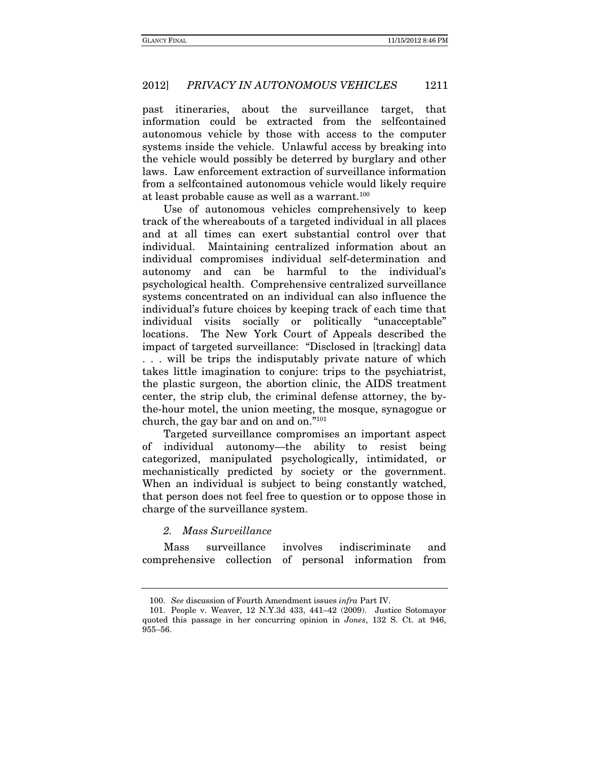past itineraries, about the surveillance target, that information could be extracted from the selfcontained autonomous vehicle by those with access to the computer systems inside the vehicle. Unlawful access by breaking into the vehicle would possibly be deterred by burglary and other laws. Law enforcement extraction of surveillance information from a selfcontained autonomous vehicle would likely require at least probable cause as well as a warrant.[100]

Use of autonomous vehicles comprehensively to keep track of the whereabouts of a targeted individual in all places and at all times can exert substantial control over that individual. Maintaining centralized information about an individual compromises individual self-determination and autonomy and can be harmful to the individual's psychological health. Comprehensive centralized surveillance systems concentrated on an individual can also influence the individual's future choices by keeping track of each time that individual visits socially or politically "unacceptable" locations. The New York Court of Appeals described the impact of targeted surveillance: "Disclosed in [tracking] data . . . will be trips the indisputably private nature of which takes little imagination to conjure: trips to the psychiatrist, the plastic surgeon, the abortion clinic, the AIDS treatment center, the strip club, the criminal defense attorney, the by-the-hour motel, the union meeting, the mosque, synagogue or church, the gay bar and on and on."[101]

Targeted surveillance compromises an important aspect of individual autonomy—the ability to resist being categorized, manipulated psychologically, intimidated, or mechanistically predicted by society or the government. When an individual is subject to being constantly watched, that person does not feel free to question or to oppose those in charge of the surveillance system.

### *2. Mass Surveillance*

Mass surveillance involves indiscriminate and comprehensive collection of personal information from

---

100. *See* discussion of Fourth Amendment issues *infra* Part IV.

101. People v. Weaver, 12 N.Y.3d 433, 441–42 (2009). Justice Sotomayor quoted this passage in her concurring opinion in *Jones*, 132 S. Ct. at 946, 955–56.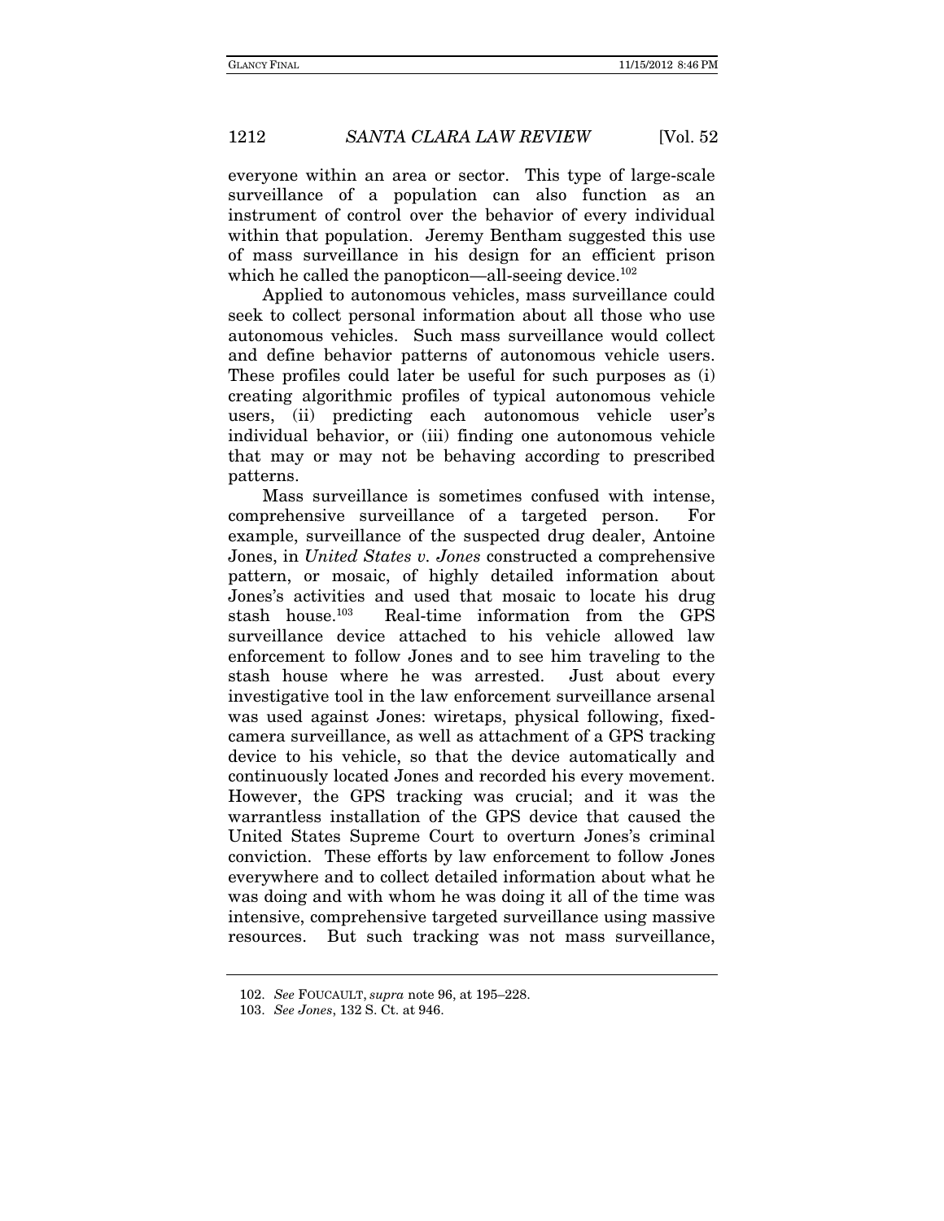everyone within an area or sector. This type of large-scale surveillance of a population can also function as an instrument of control over the behavior of every individual within that population. Jeremy Bentham suggested this use of mass surveillance in his design for an efficient prison which he called the panopticon—all-seeing device.[102]

Applied to autonomous vehicles, mass surveillance could seek to collect personal information about all those who use autonomous vehicles. Such mass surveillance would collect and define behavior patterns of autonomous vehicle users. These profiles could later be useful for such purposes as (i) creating algorithmic profiles of typical autonomous vehicle users, (ii) predicting each autonomous vehicle user's individual behavior, or (iii) finding one autonomous vehicle that may or may not be behaving according to prescribed patterns.

Mass surveillance is sometimes confused with intense, comprehensive surveillance of a targeted person. For example, surveillance of the suspected drug dealer, Antoine Jones, in *United States v. Jones* constructed a comprehensive pattern, or mosaic, of highly detailed information about Jones's activities and used that mosaic to locate his drug stash house.[103] Real-time information from the GPS surveillance device attached to his vehicle allowed law enforcement to follow Jones and to see him traveling to the stash house where he was arrested. Just about every investigative tool in the law enforcement surveillance arsenal was used against Jones: wiretaps, physical following, fixed-camera surveillance, as well as attachment of a GPS tracking device to his vehicle, so that the device automatically and continuously located Jones and recorded his every movement. However, the GPS tracking was crucial; and it was the warrantless installation of the GPS device that caused the United States Supreme Court to overturn Jones's criminal conviction. These efforts by law enforcement to follow Jones everywhere and to collect detailed information about what he was doing and with whom he was doing it all of the time was intensive, comprehensive targeted surveillance using massive resources. But such tracking was not mass surveillance,

---

102. *See* FOUCAULT, *supra* note 96, at 195–228.

103. *See Jones*, 132 S. Ct. at 946.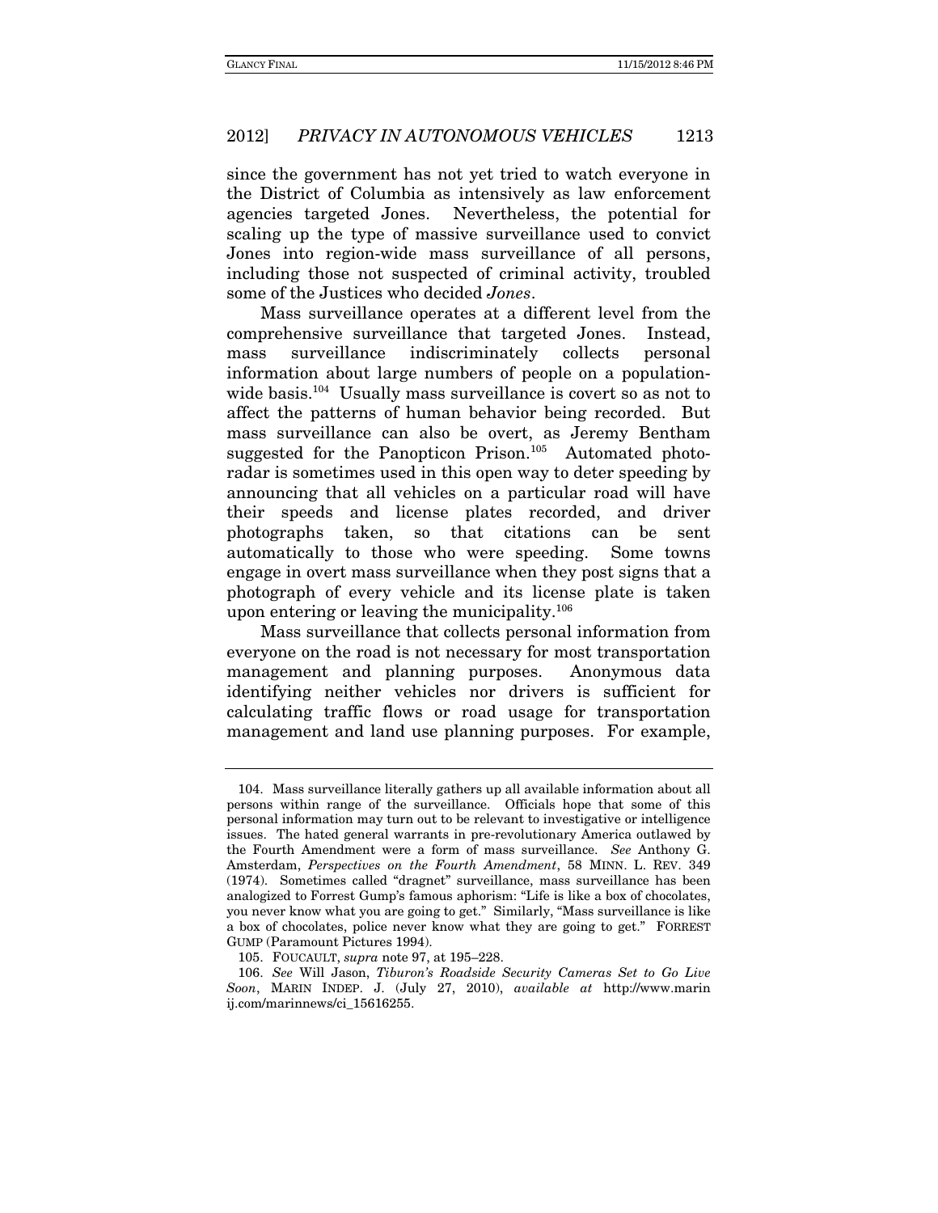since the government has not yet tried to watch everyone in the District of Columbia as intensively as law enforcement agencies targeted Jones. Nevertheless, the potential for scaling up the type of massive surveillance used to convict Jones into region-wide mass surveillance of all persons, including those not suspected of criminal activity, troubled some of the Justices who decided *Jones*.

Mass surveillance operates at a different level from the comprehensive surveillance that targeted Jones. Instead, mass surveillance indiscriminately collects personal information about large numbers of people on a population-wide basis.[104] Usually mass surveillance is covert so as not to affect the patterns of human behavior being recorded. But mass surveillance can also be overt, as Jeremy Bentham suggested for the Panopticon Prison.[105] Automated photo-radar is sometimes used in this open way to deter speeding by announcing that all vehicles on a particular road will have their speeds and license plates recorded, and driver photographs taken, so that citations can be sent automatically to those who were speeding. Some towns engage in overt mass surveillance when they post signs that a photograph of every vehicle and its license plate is taken upon entering or leaving the municipality.[106]

Mass surveillance that collects personal information from everyone on the road is not necessary for most transportation management and planning purposes. Anonymous data identifying neither vehicles nor drivers is sufficient for calculating traffic flows or road usage for transportation management and land use planning purposes. For example,

---

104. Mass surveillance literally gathers up all available information about all persons within range of the surveillance. Officials hope that some of this personal information may turn out to be relevant to investigative or intelligence issues. The hated general warrants in pre-revolutionary America outlawed by the Fourth Amendment were a form of mass surveillance. *See* Anthony G. Amsterdam, *Perspectives on the Fourth Amendment*, 58 MINN. L. REV. 349 (1974). Sometimes called "dragnet" surveillance, mass surveillance has been analogized to Forrest Gump's famous aphorism: "Life is like a box of chocolates, you never know what you are going to get." Similarly, "Mass surveillance is like a box of chocolates, police never know what they are going to get." FORREST GUMP (Paramount Pictures 1994).

105. FOUCAULT, *supra* note 97, at 195–228.

106. *See* Will Jason, *Tiburon's Roadside Security Cameras Set to Go Live Soon*, MARIN INDEP. J. (July 27, 2010), *available at* http://www.marinij.com/marinnews/ci_15616255.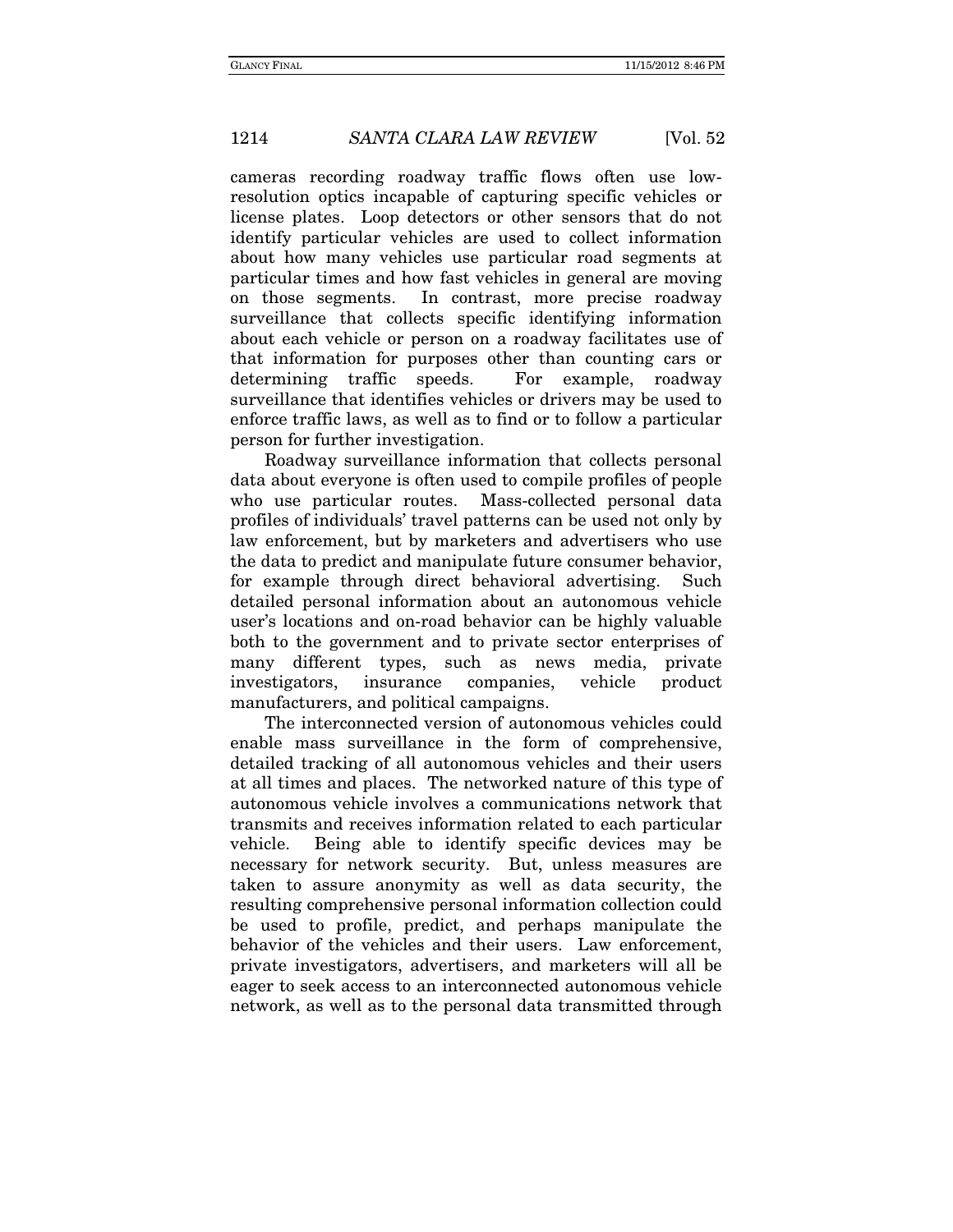cameras recording roadway traffic flows often use low-resolution optics incapable of capturing specific vehicles or license plates. Loop detectors or other sensors that do not identify particular vehicles are used to collect information about how many vehicles use particular road segments at particular times and how fast vehicles in general are moving on those segments. In contrast, more precise roadway surveillance that collects specific identifying information about each vehicle or person on a roadway facilitates use of that information for purposes other than counting cars or determining traffic speeds. For example, roadway surveillance that identifies vehicles or drivers may be used to enforce traffic laws, as well as to find or to follow a particular person for further investigation.

Roadway surveillance information that collects personal data about everyone is often used to compile profiles of people who use particular routes. Mass-collected personal data profiles of individuals' travel patterns can be used not only by law enforcement, but by marketers and advertisers who use the data to predict and manipulate future consumer behavior, for example through direct behavioral advertising. Such detailed personal information about an autonomous vehicle user's locations and on-road behavior can be highly valuable both to the government and to private sector enterprises of many different types, such as news media, private investigators, insurance companies, vehicle product manufacturers, and political campaigns.

The interconnected version of autonomous vehicles could enable mass surveillance in the form of comprehensive, detailed tracking of all autonomous vehicles and their users at all times and places. The networked nature of this type of autonomous vehicle involves a communications network that transmits and receives information related to each particular vehicle. Being able to identify specific devices may be necessary for network security. But, unless measures are taken to assure anonymity as well as data security, the resulting comprehensive personal information collection could be used to profile, predict, and perhaps manipulate the behavior of the vehicles and their users. Law enforcement, private investigators, advertisers, and marketers will all be eager to seek access to an interconnected autonomous vehicle network, as well as to the personal data transmitted through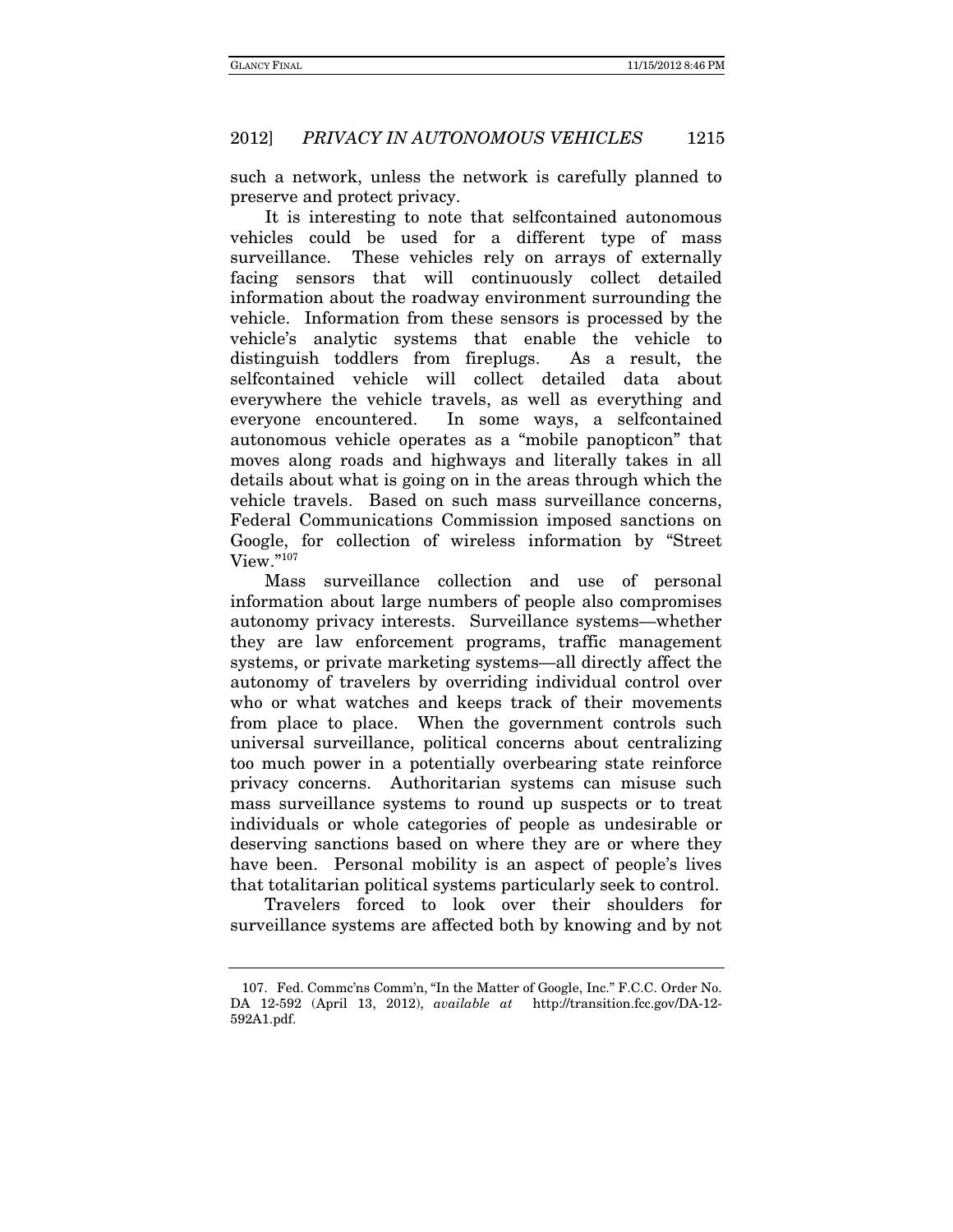such a network, unless the network is carefully planned to preserve and protect privacy.

It is interesting to note that selfcontained autonomous vehicles could be used for a different type of mass surveillance. These vehicles rely on arrays of externally facing sensors that will continuously collect detailed information about the roadway environment surrounding the vehicle. Information from these sensors is processed by the vehicle's analytic systems that enable the vehicle to distinguish toddlers from fireplugs. As a result, the selfcontained vehicle will collect detailed data about everywhere the vehicle travels, as well as everything and everyone encountered. In some ways, a selfcontained autonomous vehicle operates as a "mobile panopticon" that moves along roads and highways and literally takes in all details about what is going on in the areas through which the vehicle travels. Based on such mass surveillance concerns, Federal Communications Commission imposed sanctions on Google, for collection of wireless information by "Street View."[107]

Mass surveillance collection and use of personal information about large numbers of people also compromises autonomy privacy interests. Surveillance systems—whether they are law enforcement programs, traffic management systems, or private marketing systems—all directly affect the autonomy of travelers by overriding individual control over who or what watches and keeps track of their movements from place to place. When the government controls such universal surveillance, political concerns about centralizing too much power in a potentially overbearing state reinforce privacy concerns. Authoritarian systems can misuse such mass surveillance systems to round up suspects or to treat individuals or whole categories of people as undesirable or deserving sanctions based on where they are or where they have been. Personal mobility is an aspect of people's lives that totalitarian political systems particularly seek to control.

Travelers forced to look over their shoulders for surveillance systems are affected both by knowing and by not

---

107. Fed. Commc'ns Comm'n, "In the Matter of Google, Inc." F.C.C. Order No. DA 12-592 (April 13, 2012), *available at* http://transition.fcc.gov/DA-12-592A1.pdf.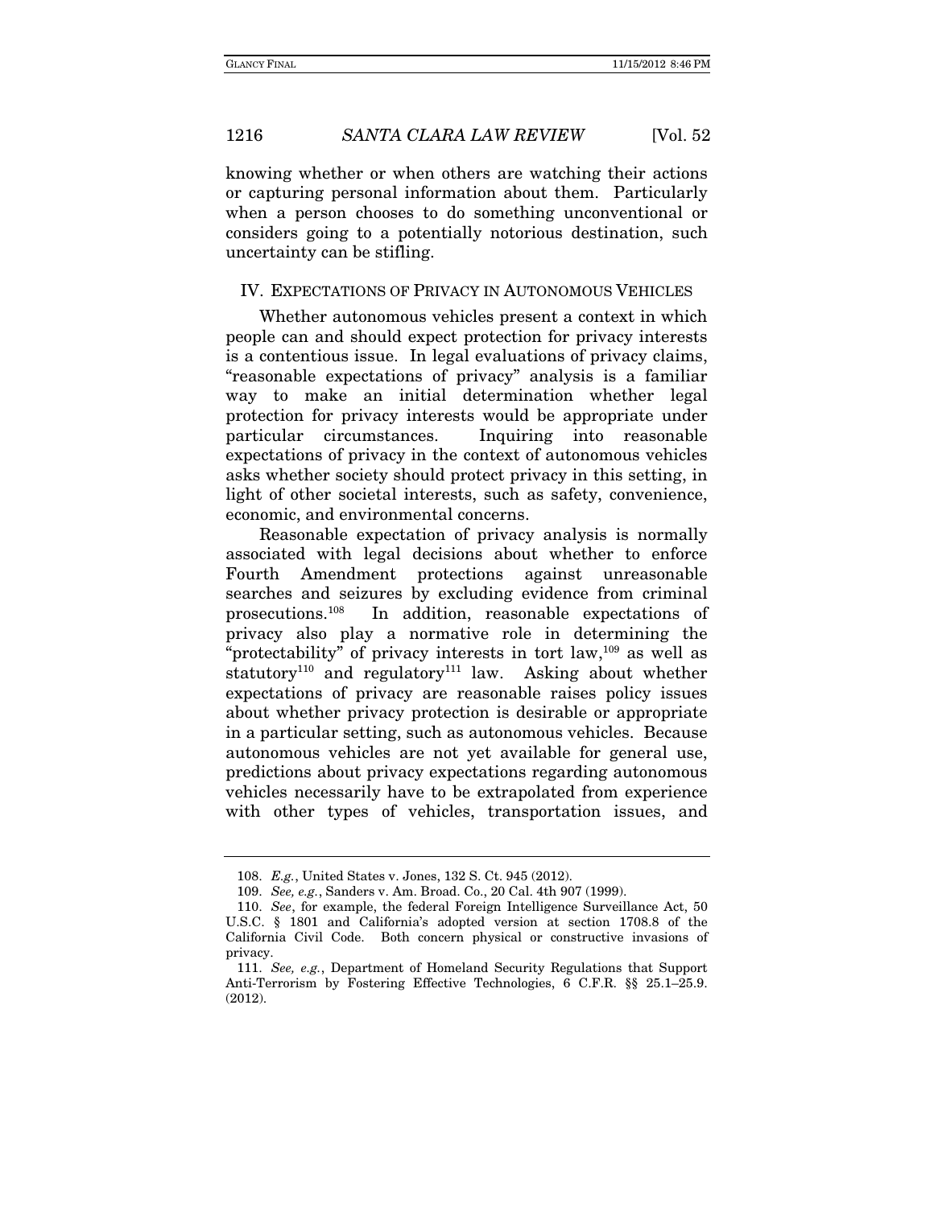knowing whether or when others are watching their actions or capturing personal information about them. Particularly when a person chooses to do something unconventional or considers going to a potentially notorious destination, such uncertainty can be stifling.

## IV. EXPECTATIONS OF PRIVACY IN AUTONOMOUS VEHICLES

Whether autonomous vehicles present a context in which people can and should expect protection for privacy interests is a contentious issue. In legal evaluations of privacy claims, "reasonable expectations of privacy" analysis is a familiar way to make an initial determination whether legal protection for privacy interests would be appropriate under particular circumstances. Inquiring into reasonable expectations of privacy in the context of autonomous vehicles asks whether society should protect privacy in this setting, in light of other societal interests, such as safety, convenience, economic, and environmental concerns.

Reasonable expectation of privacy analysis is normally associated with legal decisions about whether to enforce Fourth Amendment protections against unreasonable searches and seizures by excluding evidence from criminal prosecutions.[108] In addition, reasonable expectations of privacy also play a normative role in determining the "protectability" of privacy interests in tort law,[109] as well as statutory[110] and regulatory[111] law. Asking about whether expectations of privacy are reasonable raises policy issues about whether privacy protection is desirable or appropriate in a particular setting, such as autonomous vehicles. Because autonomous vehicles are not yet available for general use, predictions about privacy expectations regarding autonomous vehicles necessarily have to be extrapolated from experience with other types of vehicles, transportation issues, and

---

108. *E.g.*, United States v. Jones, 132 S. Ct. 945 (2012).

109. *See, e.g.*, Sanders v. Am. Broad. Co., 20 Cal. 4th 907 (1999).

110. *See*, for example, the federal Foreign Intelligence Surveillance Act, 50 U.S.C. § 1801 and California's adopted version at section 1708.8 of the California Civil Code. Both concern physical or constructive invasions of privacy.

111. *See, e.g.*, Department of Homeland Security Regulations that Support Anti-Terrorism by Fostering Effective Technologies, 6 C.F.R. §§ 25.1–25.9. (2012).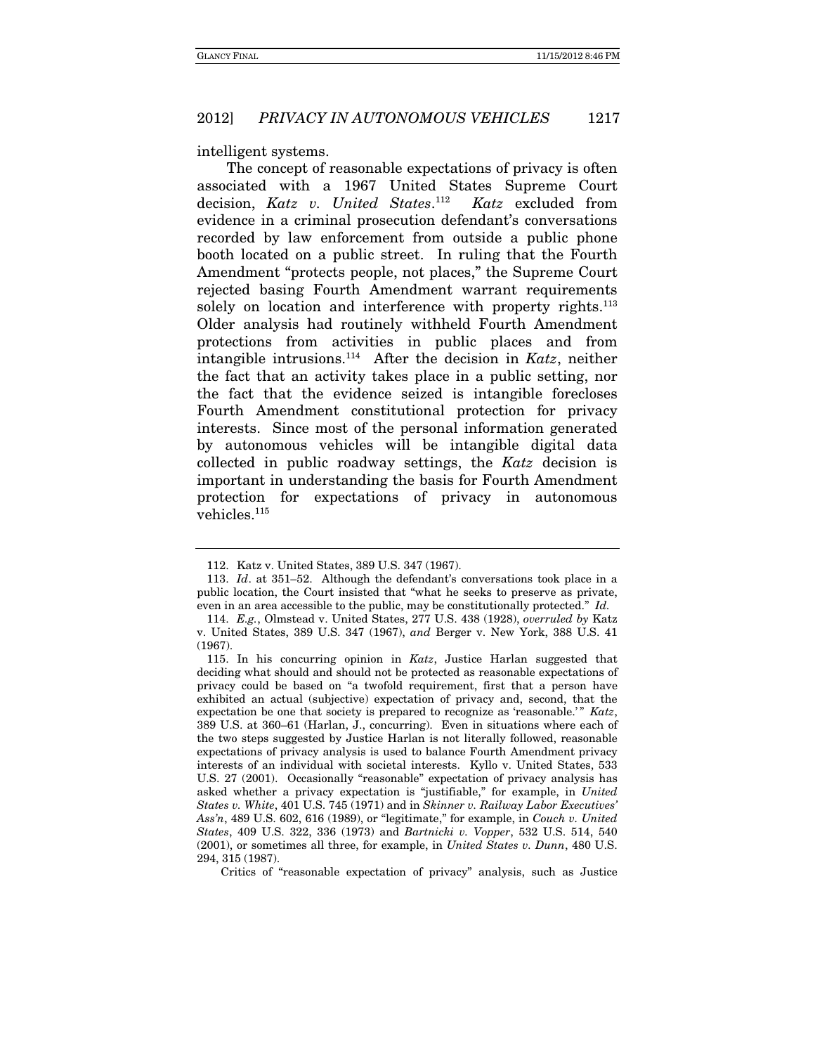intelligent systems.

The concept of reasonable expectations of privacy is often associated with a 1967 United States Supreme Court decision, *Katz v. United States*.[112] *Katz* excluded from evidence in a criminal prosecution defendant's conversations recorded by law enforcement from outside a public phone booth located on a public street. In ruling that the Fourth Amendment "protects people, not places," the Supreme Court rejected basing Fourth Amendment warrant requirements solely on location and interference with property rights.[113] Older analysis had routinely withheld Fourth Amendment protections from activities in public places and from intangible intrusions.[114] After the decision in *Katz*, neither the fact that an activity takes place in a public setting, nor the fact that the evidence seized is intangible forecloses Fourth Amendment constitutional protection for privacy interests. Since most of the personal information generated by autonomous vehicles will be intangible digital data collected in public roadway settings, the *Katz* decision is important in understanding the basis for Fourth Amendment protection for expectations of privacy in autonomous vehicles.[115]

---

112. Katz v. United States, 389 U.S. 347 (1967).

113. *Id*. at 351–52. Although the defendant's conversations took place in a public location, the Court insisted that "what he seeks to preserve as private, even in an area accessible to the public, may be constitutionally protected." *Id.*

114. *E.g.*, Olmstead v. United States, 277 U.S. 438 (1928), *overruled by* Katz v. United States, 389 U.S. 347 (1967), *and* Berger v. New York, 388 U.S. 41 (1967).

115. In his concurring opinion in *Katz*, Justice Harlan suggested that deciding what should and should not be protected as reasonable expectations of privacy could be based on "a twofold requirement, first that a person have exhibited an actual (subjective) expectation of privacy and, second, that the expectation be one that society is prepared to recognize as 'reasonable.'" *Katz*, 389 U.S. at 360–61 (Harlan, J., concurring). Even in situations where each of the two steps suggested by Justice Harlan is not literally followed, reasonable expectations of privacy analysis is used to balance Fourth Amendment privacy interests of an individual with societal interests. Kyllo v. United States, 533 U.S. 27 (2001). Occasionally "reasonable" expectation of privacy analysis has asked whether a privacy expectation is "justifiable," for example, in *United States v. White*, 401 U.S. 745 (1971) and in *Skinner v. Railway Labor Executives' Ass'n*, 489 U.S. 602, 616 (1989), or "legitimate," for example, in *Couch v. United States*, 409 U.S. 322, 336 (1973) and *Bartnicki v. Vopper*, 532 U.S. 514, 540 (2001), or sometimes all three, for example, in *United States v. Dunn*, 480 U.S. 294, 315 (1987).

Critics of "reasonable expectation of privacy" analysis, such as Justice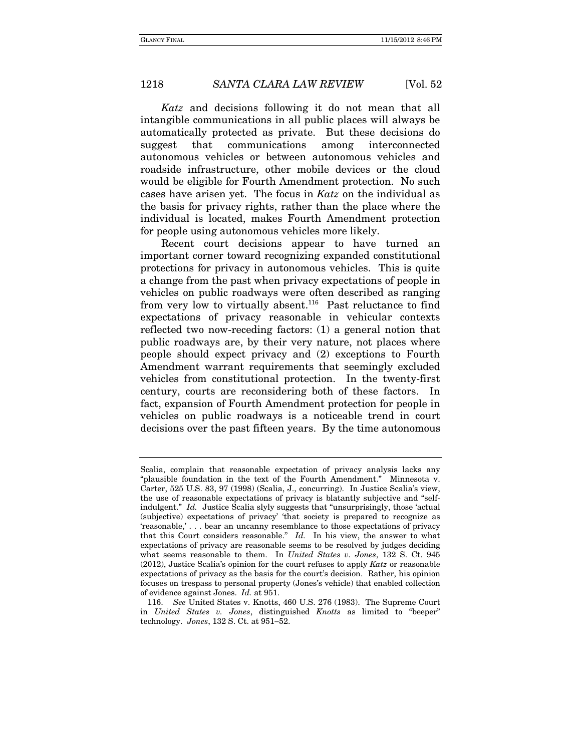*Katz* and decisions following it do not mean that all intangible communications in all public places will always be automatically protected as private. But these decisions do suggest that communications among interconnected autonomous vehicles or between autonomous vehicles and roadside infrastructure, other mobile devices or the cloud would be eligible for Fourth Amendment protection. No such cases have arisen yet. The focus in *Katz* on the individual as the basis for privacy rights, rather than the place where the individual is located, makes Fourth Amendment protection for people using autonomous vehicles more likely.

Recent court decisions appear to have turned an important corner toward recognizing expanded constitutional protections for privacy in autonomous vehicles. This is quite a change from the past when privacy expectations of people in vehicles on public roadways were often described as ranging from very low to virtually absent.[116] Past reluctance to find expectations of privacy reasonable in vehicular contexts reflected two now-receding factors: (1) a general notion that public roadways are, by their very nature, not places where people should expect privacy and (2) exceptions to Fourth Amendment warrant requirements that seemingly excluded vehicles from constitutional protection. In the twenty-first century, courts are reconsidering both of these factors. In fact, expansion of Fourth Amendment protection for people in vehicles on public roadways is a noticeable trend in court decisions over the past fifteen years. By the time autonomous

---

Scalia, complain that reasonable expectation of privacy analysis lacks any "plausible foundation in the text of the Fourth Amendment." Minnesota v. Carter, 525 U.S. 83, 97 (1998) (Scalia, J., concurring). In Justice Scalia's view, the use of reasonable expectations of privacy is blatantly subjective and "self-indulgent." *Id.* Justice Scalia slyly suggests that "unsurprisingly, those 'actual (subjective) expectations of privacy' 'that society is prepared to recognize as 'reasonable,' . . . bear an uncanny resemblance to those expectations of privacy that this Court considers reasonable." *Id.* In his view, the answer to what expectations of privacy are reasonable seems to be resolved by judges deciding what seems reasonable to them. In *United States v. Jones*, 132 S. Ct. 945 (2012), Justice Scalia's opinion for the court refuses to apply *Katz* or reasonable expectations of privacy as the basis for the court's decision. Rather, his opinion focuses on trespass to personal property (Jones's vehicle) that enabled collection of evidence against Jones. *Id.* at 951.

116. *See* United States v. Knotts, 460 U.S. 276 (1983). The Supreme Court in *United States v. Jones*, distinguished *Knotts* as limited to "beeper" technology. *Jones*, 132 S. Ct. at 951–52.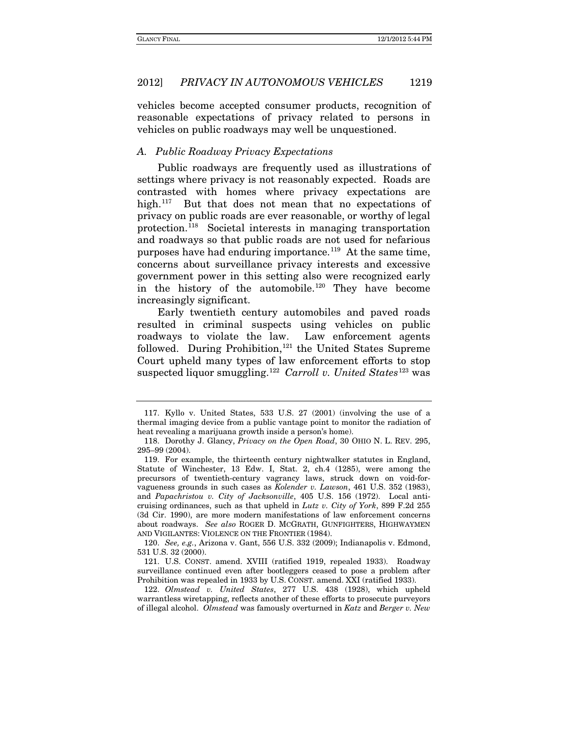vehicles become accepted consumer products, recognition of reasonable expectations of privacy related to persons in vehicles on public roadways may well be unquestioned.

### *A. Public Roadway Privacy Expectations*

Public roadways are frequently used as illustrations of settings where privacy is not reasonably expected. Roads are contrasted with homes where privacy expectations are high.[117] But that does not mean that no expectations of privacy on public roads are ever reasonable, or worthy of legal protection.[118] Societal interests in managing transportation and roadways so that public roads are not used for nefarious purposes have had enduring importance.[119] At the same time, concerns about surveillance privacy interests and excessive government power in this setting also were recognized early in the history of the automobile.[120] They have become increasingly significant.

Early twentieth century automobiles and paved roads resulted in criminal suspects using vehicles on public roadways to violate the law. Law enforcement agents followed. During Prohibition,[121] the United States Supreme Court upheld many types of law enforcement efforts to stop suspected liquor smuggling.[122] *Carroll v. United States*[123] was

---

117. Kyllo v. United States, 533 U.S. 27 (2001) (involving the use of a thermal imaging device from a public vantage point to monitor the radiation of heat revealing a marijuana growth inside a person's home).

118. Dorothy J. Glancy, *Privacy on the Open Road*, 30 OHIO N. L. REV. 295, 295–99 (2004).

119. For example, the thirteenth century nightwalker statutes in England, Statute of Winchester, 13 Edw. I, Stat. 2, ch.4 (1285), were among the precursors of twentieth-century vagrancy laws, struck down on void-for-vagueness grounds in such cases as *Kolender v. Lawson*, 461 U.S. 352 (1983), and *Papachristou v. City of Jacksonville*, 405 U.S. 156 (1972). Local anti-cruising ordinances, such as that upheld in *Lutz v. City of York*, 899 F.2d 255 (3d Cir. 1990), are more modern manifestations of law enforcement concerns about roadways. *See also* ROGER D. MCGRATH, GUNFIGHTERS, HIGHWAYMEN AND VIGILANTES: VIOLENCE ON THE FRONTIER (1984).

120. *See, e.g.*, Arizona v. Gant, 556 U.S. 332 (2009); Indianapolis v. Edmond, 531 U.S. 32 (2000).

121. U.S. CONST. amend. XVIII (ratified 1919, repealed 1933). Roadway surveillance continued even after bootleggers ceased to pose a problem after Prohibition was repealed in 1933 by U.S. CONST. amend. XXI (ratified 1933).

122. *Olmstead v. United States*, 277 U.S. 438 (1928), which upheld warrantless wiretapping, reflects another of these efforts to prosecute purveyors of illegal alcohol. *Olmstead* was famously overturned in *Katz* and *Berger v. New*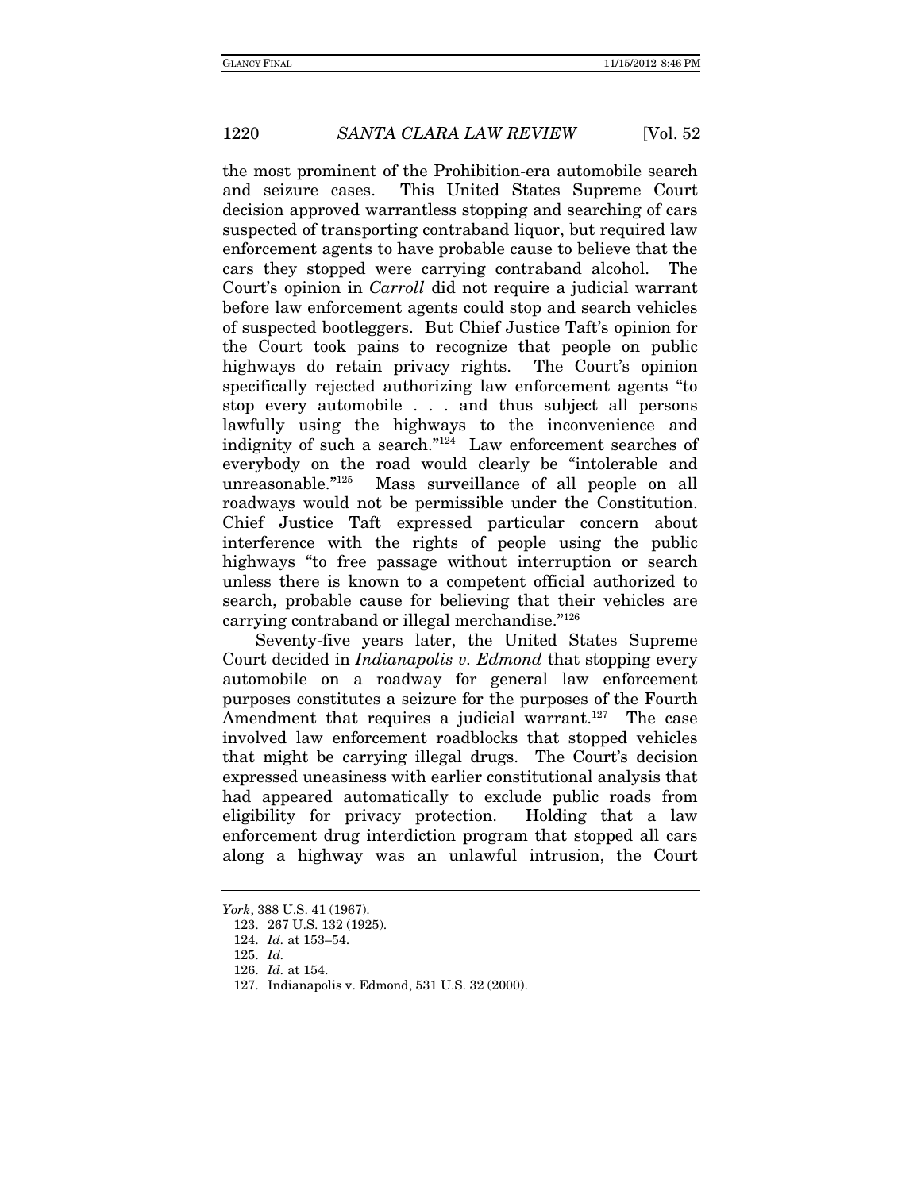the most prominent of the Prohibition-era automobile search and seizure cases. This United States Supreme Court decision approved warrantless stopping and searching of cars suspected of transporting contraband liquor, but required law enforcement agents to have probable cause to believe that the cars they stopped were carrying contraband alcohol. The Court's opinion in *Carroll* did not require a judicial warrant before law enforcement agents could stop and search vehicles of suspected bootleggers. But Chief Justice Taft's opinion for the Court took pains to recognize that people on public highways do retain privacy rights. The Court's opinion specifically rejected authorizing law enforcement agents "to stop every automobile . . . and thus subject all persons lawfully using the highways to the inconvenience and indignity of such a search."[124] Law enforcement searches of everybody on the road would clearly be "intolerable and unreasonable."[125] Mass surveillance of all people on all roadways would not be permissible under the Constitution. Chief Justice Taft expressed particular concern about interference with the rights of people using the public highways "to free passage without interruption or search unless there is known to a competent official authorized to search, probable cause for believing that their vehicles are carrying contraband or illegal merchandise."[126]

Seventy-five years later, the United States Supreme Court decided in *Indianapolis v. Edmond* that stopping every automobile on a roadway for general law enforcement purposes constitutes a seizure for the purposes of the Fourth Amendment that requires a judicial warrant.[127] The case involved law enforcement roadblocks that stopped vehicles that might be carrying illegal drugs. The Court's decision expressed uneasiness with earlier constitutional analysis that had appeared automatically to exclude public roads from eligibility for privacy protection. Holding that a law enforcement drug interdiction program that stopped all cars along a highway was an unlawful intrusion, the Court

---

*York*, 388 U.S. 41 (1967).

123. 267 U.S. 132 (1925).

124. *Id.* at 153–54.

125. *Id.*

126. *Id.* at 154.

127. Indianapolis v. Edmond, 531 U.S. 32 (2000).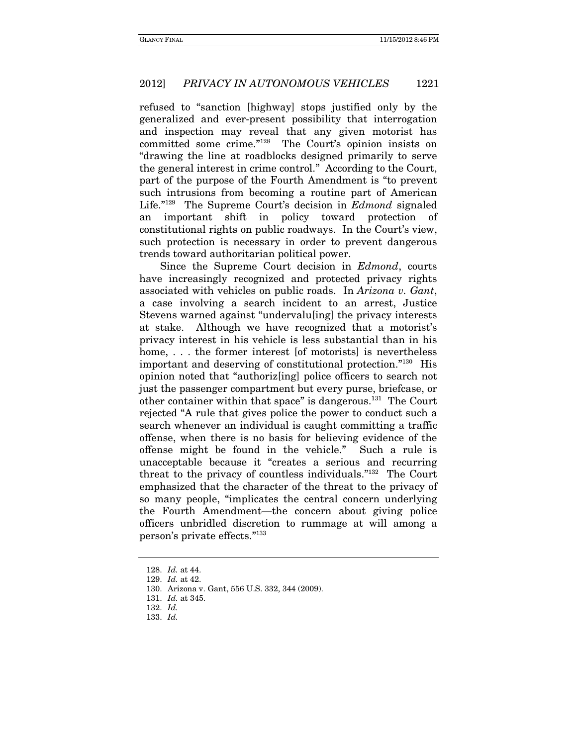refused to "sanction [highway] stops justified only by the generalized and ever-present possibility that interrogation and inspection may reveal that any given motorist has committed some crime."[128] The Court's opinion insists on "drawing the line at roadblocks designed primarily to serve the general interest in crime control." According to the Court, part of the purpose of the Fourth Amendment is "to prevent such intrusions from becoming a routine part of American Life."[129] The Supreme Court's decision in *Edmond* signaled an important shift in policy toward protection of constitutional rights on public roadways. In the Court's view, such protection is necessary in order to prevent dangerous trends toward authoritarian political power.

Since the Supreme Court decision in *Edmond*, courts have increasingly recognized and protected privacy rights associated with vehicles on public roads. In *Arizona v. Gant*, a case involving a search incident to an arrest, Justice Stevens warned against "undervalu[ing] the privacy interests at stake. Although we have recognized that a motorist's privacy interest in his vehicle is less substantial than in his home, . . . the former interest [of motorists] is nevertheless important and deserving of constitutional protection."[130] His opinion noted that "authoriz[ing] police officers to search not just the passenger compartment but every purse, briefcase, or other container within that space" is dangerous.[131] The Court rejected "A rule that gives police the power to conduct such a search whenever an individual is caught committing a traffic offense, when there is no basis for believing evidence of the offense might be found in the vehicle." Such a rule is unacceptable because it "creates a serious and recurring threat to the privacy of countless individuals."[132] The Court emphasized that the character of the threat to the privacy of so many people, "implicates the central concern underlying the Fourth Amendment—the concern about giving police officers unbridled discretion to rummage at will among a person's private effects."[133]

---

128. *Id.* at 44.
129. *Id.* at 42.
130. Arizona v. Gant, 556 U.S. 332, 344 (2009).
131. *Id.* at 345.
132. *Id.*
133. *Id.*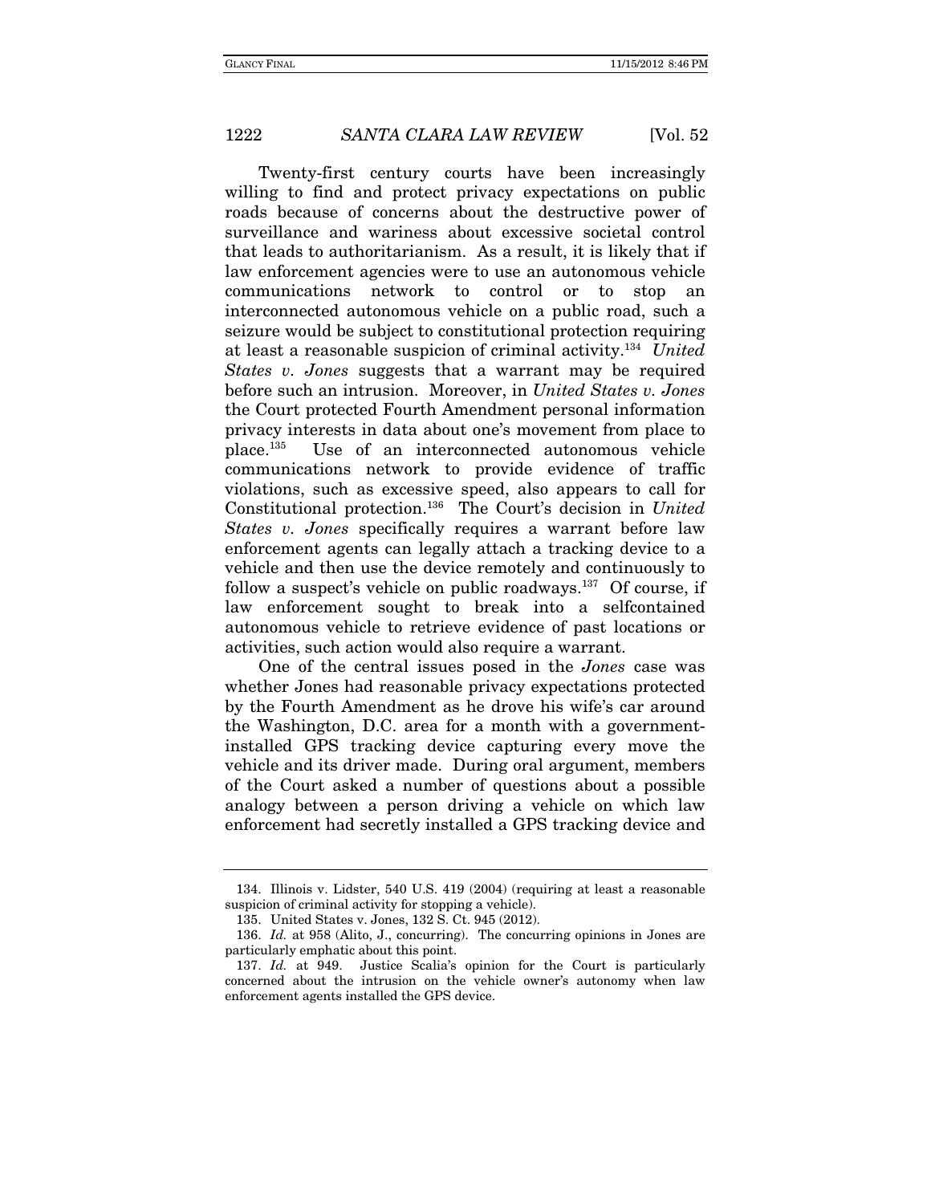Twenty-first century courts have been increasingly willing to find and protect privacy expectations on public roads because of concerns about the destructive power of surveillance and wariness about excessive societal control that leads to authoritarianism. As a result, it is likely that if law enforcement agencies were to use an autonomous vehicle communications network to control or to stop an interconnected autonomous vehicle on a public road, such a seizure would be subject to constitutional protection requiring at least a reasonable suspicion of criminal activity.[134] *United States v. Jones* suggests that a warrant may be required before such an intrusion. Moreover, in *United States v. Jones* the Court protected Fourth Amendment personal information privacy interests in data about one's movement from place to place.[135] Use of an interconnected autonomous vehicle communications network to provide evidence of traffic violations, such as excessive speed, also appears to call for Constitutional protection.[136] The Court's decision in *United States v. Jones* specifically requires a warrant before law enforcement agents can legally attach a tracking device to a vehicle and then use the device remotely and continuously to follow a suspect's vehicle on public roadways.[137] Of course, if law enforcement sought to break into a selfcontained autonomous vehicle to retrieve evidence of past locations or activities, such action would also require a warrant.

One of the central issues posed in the *Jones* case was whether Jones had reasonable privacy expectations protected by the Fourth Amendment as he drove his wife's car around the Washington, D.C. area for a month with a government-installed GPS tracking device capturing every move the vehicle and its driver made. During oral argument, members of the Court asked a number of questions about a possible analogy between a person driving a vehicle on which law enforcement had secretly installed a GPS tracking device and

---

134. Illinois v. Lidster, 540 U.S. 419 (2004) (requiring at least a reasonable suspicion of criminal activity for stopping a vehicle).

135. United States v. Jones, 132 S. Ct. 945 (2012).

136. *Id.* at 958 (Alito, J., concurring). The concurring opinions in Jones are particularly emphatic about this point.

137. *Id.* at 949. Justice Scalia's opinion for the Court is particularly concerned about the intrusion on the vehicle owner's autonomy when law enforcement agents installed the GPS device.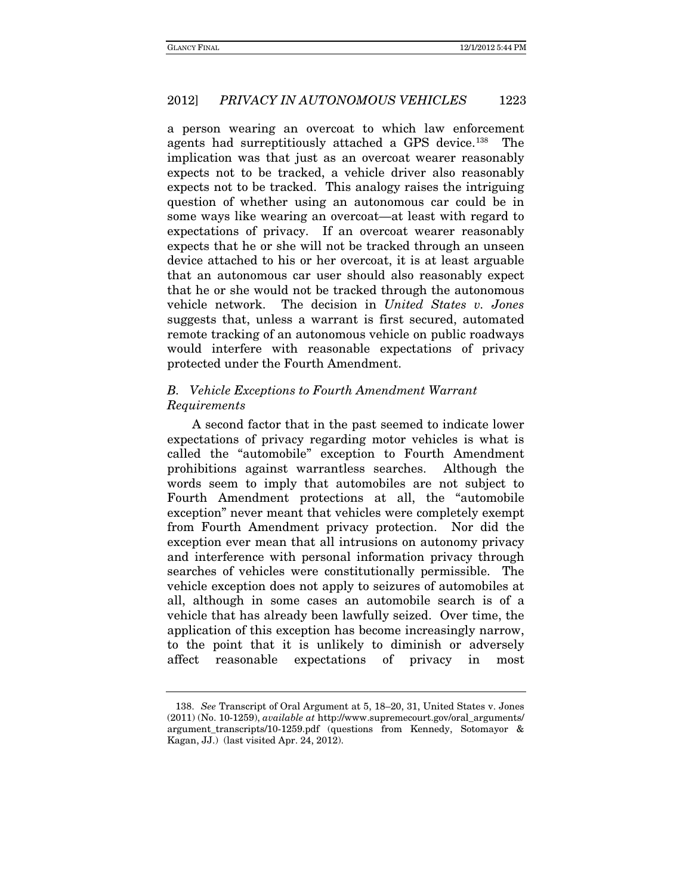a person wearing an overcoat to which law enforcement agents had surreptitiously attached a GPS device.[138] The implication was that just as an overcoat wearer reasonably expects not to be tracked, a vehicle driver also reasonably expects not to be tracked. This analogy raises the intriguing question of whether using an autonomous car could be in some ways like wearing an overcoat—at least with regard to expectations of privacy. If an overcoat wearer reasonably expects that he or she will not be tracked through an unseen device attached to his or her overcoat, it is at least arguable that an autonomous car user should also reasonably expect that he or she would not be tracked through the autonomous vehicle network. The decision in *United States v. Jones* suggests that, unless a warrant is first secured, automated remote tracking of an autonomous vehicle on public roadways would interfere with reasonable expectations of privacy protected under the Fourth Amendment.

### *B. Vehicle Exceptions to Fourth Amendment Warrant Requirements*

A second factor that in the past seemed to indicate lower expectations of privacy regarding motor vehicles is what is called the "automobile" exception to Fourth Amendment prohibitions against warrantless searches. Although the words seem to imply that automobiles are not subject to Fourth Amendment protections at all, the "automobile exception" never meant that vehicles were completely exempt from Fourth Amendment privacy protection. Nor did the exception ever mean that all intrusions on autonomy privacy and interference with personal information privacy through searches of vehicles were constitutionally permissible. The vehicle exception does not apply to seizures of automobiles at all, although in some cases an automobile search is of a vehicle that has already been lawfully seized. Over time, the application of this exception has become increasingly narrow, to the point that it is unlikely to diminish or adversely affect reasonable expectations of privacy in most

---

138. *See* Transcript of Oral Argument at 5, 18–20, 31, United States v. Jones (2011) (No. 10-1259), *available at* http://www.supremecourt.gov/oral_arguments/argument_transcripts/10-1259.pdf (questions from Kennedy, Sotomayor & Kagan, JJ.) (last visited Apr. 24, 2012).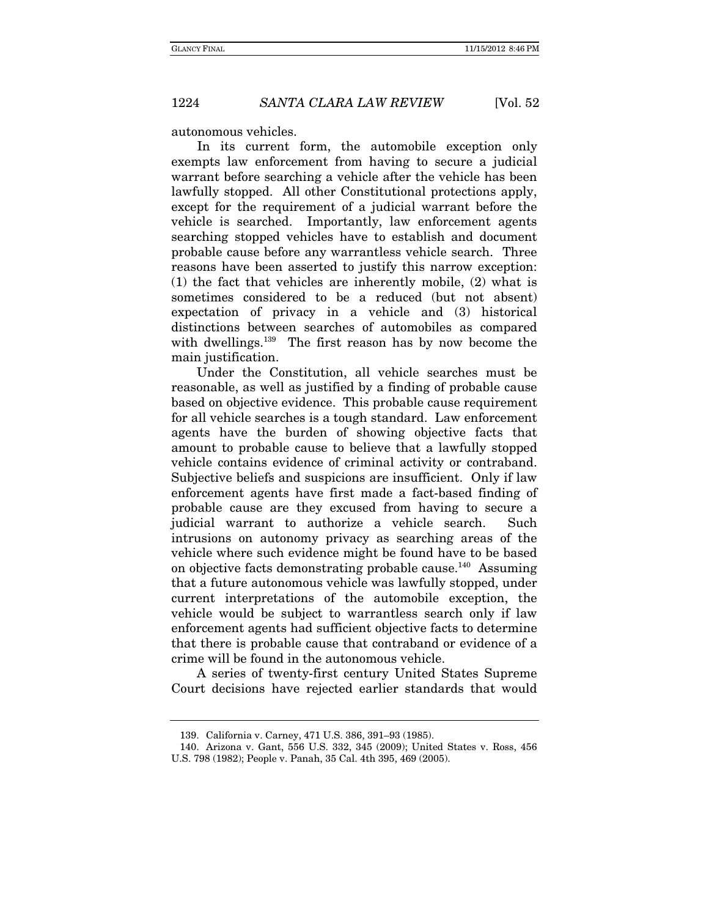autonomous vehicles.

In its current form, the automobile exception only exempts law enforcement from having to secure a judicial warrant before searching a vehicle after the vehicle has been lawfully stopped. All other Constitutional protections apply, except for the requirement of a judicial warrant before the vehicle is searched. Importantly, law enforcement agents searching stopped vehicles have to establish and document probable cause before any warrantless vehicle search. Three reasons have been asserted to justify this narrow exception: (1) the fact that vehicles are inherently mobile, (2) what is sometimes considered to be a reduced (but not absent) expectation of privacy in a vehicle and (3) historical distinctions between searches of automobiles as compared with dwellings.[139] The first reason has by now become the main justification.

Under the Constitution, all vehicle searches must be reasonable, as well as justified by a finding of probable cause based on objective evidence. This probable cause requirement for all vehicle searches is a tough standard. Law enforcement agents have the burden of showing objective facts that amount to probable cause to believe that a lawfully stopped vehicle contains evidence of criminal activity or contraband. Subjective beliefs and suspicions are insufficient. Only if law enforcement agents have first made a fact-based finding of probable cause are they excused from having to secure a judicial warrant to authorize a vehicle search. Such intrusions on autonomy privacy as searching areas of the vehicle where such evidence might be found have to be based on objective facts demonstrating probable cause.[140] Assuming that a future autonomous vehicle was lawfully stopped, under current interpretations of the automobile exception, the vehicle would be subject to warrantless search only if law enforcement agents had sufficient objective facts to determine that there is probable cause that contraband or evidence of a crime will be found in the autonomous vehicle.

A series of twenty-first century United States Supreme Court decisions have rejected earlier standards that would

139. California v. Carney, 471 U.S. 386, 391–93 (1985).

140. Arizona v. Gant, 556 U.S. 332, 345 (2009); United States v. Ross, 456 U.S. 798 (1982); People v. Panah, 35 Cal. 4th 395, 469 (2005).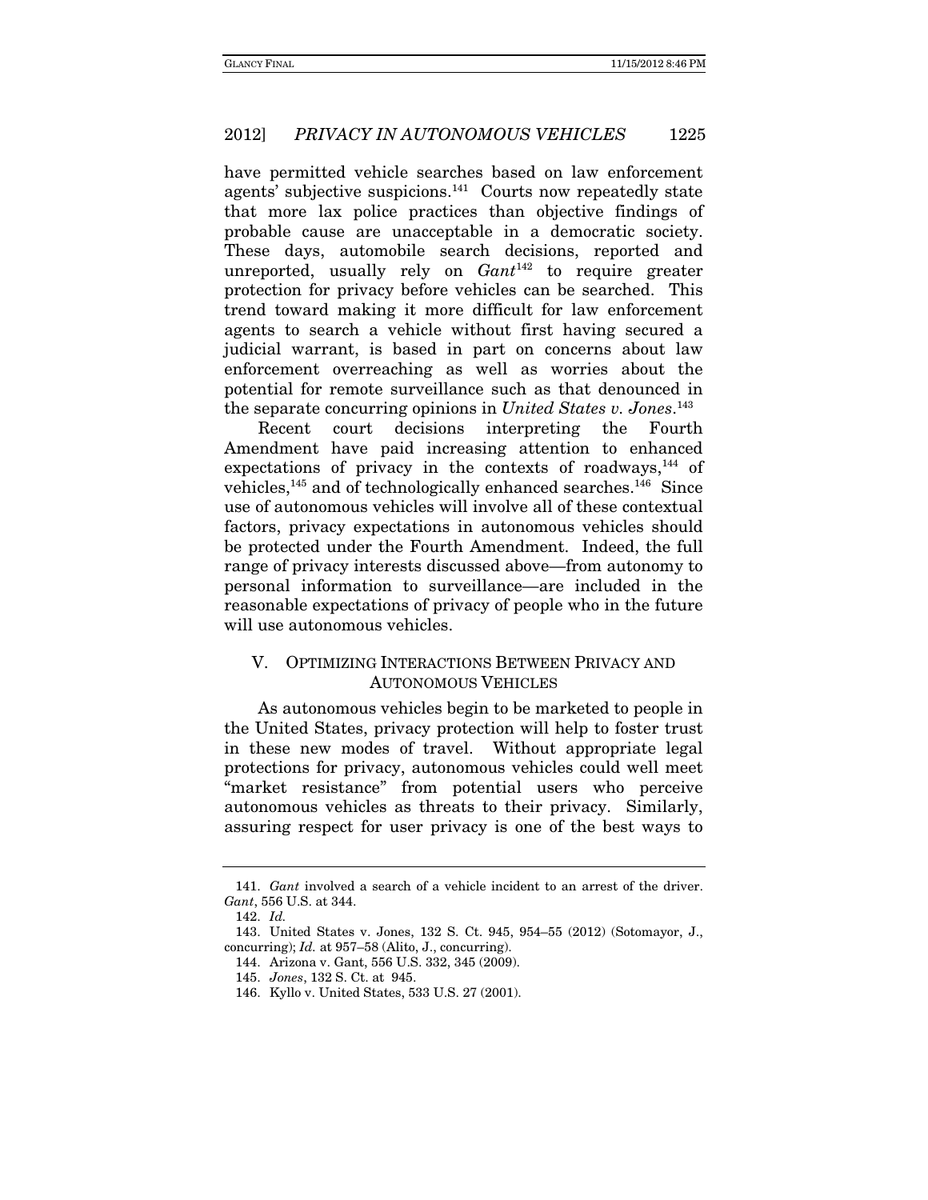have permitted vehicle searches based on law enforcement agents' subjective suspicions.[141] Courts now repeatedly state that more lax police practices than objective findings of probable cause are unacceptable in a democratic society. These days, automobile search decisions, reported and unreported, usually rely on *Gant*[142] to require greater protection for privacy before vehicles can be searched. This trend toward making it more difficult for law enforcement agents to search a vehicle without first having secured a judicial warrant, is based in part on concerns about law enforcement overreaching as well as worries about the potential for remote surveillance such as that denounced in the separate concurring opinions in *United States v. Jones*.[143]

Recent court decisions interpreting the Fourth Amendment have paid increasing attention to enhanced expectations of privacy in the contexts of roadways,[144] of vehicles,[145] and of technologically enhanced searches.[146] Since use of autonomous vehicles will involve all of these contextual factors, privacy expectations in autonomous vehicles should be protected under the Fourth Amendment. Indeed, the full range of privacy interests discussed above—from autonomy to personal information to surveillance—are included in the reasonable expectations of privacy of people who in the future will use autonomous vehicles.

## V. OPTIMIZING INTERACTIONS BETWEEN PRIVACY AND AUTONOMOUS VEHICLES

As autonomous vehicles begin to be marketed to people in the United States, privacy protection will help to foster trust in these new modes of travel. Without appropriate legal protections for privacy, autonomous vehicles could well meet "market resistance" from potential users who perceive autonomous vehicles as threats to their privacy. Similarly, assuring respect for user privacy is one of the best ways to

---

141. *Gant* involved a search of a vehicle incident to an arrest of the driver. *Gant*, 556 U.S. at 344.

142. *Id.*

143. United States v. Jones, 132 S. Ct. 945, 954–55 (2012) (Sotomayor, J., concurring); *Id.* at 957–58 (Alito, J., concurring).

144. Arizona v. Gant, 556 U.S. 332, 345 (2009).

145. *Jones*, 132 S. Ct. at 945.

146. Kyllo v. United States, 533 U.S. 27 (2001).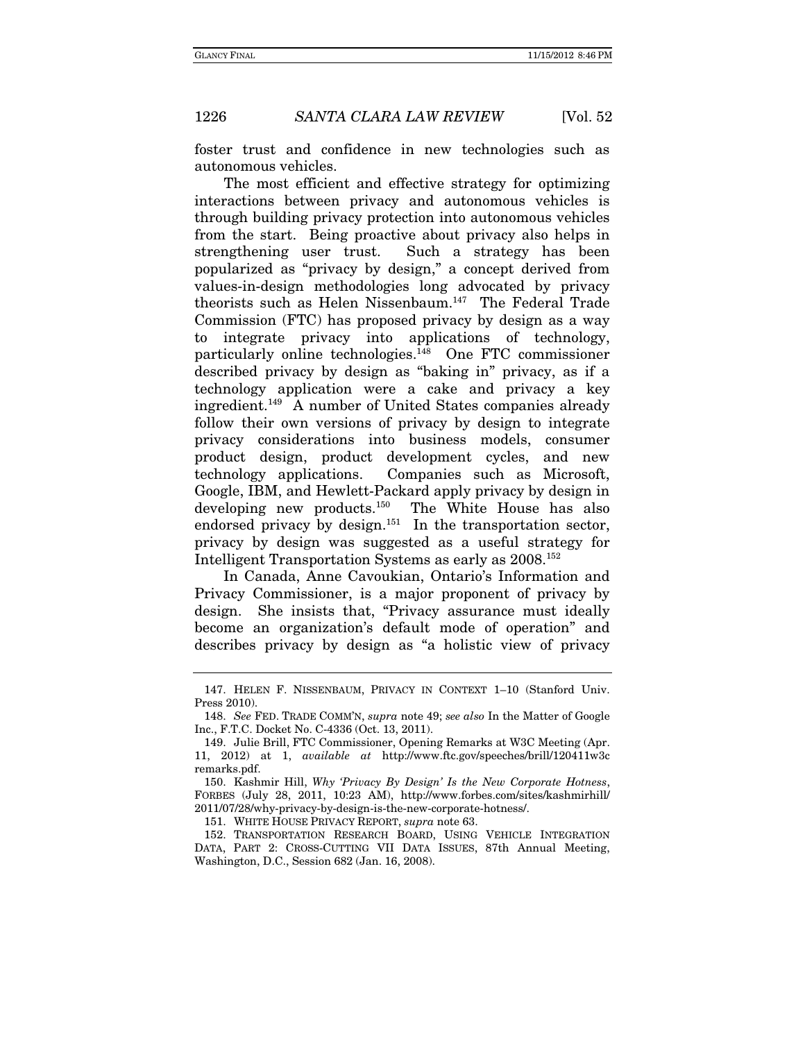foster trust and confidence in new technologies such as autonomous vehicles.

The most efficient and effective strategy for optimizing interactions between privacy and autonomous vehicles is through building privacy protection into autonomous vehicles from the start. Being proactive about privacy also helps in strengthening user trust. Such a strategy has been popularized as "privacy by design," a concept derived from values-in-design methodologies long advocated by privacy theorists such as Helen Nissenbaum.[147] The Federal Trade Commission (FTC) has proposed privacy by design as a way to integrate privacy into applications of technology, particularly online technologies.[148] One FTC commissioner described privacy by design as "baking in" privacy, as if a technology application were a cake and privacy a key ingredient.[149] A number of United States companies already follow their own versions of privacy by design to integrate privacy considerations into business models, consumer product design, product development cycles, and new technology applications. Companies such as Microsoft, Google, IBM, and Hewlett-Packard apply privacy by design in developing new products.[150] The White House has also endorsed privacy by design.[151] In the transportation sector, privacy by design was suggested as a useful strategy for Intelligent Transportation Systems as early as 2008.[152]

In Canada, Anne Cavoukian, Ontario's Information and Privacy Commissioner, is a major proponent of privacy by design. She insists that, "Privacy assurance must ideally become an organization's default mode of operation" and describes privacy by design as "a holistic view of privacy

---

147. HELEN F. NISSENBAUM, PRIVACY IN CONTEXT 1–10 (Stanford Univ. Press 2010).

148. *See* FED. TRADE COMM'N, *supra* note 49; *see also* In the Matter of Google Inc., F.T.C. Docket No. C-4336 (Oct. 13, 2011).

149. Julie Brill, FTC Commissioner, Opening Remarks at W3C Meeting (Apr. 11, 2012) at 1, *available at* http://www.ftc.gov/speeches/brill/120411w3c remarks.pdf.

150. Kashmir Hill, *Why 'Privacy By Design' Is the New Corporate Hotness*, FORBES (July 28, 2011, 10:23 AM), http://www.forbes.com/sites/kashmirhill/ 2011/07/28/why-privacy-by-design-is-the-new-corporate-hotness/.

151. WHITE HOUSE PRIVACY REPORT, *supra* note 63.

152. TRANSPORTATION RESEARCH BOARD, USING VEHICLE INTEGRATION DATA, PART 2: CROSS-CUTTING VII DATA ISSUES, 87th Annual Meeting, Washington, D.C., Session 682 (Jan. 16, 2008).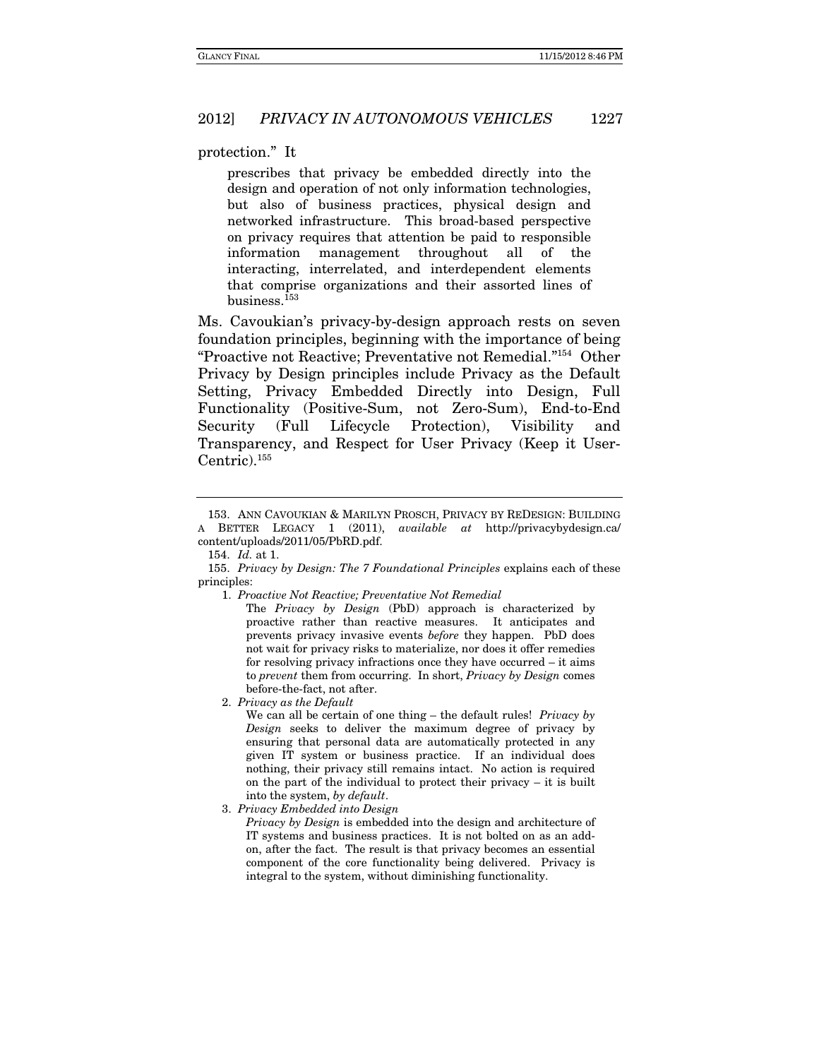protection." It

> prescribes that privacy be embedded directly into the design and operation of not only information technologies, but also of business practices, physical design and networked infrastructure. This broad-based perspective on privacy requires that attention be paid to responsible information management throughout all of the interacting, interrelated, and interdependent elements that comprise organizations and their assorted lines of business.[153]

Ms. Cavoukian's privacy-by-design approach rests on seven foundation principles, beginning with the importance of being "Proactive not Reactive; Preventative not Remedial."[154] Other Privacy by Design principles include Privacy as the Default Setting, Privacy Embedded Directly into Design, Full Functionality (Positive-Sum, not Zero-Sum), End-to-End Security (Full Lifecycle Protection), Visibility and Transparency, and Respect for User Privacy (Keep it User-Centric).[155]

---

153. ANN CAVOUKIAN & MARILYN PROSCH, PRIVACY BY REDESIGN: BUILDING A BETTER LEGACY 1 (2011), *available at* http://privacybydesign.ca/content/uploads/2011/05/PbRD.pdf.

154. *Id.* at 1.

155. *Privacy by Design: The 7 Foundational Principles* explains each of these principles:

1. *Proactive Not Reactive; Preventative Not Remedial*

   The *Privacy by Design* (PbD) approach is characterized by proactive rather than reactive measures. It anticipates and prevents privacy invasive events *before* they happen. PbD does not wait for privacy risks to materialize, nor does it offer remedies for resolving privacy infractions once they have occurred – it aims to *prevent* them from occurring. In short, *Privacy by Design* comes before-the-fact, not after.

2. *Privacy as the Default*

   We can all be certain of one thing – the default rules! *Privacy by Design* seeks to deliver the maximum degree of privacy by ensuring that personal data are automatically protected in any given IT system or business practice. If an individual does nothing, their privacy still remains intact. No action is required on the part of the individual to protect their privacy – it is built into the system, *by default*.

3. *Privacy Embedded into Design*

   *Privacy by Design* is embedded into the design and architecture of IT systems and business practices. It is not bolted on as an add-on, after the fact. The result is that privacy becomes an essential component of the core functionality being delivered. Privacy is integral to the system, without diminishing functionality.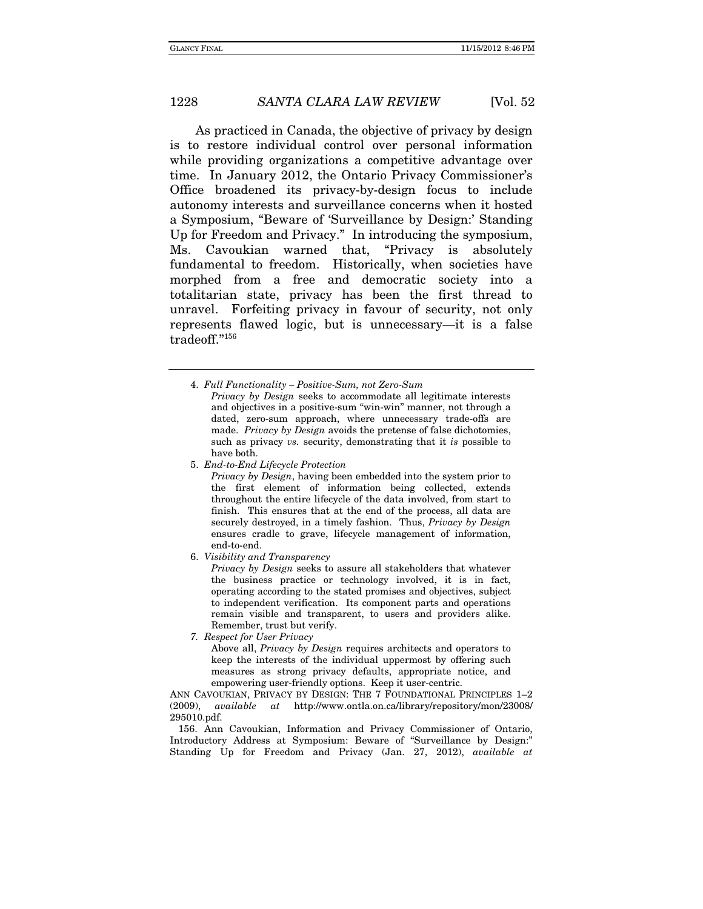As practiced in Canada, the objective of privacy by design is to restore individual control over personal information while providing organizations a competitive advantage over time. In January 2012, the Ontario Privacy Commissioner's Office broadened its privacy-by-design focus to include autonomy interests and surveillance concerns when it hosted a Symposium, "Beware of 'Surveillance by Design:' Standing Up for Freedom and Privacy." In introducing the symposium, Ms. Cavoukian warned that, "Privacy is absolutely fundamental to freedom. Historically, when societies have morphed from a free and democratic society into a totalitarian state, privacy has been the first thread to unravel. Forfeiting privacy in favour of security, not only represents flawed logic, but is unnecessary—it is a false tradeoff."[156]

---

4. *Full Functionality – Positive-Sum, not Zero-Sum*
   *Privacy by Design* seeks to accommodate all legitimate interests and objectives in a positive-sum "win-win" manner, not through a dated, zero-sum approach, where unnecessary trade-offs are made. *Privacy by Design* avoids the pretense of false dichotomies, such as privacy *vs.* security, demonstrating that it *is* possible to have both.
5. *End-to-End Lifecycle Protection*
   *Privacy by Design*, having been embedded into the system prior to the first element of information being collected, extends throughout the entire lifecycle of the data involved, from start to finish. This ensures that at the end of the process, all data are securely destroyed, in a timely fashion. Thus, *Privacy by Design* ensures cradle to grave, lifecycle management of information, end-to-end.
6. *Visibility and Transparency*
   *Privacy by Design* seeks to assure all stakeholders that whatever the business practice or technology involved, it is in fact, operating according to the stated promises and objectives, subject to independent verification. Its component parts and operations remain visible and transparent, to users and providers alike. Remember, trust but verify.
7. *Respect for User Privacy*
   Above all, *Privacy by Design* requires architects and operators to keep the interests of the individual uppermost by offering such measures as strong privacy defaults, appropriate notice, and empowering user-friendly options. Keep it user-centric.

ANN CAVOUKIAN, PRIVACY BY DESIGN: THE 7 FOUNDATIONAL PRINCIPLES 1–2 (2009), *available at* http://www.ontla.on.ca/library/repository/mon/23008/295010.pdf.

156. Ann Cavoukian, Information and Privacy Commissioner of Ontario, Introductory Address at Symposium: Beware of "Surveillance by Design:" Standing Up for Freedom and Privacy (Jan. 27, 2012), *available at*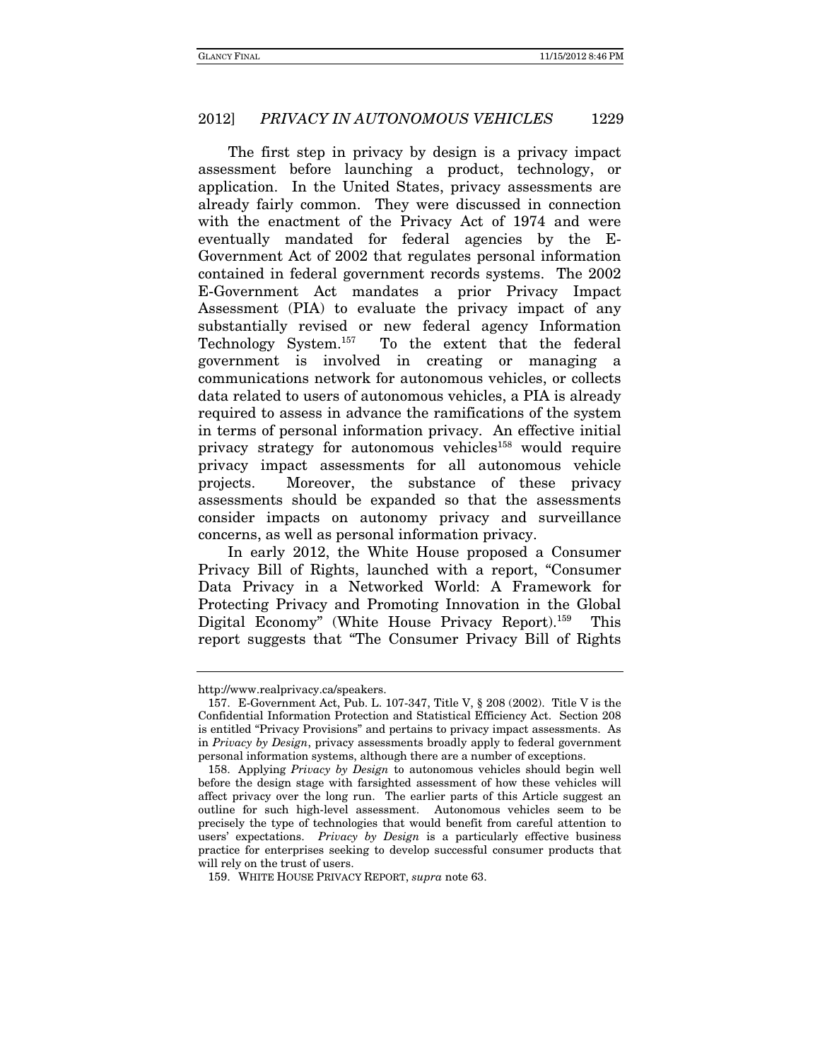The first step in privacy by design is a privacy impact assessment before launching a product, technology, or application. In the United States, privacy assessments are already fairly common. They were discussed in connection with the enactment of the Privacy Act of 1974 and were eventually mandated for federal agencies by the E-Government Act of 2002 that regulates personal information contained in federal government records systems. The 2002 E-Government Act mandates a prior Privacy Impact Assessment (PIA) to evaluate the privacy impact of any substantially revised or new federal agency Information Technology System.[157] To the extent that the federal government is involved in creating or managing a communications network for autonomous vehicles, or collects data related to users of autonomous vehicles, a PIA is already required to assess in advance the ramifications of the system in terms of personal information privacy. An effective initial privacy strategy for autonomous vehicles[158] would require privacy impact assessments for all autonomous vehicle projects. Moreover, the substance of these privacy assessments should be expanded so that the assessments consider impacts on autonomy privacy and surveillance concerns, as well as personal information privacy.

In early 2012, the White House proposed a Consumer Privacy Bill of Rights, launched with a report, "Consumer Data Privacy in a Networked World: A Framework for Protecting Privacy and Promoting Innovation in the Global Digital Economy" (White House Privacy Report).[159] This report suggests that "The Consumer Privacy Bill of Rights

---

http://www.realprivacy.ca/speakers.

157. E-Government Act, Pub. L. 107-347, Title V, § 208 (2002). Title V is the Confidential Information Protection and Statistical Efficiency Act. Section 208 is entitled "Privacy Provisions" and pertains to privacy impact assessments. As in *Privacy by Design*, privacy assessments broadly apply to federal government personal information systems, although there are a number of exceptions.

158. Applying *Privacy by Design* to autonomous vehicles should begin well before the design stage with farsighted assessment of how these vehicles will affect privacy over the long run. The earlier parts of this Article suggest an outline for such high-level assessment. Autonomous vehicles seem to be precisely the type of technologies that would benefit from careful attention to users' expectations. *Privacy by Design* is a particularly effective business practice for enterprises seeking to develop successful consumer products that will rely on the trust of users.

159. WHITE HOUSE PRIVACY REPORT, *supra* note 63.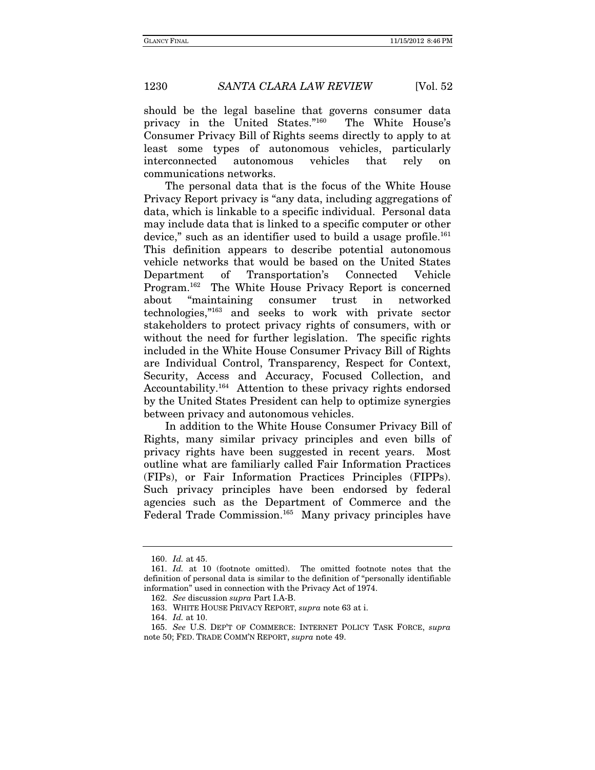should be the legal baseline that governs consumer data privacy in the United States."[160] The White House's Consumer Privacy Bill of Rights seems directly to apply to at least some types of autonomous vehicles, particularly interconnected autonomous vehicles that rely on communications networks.

The personal data that is the focus of the White House Privacy Report privacy is "any data, including aggregations of data, which is linkable to a specific individual. Personal data may include data that is linked to a specific computer or other device," such as an identifier used to build a usage profile.[161] This definition appears to describe potential autonomous vehicle networks that would be based on the United States Department of Transportation's Connected Vehicle Program.[162] The White House Privacy Report is concerned about "maintaining consumer trust in networked technologies,"[163] and seeks to work with private sector stakeholders to protect privacy rights of consumers, with or without the need for further legislation. The specific rights included in the White House Consumer Privacy Bill of Rights are Individual Control, Transparency, Respect for Context, Security, Access and Accuracy, Focused Collection, and Accountability.[164] Attention to these privacy rights endorsed by the United States President can help to optimize synergies between privacy and autonomous vehicles.

In addition to the White House Consumer Privacy Bill of Rights, many similar privacy principles and even bills of privacy rights have been suggested in recent years. Most outline what are familiarly called Fair Information Practices (FIPs), or Fair Information Practices Principles (FIPPs). Such privacy principles have been endorsed by federal agencies such as the Department of Commerce and the Federal Trade Commission.[165] Many privacy principles have

---

160. *Id.* at 45.

161. *Id.* at 10 (footnote omitted). The omitted footnote notes that the definition of personal data is similar to the definition of "personally identifiable information" used in connection with the Privacy Act of 1974.

162. *See* discussion *supra* Part I.A-B.

163. WHITE HOUSE PRIVACY REPORT, *supra* note 63 at i.

164. *Id.* at 10.

165. *See* U.S. DEP'T OF COMMERCE: INTERNET POLICY TASK FORCE, *supra* note 50; FED. TRADE COMM'N REPORT, *supra* note 49.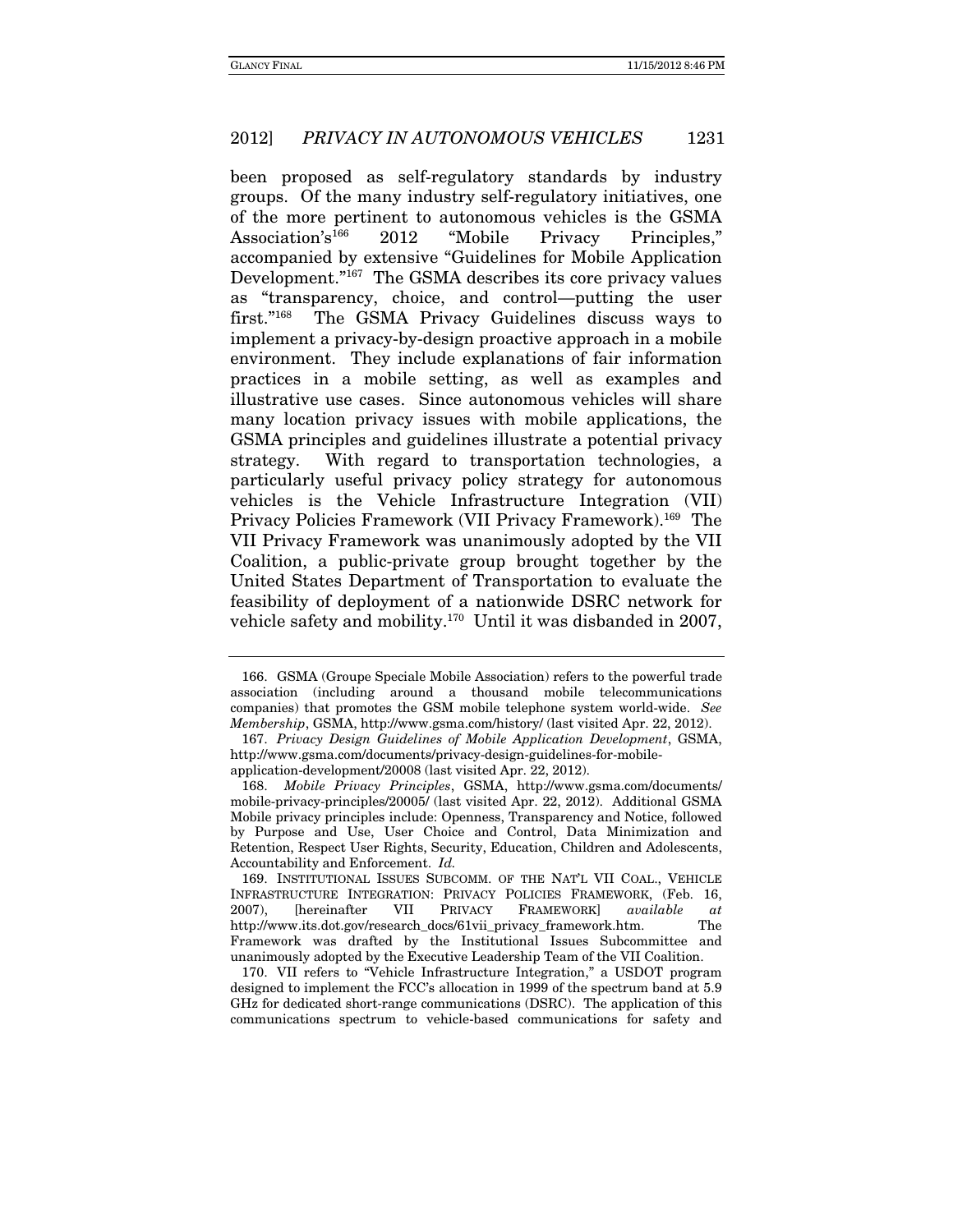been proposed as self-regulatory standards by industry groups. Of the many industry self-regulatory initiatives, one of the more pertinent to autonomous vehicles is the GSMA Association's[166] 2012 "Mobile Privacy Principles," accompanied by extensive "Guidelines for Mobile Application Development."[167] The GSMA describes its core privacy values as "transparency, choice, and control—putting the user first."[168] The GSMA Privacy Guidelines discuss ways to implement a privacy-by-design proactive approach in a mobile environment. They include explanations of fair information practices in a mobile setting, as well as examples and illustrative use cases. Since autonomous vehicles will share many location privacy issues with mobile applications, the GSMA principles and guidelines illustrate a potential privacy strategy. With regard to transportation technologies, a particularly useful privacy policy strategy for autonomous vehicles is the Vehicle Infrastructure Integration (VII) Privacy Policies Framework (VII Privacy Framework).[169] The VII Privacy Framework was unanimously adopted by the VII Coalition, a public-private group brought together by the United States Department of Transportation to evaluate the feasibility of deployment of a nationwide DSRC network for vehicle safety and mobility.[170] Until it was disbanded in 2007,

---

166. GSMA (Groupe Speciale Mobile Association) refers to the powerful trade association (including around a thousand mobile telecommunications companies) that promotes the GSM mobile telephone system world-wide. *See Membership*, GSMA, http://www.gsma.com/history/ (last visited Apr. 22, 2012).

167. *Privacy Design Guidelines of Mobile Application Development*, GSMA, http://www.gsma.com/documents/privacy-design-guidelines-for-mobile-application-development/20008 (last visited Apr. 22, 2012).

168. *Mobile Privacy Principles*, GSMA, http://www.gsma.com/documents/mobile-privacy-principles/20005/ (last visited Apr. 22, 2012). Additional GSMA Mobile privacy principles include: Openness, Transparency and Notice, followed by Purpose and Use, User Choice and Control, Data Minimization and Retention, Respect User Rights, Security, Education, Children and Adolescents, Accountability and Enforcement. *Id.*

169. INSTITUTIONAL ISSUES SUBCOMM. OF THE NAT'L VII COAL., VEHICLE INFRASTRUCTURE INTEGRATION: PRIVACY POLICIES FRAMEWORK, (Feb. 16, 2007), [hereinafter VII PRIVACY FRAMEWORK] *available at* http://www.its.dot.gov/research_docs/61vii_privacy_framework.htm. The Framework was drafted by the Institutional Issues Subcommittee and unanimously adopted by the Executive Leadership Team of the VII Coalition.

170. VII refers to "Vehicle Infrastructure Integration," a USDOT program designed to implement the FCC's allocation in 1999 of the spectrum band at 5.9 GHz for dedicated short-range communications (DSRC). The application of this communications spectrum to vehicle-based communications for safety and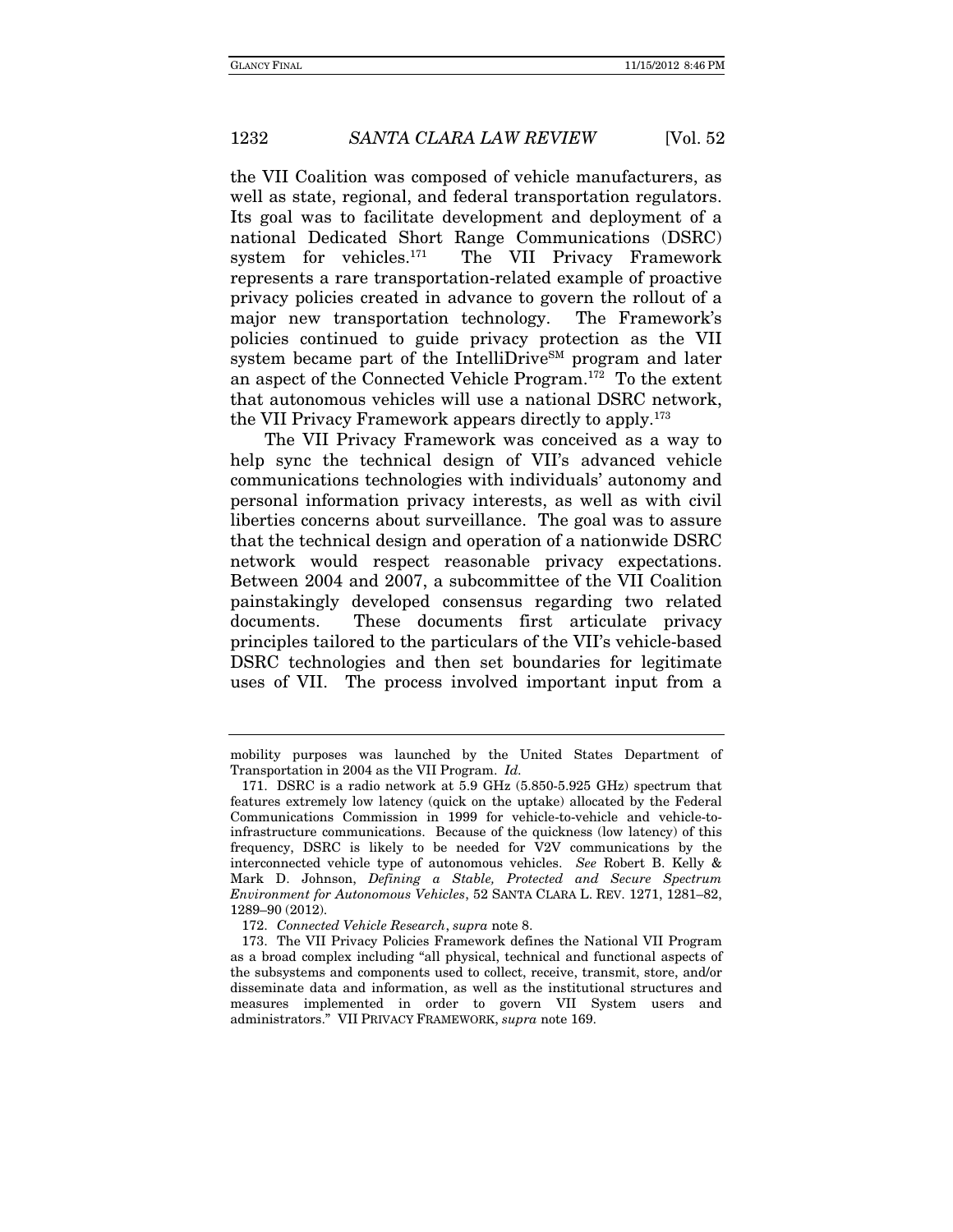the VII Coalition was composed of vehicle manufacturers, as well as state, regional, and federal transportation regulators. Its goal was to facilitate development and deployment of a national Dedicated Short Range Communications (DSRC) system for vehicles.[171] The VII Privacy Framework represents a rare transportation-related example of proactive privacy policies created in advance to govern the rollout of a major new transportation technology. The Framework's policies continued to guide privacy protection as the VII system became part of the IntelliDrive[SM] program and later an aspect of the Connected Vehicle Program.[172] To the extent that autonomous vehicles will use a national DSRC network, the VII Privacy Framework appears directly to apply.[173]

The VII Privacy Framework was conceived as a way to help sync the technical design of VII's advanced vehicle communications technologies with individuals' autonomy and personal information privacy interests, as well as with civil liberties concerns about surveillance. The goal was to assure that the technical design and operation of a nationwide DSRC network would respect reasonable privacy expectations. Between 2004 and 2007, a subcommittee of the VII Coalition painstakingly developed consensus regarding two related documents. These documents first articulate privacy principles tailored to the particulars of the VII's vehicle-based DSRC technologies and then set boundaries for legitimate uses of VII. The process involved important input from a

---

mobility purposes was launched by the United States Department of Transportation in 2004 as the VII Program. *Id.*

171. DSRC is a radio network at 5.9 GHz (5.850-5.925 GHz) spectrum that features extremely low latency (quick on the uptake) allocated by the Federal Communications Commission in 1999 for vehicle-to-vehicle and vehicle-to-infrastructure communications. Because of the quickness (low latency) of this frequency, DSRC is likely to be needed for V2V communications by the interconnected vehicle type of autonomous vehicles. *See* Robert B. Kelly & Mark D. Johnson, *Defining a Stable, Protected and Secure Spectrum Environment for Autonomous Vehicles*, 52 SANTA CLARA L. REV. 1271, 1281–82, 1289–90 (2012).

172. *Connected Vehicle Research*, *supra* note 8.

173. The VII Privacy Policies Framework defines the National VII Program as a broad complex including "all physical, technical and functional aspects of the subsystems and components used to collect, receive, transmit, store, and/or disseminate data and information, as well as the institutional structures and measures implemented in order to govern VII System users and administrators." VII PRIVACY FRAMEWORK, *supra* note 169.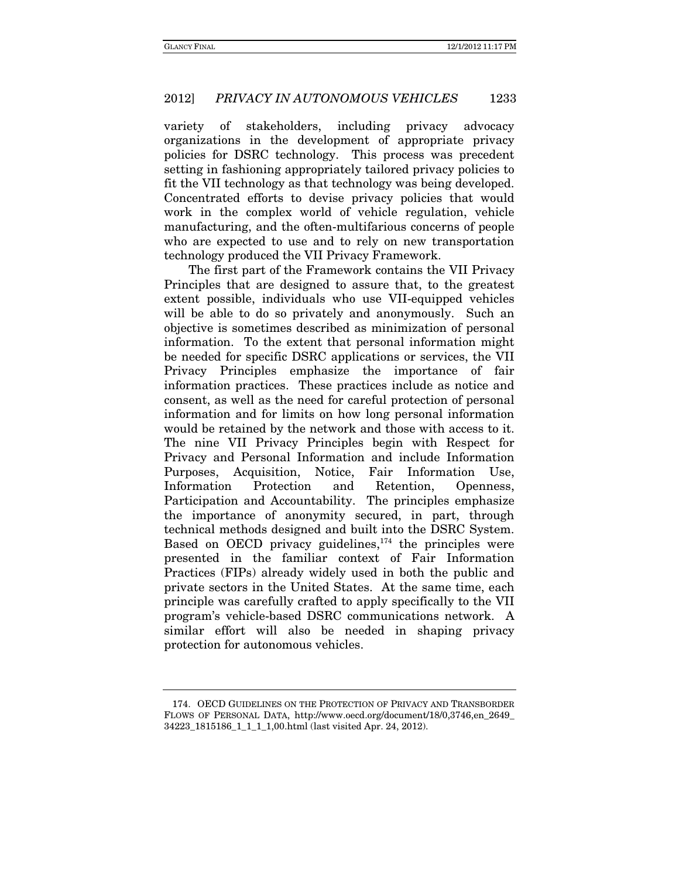variety of stakeholders, including privacy advocacy organizations in the development of appropriate privacy policies for DSRC technology. This process was precedent setting in fashioning appropriately tailored privacy policies to fit the VII technology as that technology was being developed. Concentrated efforts to devise privacy policies that would work in the complex world of vehicle regulation, vehicle manufacturing, and the often-multifarious concerns of people who are expected to use and to rely on new transportation technology produced the VII Privacy Framework.

The first part of the Framework contains the VII Privacy Principles that are designed to assure that, to the greatest extent possible, individuals who use VII-equipped vehicles will be able to do so privately and anonymously. Such an objective is sometimes described as minimization of personal information. To the extent that personal information might be needed for specific DSRC applications or services, the VII Privacy Principles emphasize the importance of fair information practices. These practices include as notice and consent, as well as the need for careful protection of personal information and for limits on how long personal information would be retained by the network and those with access to it. The nine VII Privacy Principles begin with Respect for Privacy and Personal Information and include Information Purposes, Acquisition, Notice, Fair Information Use, Information Protection and Retention, Openness, Participation and Accountability. The principles emphasize the importance of anonymity secured, in part, through technical methods designed and built into the DSRC System. Based on OECD privacy guidelines,[174] the principles were presented in the familiar context of Fair Information Practices (FIPs) already widely used in both the public and private sectors in the United States. At the same time, each principle was carefully crafted to apply specifically to the VII program's vehicle-based DSRC communications network. A similar effort will also be needed in shaping privacy protection for autonomous vehicles.

---

174. OECD GUIDELINES ON THE PROTECTION OF PRIVACY AND TRANSBORDER FLOWS OF PERSONAL DATA, http://www.oecd.org/document/18/0,3746,en_2649_34223_1815186_1_1_1_1,00.html (last visited Apr. 24, 2012).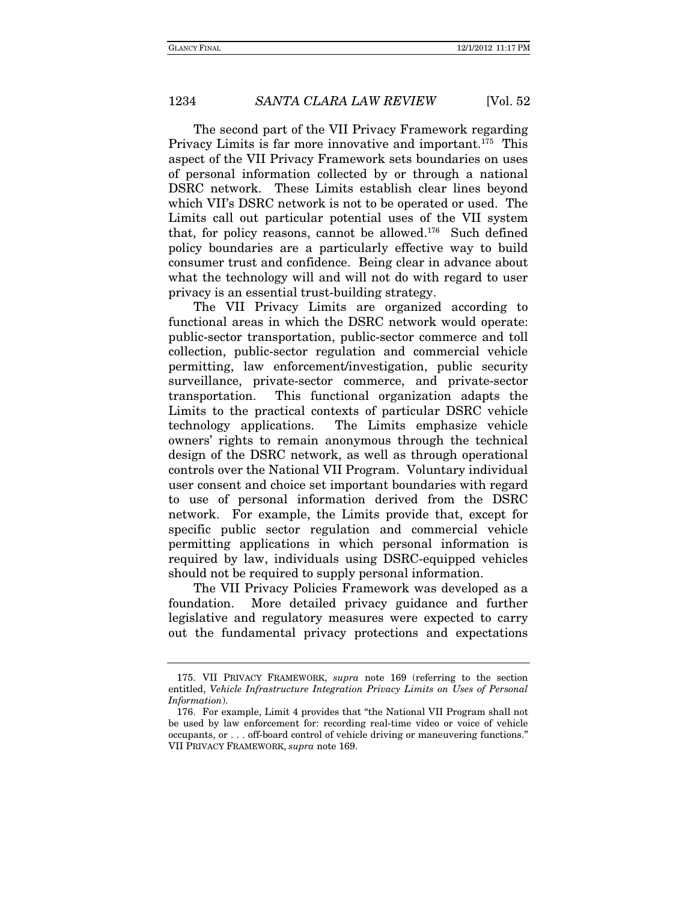The second part of the VII Privacy Framework regarding Privacy Limits is far more innovative and important.[175] This aspect of the VII Privacy Framework sets boundaries on uses of personal information collected by or through a national DSRC network. These Limits establish clear lines beyond which VII's DSRC network is not to be operated or used. The Limits call out particular potential uses of the VII system that, for policy reasons, cannot be allowed.[176] Such defined policy boundaries are a particularly effective way to build consumer trust and confidence. Being clear in advance about what the technology will and will not do with regard to user privacy is an essential trust-building strategy.

The VII Privacy Limits are organized according to functional areas in which the DSRC network would operate: public-sector transportation, public-sector commerce and toll collection, public-sector regulation and commercial vehicle permitting, law enforcement/investigation, public security surveillance, private-sector commerce, and private-sector transportation. This functional organization adapts the Limits to the practical contexts of particular DSRC vehicle technology applications. The Limits emphasize vehicle owners' rights to remain anonymous through the technical design of the DSRC network, as well as through operational controls over the National VII Program. Voluntary individual user consent and choice set important boundaries with regard to use of personal information derived from the DSRC network. For example, the Limits provide that, except for specific public sector regulation and commercial vehicle permitting applications in which personal information is required by law, individuals using DSRC-equipped vehicles should not be required to supply personal information.

The VII Privacy Policies Framework was developed as a foundation. More detailed privacy guidance and further legislative and regulatory measures were expected to carry out the fundamental privacy protections and expectations

---

175. VII PRIVACY FRAMEWORK, *supra* note 169 (referring to the section entitled, *Vehicle Infrastructure Integration Privacy Limits on Uses of Personal Information*).

176. For example, Limit 4 provides that "the National VII Program shall not be used by law enforcement for: recording real-time video or voice of vehicle occupants, or . . . off-board control of vehicle driving or maneuvering functions." VII PRIVACY FRAMEWORK, *supra* note 169.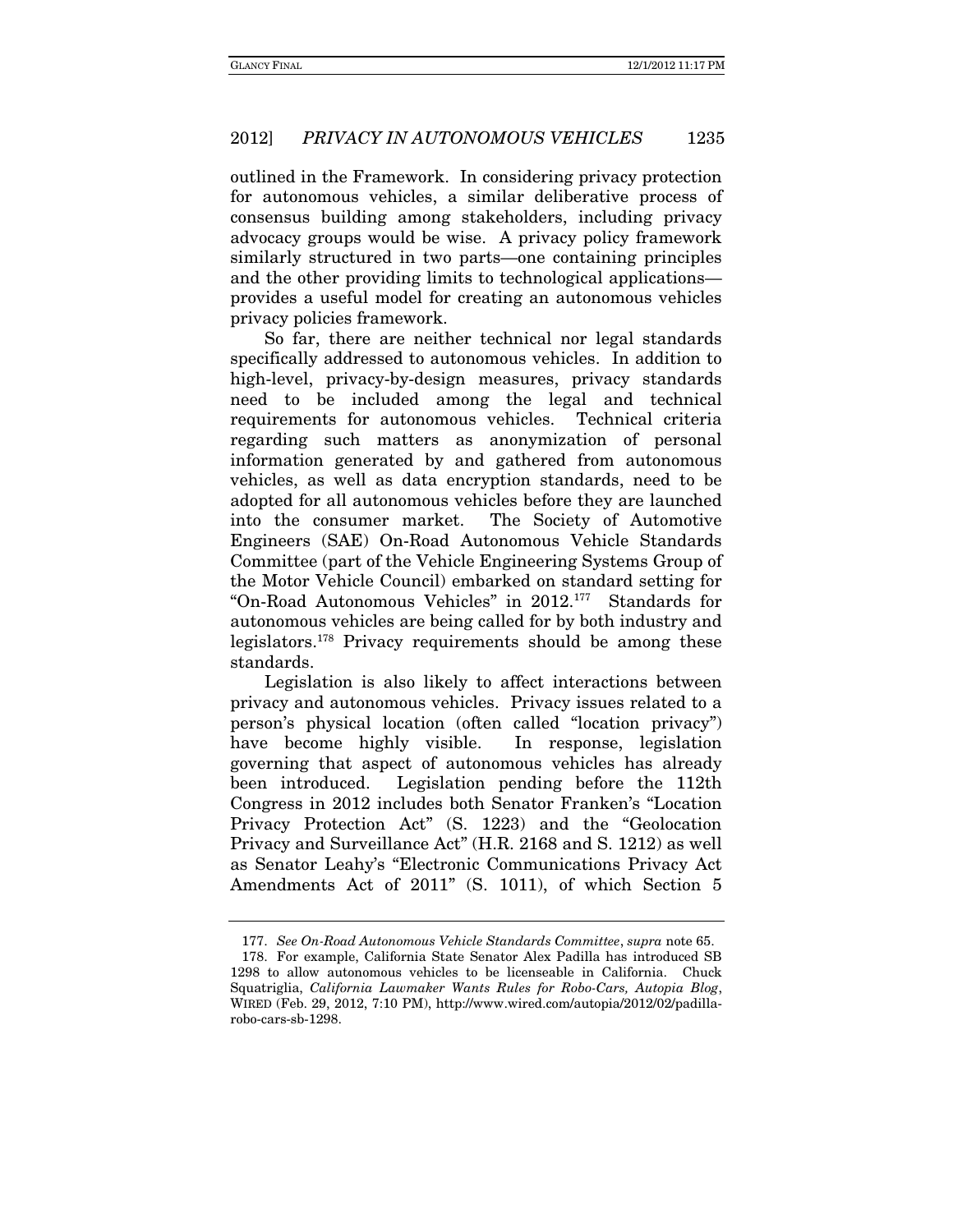outlined in the Framework. In considering privacy protection for autonomous vehicles, a similar deliberative process of consensus building among stakeholders, including privacy advocacy groups would be wise. A privacy policy framework similarly structured in two parts—one containing principles and the other providing limits to technological applications—provides a useful model for creating an autonomous vehicles privacy policies framework.

So far, there are neither technical nor legal standards specifically addressed to autonomous vehicles. In addition to high-level, privacy-by-design measures, privacy standards need to be included among the legal and technical requirements for autonomous vehicles. Technical criteria regarding such matters as anonymization of personal information generated by and gathered from autonomous vehicles, as well as data encryption standards, need to be adopted for all autonomous vehicles before they are launched into the consumer market. The Society of Automotive Engineers (SAE) On-Road Autonomous Vehicle Standards Committee (part of the Vehicle Engineering Systems Group of the Motor Vehicle Council) embarked on standard setting for "On-Road Autonomous Vehicles" in 2012.[177] Standards for autonomous vehicles are being called for by both industry and legislators.[178] Privacy requirements should be among these standards.

Legislation is also likely to affect interactions between privacy and autonomous vehicles. Privacy issues related to a person's physical location (often called "location privacy") have become highly visible. In response, legislation governing that aspect of autonomous vehicles has already been introduced. Legislation pending before the 112th Congress in 2012 includes both Senator Franken's "Location Privacy Protection Act" (S. 1223) and the "Geolocation Privacy and Surveillance Act" (H.R. 2168 and S. 1212) as well as Senator Leahy's "Electronic Communications Privacy Act Amendments Act of 2011" (S. 1011), of which Section 5

---

177. *See On-Road Autonomous Vehicle Standards Committee*, *supra* note 65.

178. For example, California State Senator Alex Padilla has introduced SB 1298 to allow autonomous vehicles to be licenseable in California. Chuck Squatriglia, *California Lawmaker Wants Rules for Robo-Cars, Autopia Blog*, WIRED (Feb. 29, 2012, 7:10 PM), http://www.wired.com/autopia/2012/02/padilla-robo-cars-sb-1298.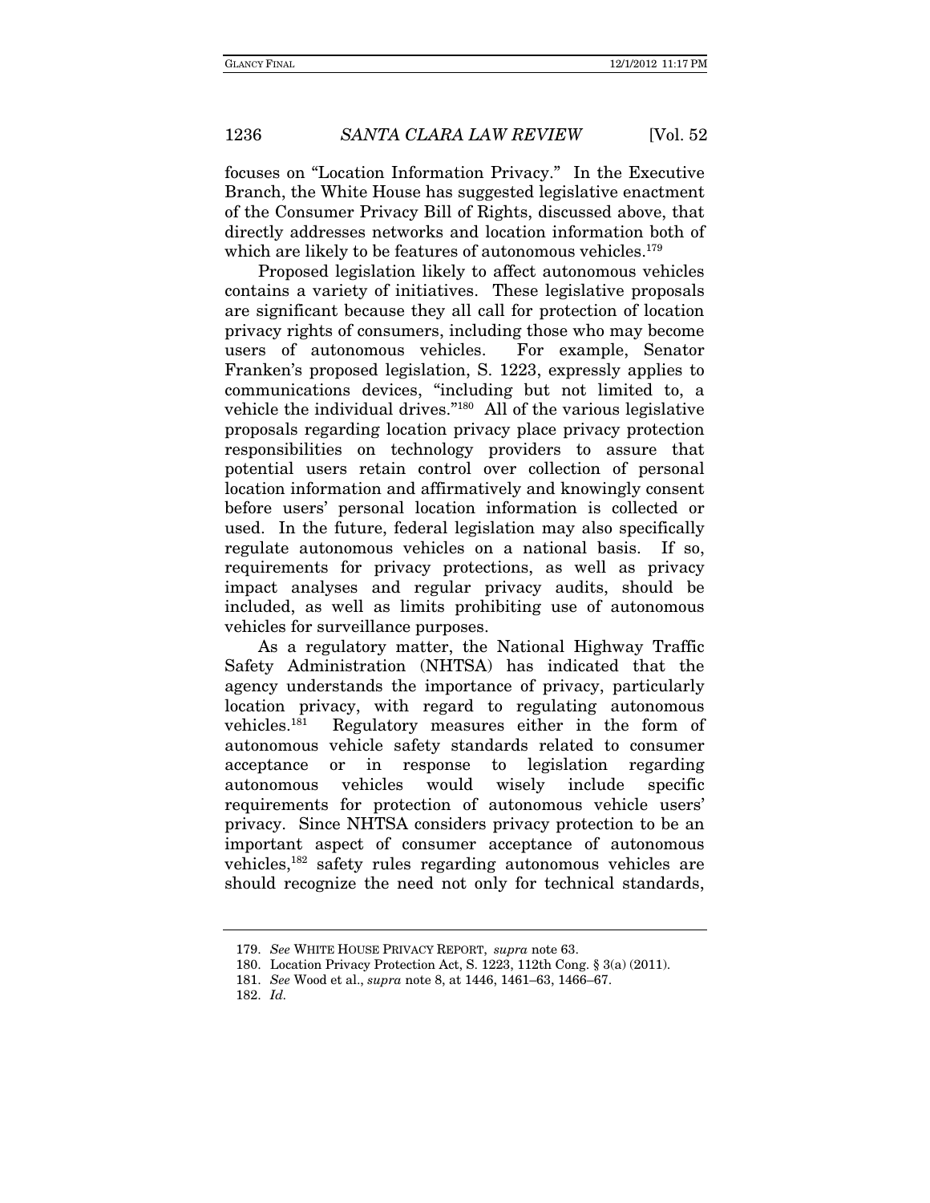focuses on "Location Information Privacy." In the Executive Branch, the White House has suggested legislative enactment of the Consumer Privacy Bill of Rights, discussed above, that directly addresses networks and location information both of which are likely to be features of autonomous vehicles.[179]

Proposed legislation likely to affect autonomous vehicles contains a variety of initiatives. These legislative proposals are significant because they all call for protection of location privacy rights of consumers, including those who may become users of autonomous vehicles. For example, Senator Franken's proposed legislation, S. 1223, expressly applies to communications devices, "including but not limited to, a vehicle the individual drives."[180] All of the various legislative proposals regarding location privacy place privacy protection responsibilities on technology providers to assure that potential users retain control over collection of personal location information and affirmatively and knowingly consent before users' personal location information is collected or used. In the future, federal legislation may also specifically regulate autonomous vehicles on a national basis. If so, requirements for privacy protections, as well as privacy impact analyses and regular privacy audits, should be included, as well as limits prohibiting use of autonomous vehicles for surveillance purposes.

As a regulatory matter, the National Highway Traffic Safety Administration (NHTSA) has indicated that the agency understands the importance of privacy, particularly location privacy, with regard to regulating autonomous vehicles.[181] Regulatory measures either in the form of autonomous vehicle safety standards related to consumer acceptance or in response to legislation regarding autonomous vehicles would wisely include specific requirements for protection of autonomous vehicle users' privacy. Since NHTSA considers privacy protection to be an important aspect of consumer acceptance of autonomous vehicles,[182] safety rules regarding autonomous vehicles are should recognize the need not only for technical standards,

---

179. *See* WHITE HOUSE PRIVACY REPORT, *supra* note 63.

180. Location Privacy Protection Act, S. 1223, 112th Cong. § 3(a) (2011).

181. *See* Wood et al., *supra* note 8, at 1446, 1461–63, 1466–67.

182. *Id.*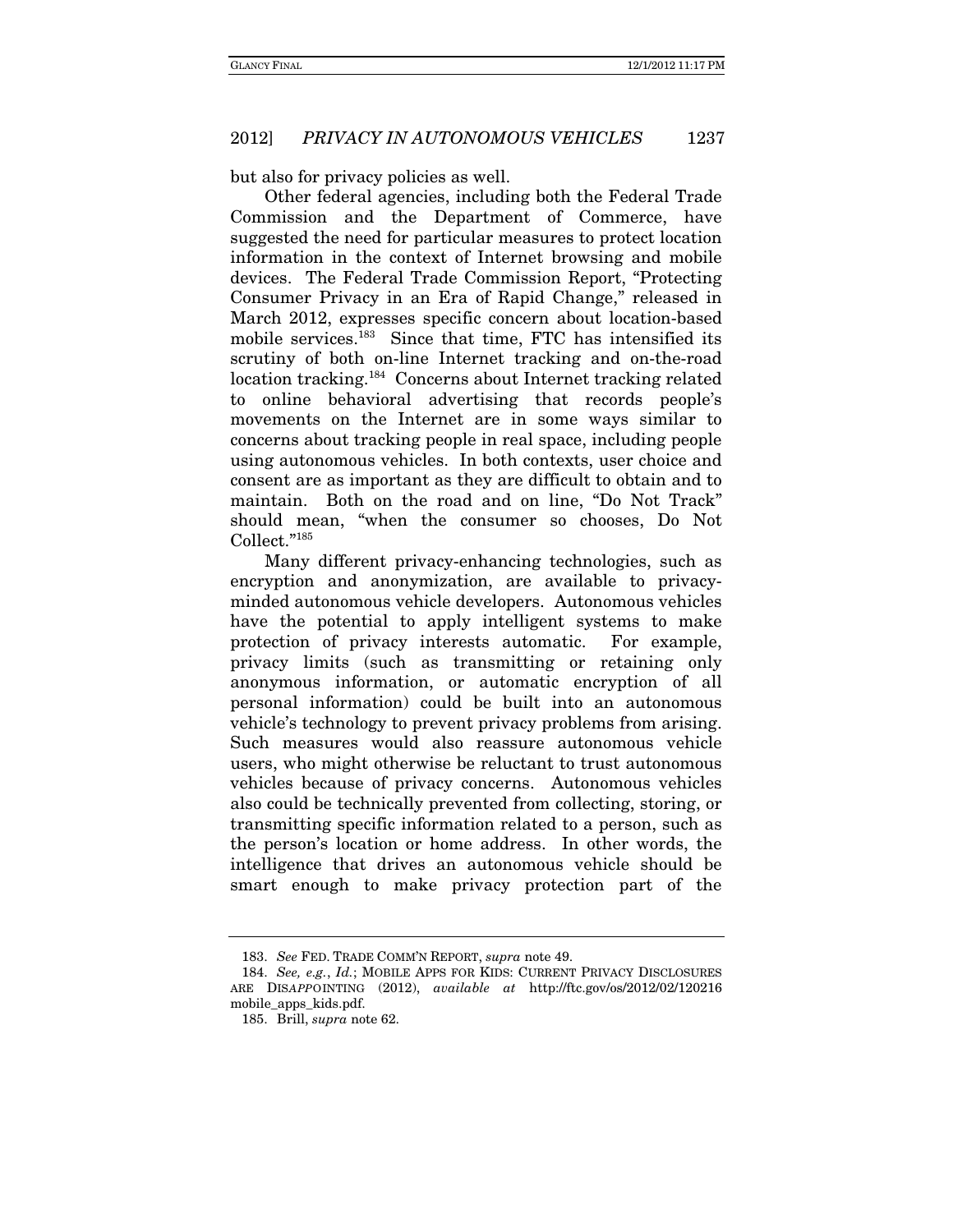but also for privacy policies as well.

Other federal agencies, including both the Federal Trade Commission and the Department of Commerce, have suggested the need for particular measures to protect location information in the context of Internet browsing and mobile devices. The Federal Trade Commission Report, "Protecting Consumer Privacy in an Era of Rapid Change," released in March 2012, expresses specific concern about location-based mobile services.[183] Since that time, FTC has intensified its scrutiny of both on-line Internet tracking and on-the-road location tracking.[184] Concerns about Internet tracking related to online behavioral advertising that records people's movements on the Internet are in some ways similar to concerns about tracking people in real space, including people using autonomous vehicles. In both contexts, user choice and consent are as important as they are difficult to obtain and to maintain. Both on the road and on line, "Do Not Track" should mean, "when the consumer so chooses, Do Not Collect."[185]

Many different privacy-enhancing technologies, such as encryption and anonymization, are available to privacy-minded autonomous vehicle developers. Autonomous vehicles have the potential to apply intelligent systems to make protection of privacy interests automatic. For example, privacy limits (such as transmitting or retaining only anonymous information, or automatic encryption of all personal information) could be built into an autonomous vehicle's technology to prevent privacy problems from arising. Such measures would also reassure autonomous vehicle users, who might otherwise be reluctant to trust autonomous vehicles because of privacy concerns. Autonomous vehicles also could be technically prevented from collecting, storing, or transmitting specific information related to a person, such as the person's location or home address. In other words, the intelligence that drives an autonomous vehicle should be smart enough to make privacy protection part of the

---

183. *See* FED. TRADE COMM'N REPORT, *supra* note 49.

184. *See, e.g.*, *Id.*; MOBILE APPS FOR KIDS: CURRENT PRIVACY DISCLOSURES ARE DISAPPOINTING (2012), *available at* http://ftc.gov/os/2012/02/120216 mobile_apps_kids.pdf.

185. Brill, *supra* note 62.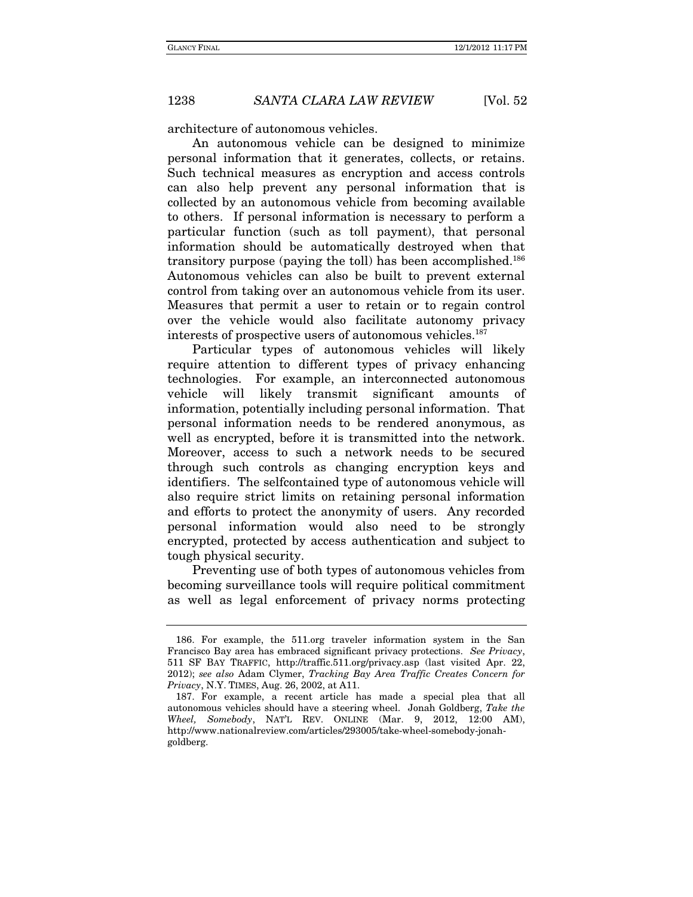architecture of autonomous vehicles.

An autonomous vehicle can be designed to minimize personal information that it generates, collects, or retains. Such technical measures as encryption and access controls can also help prevent any personal information that is collected by an autonomous vehicle from becoming available to others. If personal information is necessary to perform a particular function (such as toll payment), that personal information should be automatically destroyed when that transitory purpose (paying the toll) has been accomplished.[186] Autonomous vehicles can also be built to prevent external control from taking over an autonomous vehicle from its user. Measures that permit a user to retain or to regain control over the vehicle would also facilitate autonomy privacy interests of prospective users of autonomous vehicles.[187]

Particular types of autonomous vehicles will likely require attention to different types of privacy enhancing technologies. For example, an interconnected autonomous vehicle will likely transmit significant amounts of information, potentially including personal information. That personal information needs to be rendered anonymous, as well as encrypted, before it is transmitted into the network. Moreover, access to such a network needs to be secured through such controls as changing encryption keys and identifiers. The selfcontained type of autonomous vehicle will also require strict limits on retaining personal information and efforts to protect the anonymity of users. Any recorded personal information would also need to be strongly encrypted, protected by access authentication and subject to tough physical security.

Preventing use of both types of autonomous vehicles from becoming surveillance tools will require political commitment as well as legal enforcement of privacy norms protecting

---

186. For example, the 511.org traveler information system in the San Francisco Bay area has embraced significant privacy protections. *See Privacy*, 511 SF BAY TRAFFIC, http://traffic.511.org/privacy.asp (last visited Apr. 22, 2012); *see also* Adam Clymer, *Tracking Bay Area Traffic Creates Concern for Privacy*, N.Y. TIMES, Aug. 26, 2002, at A11.

187. For example, a recent article has made a special plea that all autonomous vehicles should have a steering wheel. Jonah Goldberg, *Take the Wheel, Somebody*, NAT'L REV. ONLINE (Mar. 9, 2012, 12:00 AM), http://www.nationalreview.com/articles/293005/take-wheel-somebody-jonah-goldberg.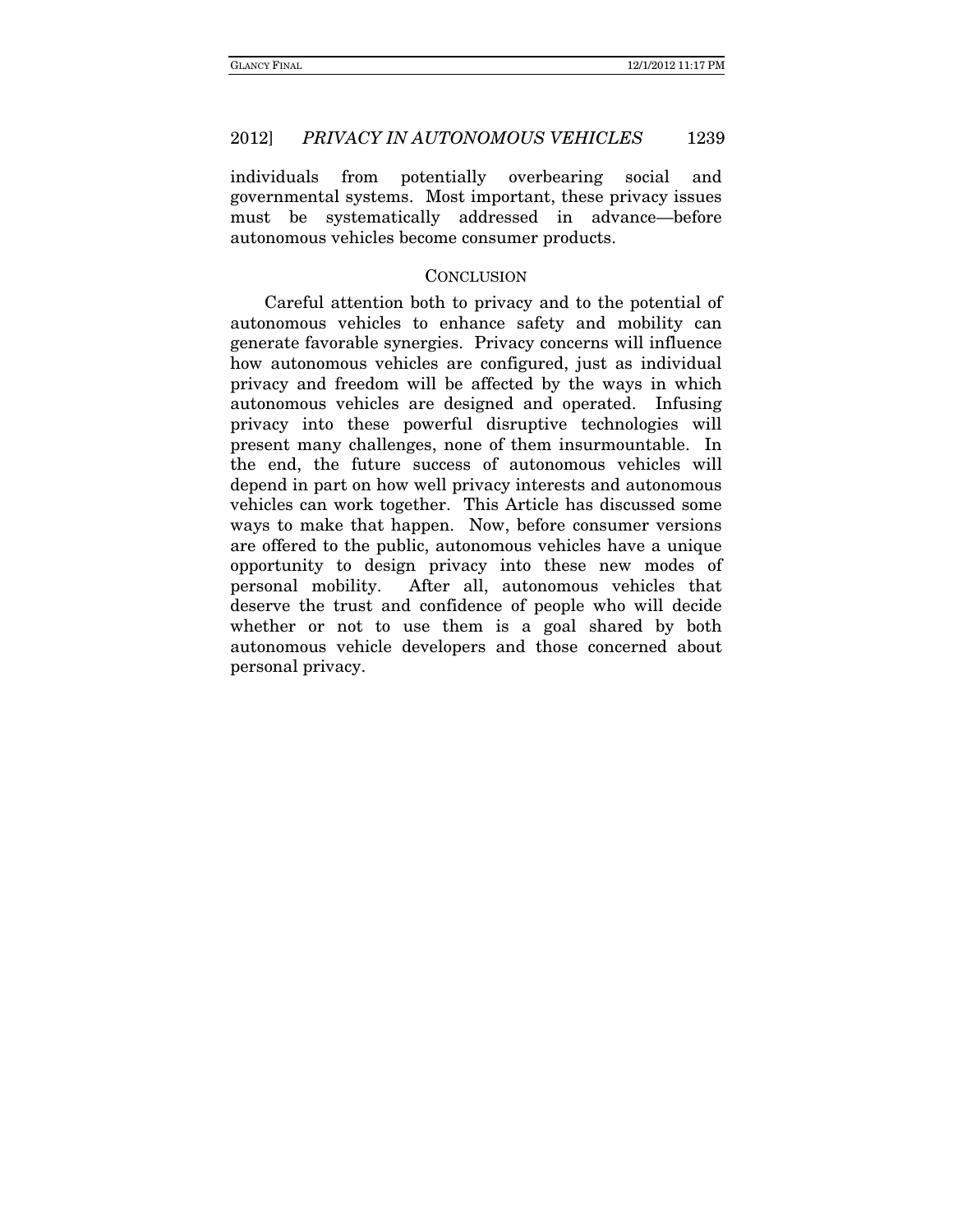individuals from potentially overbearing social and governmental systems. Most important, these privacy issues must be systematically addressed in advance—before autonomous vehicles become consumer products.

## CONCLUSION

Careful attention both to privacy and to the potential of autonomous vehicles to enhance safety and mobility can generate favorable synergies. Privacy concerns will influence how autonomous vehicles are configured, just as individual privacy and freedom will be affected by the ways in which autonomous vehicles are designed and operated. Infusing privacy into these powerful disruptive technologies will present many challenges, none of them insurmountable. In the end, the future success of autonomous vehicles will depend in part on how well privacy interests and autonomous vehicles can work together. This Article has discussed some ways to make that happen. Now, before consumer versions are offered to the public, autonomous vehicles have a unique opportunity to design privacy into these new modes of personal mobility. After all, autonomous vehicles that deserve the trust and confidence of people who will decide whether or not to use them is a goal shared by both autonomous vehicle developers and those concerned about personal privacy.